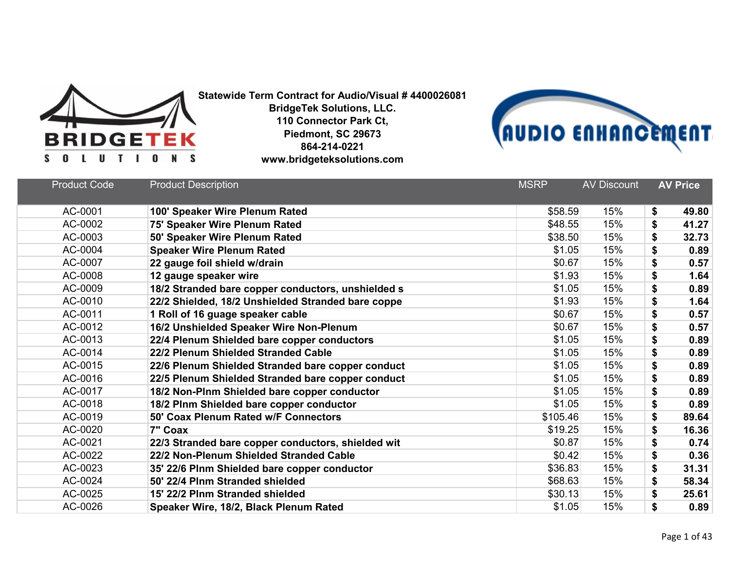**Statewide Term Contract for Audio/Visual # 4400026081**
**BridgeTek Solutions, LLC.**
**110 Connector Park Ct,**
**Piedmont, SC 29673**
**864-214-0221**
**www.bridgeteksolutions.com**

| Product Code | Product Description | MSRP | AV Discount | AV Price |
|---|---|---|---|---|
| AC-0001 | **100' Speaker Wire Plenum Rated** | $58.59 | 15% | **$ 49.80** |
| AC-0002 | **75' Speaker Wire Plenum Rated** | $48.55 | 15% | **$ 41.27** |
| AC-0003 | **50' Speaker Wire Plenum Rated** | $38.50 | 15% | **$ 32.73** |
| AC-0004 | **Speaker Wire Plenum Rated** | $1.05 | 15% | **$ 0.89** |
| AC-0007 | **22 gauge foil shield w/drain** | $0.67 | 15% | **$ 0.57** |
| AC-0008 | **12 gauge speaker wire** | $1.93 | 15% | **$ 1.64** |
| AC-0009 | **18/2 Stranded bare copper conductors, unshielded s** | $1.05 | 15% | **$ 0.89** |
| AC-0010 | **22/2 Shielded, 18/2 Unshielded Stranded bare coppe** | $1.93 | 15% | **$ 1.64** |
| AC-0011 | **1 Roll of 16 guage speaker cable** | $0.67 | 15% | **$ 0.57** |
| AC-0012 | **16/2 Unshielded Speaker Wire Non-Plenum** | $0.67 | 15% | **$ 0.57** |
| AC-0013 | **22/4 Plenum Shielded bare copper conductors** | $1.05 | 15% | **$ 0.89** |
| AC-0014 | **22/2 Plenum Shielded Stranded Cable** | $1.05 | 15% | **$ 0.89** |
| AC-0015 | **22/6 Plenum Shielded Stranded bare copper conduct** | $1.05 | 15% | **$ 0.89** |
| AC-0016 | **22/5 Plenum Shielded Stranded bare copper conduct** | $1.05 | 15% | **$ 0.89** |
| AC-0017 | **18/2 Non-Plnm Shielded bare copper conductor** | $1.05 | 15% | **$ 0.89** |
| AC-0018 | **18/2 Plnm Shielded bare copper conductor** | $1.05 | 15% | **$ 0.89** |
| AC-0019 | **50' Coax Plenum Rated w/F Connectors** | $105.46 | 15% | **$ 89.64** |
| AC-0020 | **7" Coax** | $19.25 | 15% | **$ 16.36** |
| AC-0021 | **22/3 Stranded bare copper conductors, shielded wit** | $0.87 | 15% | **$ 0.74** |
| AC-0022 | **22/2 Non-Plenum Shielded Stranded Cable** | $0.42 | 15% | **$ 0.36** |
| AC-0023 | **35' 22/6 Plnm Shielded bare copper conductor** | $36.83 | 15% | **$ 31.31** |
| AC-0024 | **50' 22/4 Plnm Stranded shielded** | $68.63 | 15% | **$ 58.34** |
| AC-0025 | **15' 22/2 Plnm Stranded shielded** | $30.13 | 15% | **$ 25.61** |
| AC-0026 | **Speaker Wire, 18/2, Black Plenum Rated** | $1.05 | 15% | **$ 0.89** |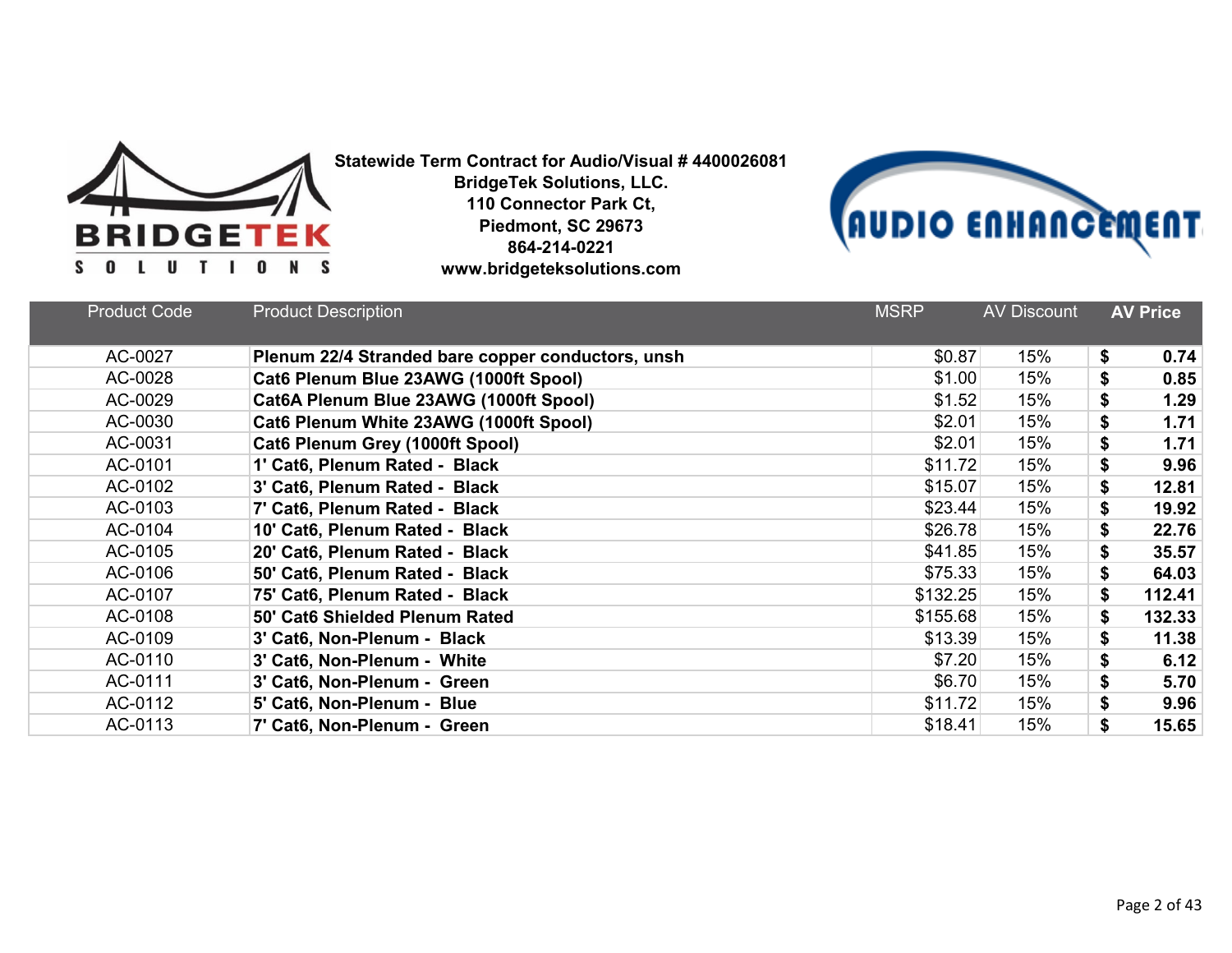**Statewide Term Contract for Audio/Visual # 4400026081**
**BridgeTek Solutions, LLC.**
**110 Connector Park Ct,**
**Piedmont, SC 29673**
**864-214-0221**
**www.bridgeteksolutions.com**

| Product Code | Product Description | MSRP | AV Discount | AV Price |
|---|---|---|---|---|
| AC-0027 | **Plenum 22/4 Stranded bare copper conductors, unsh** | $0.87 | 15% | **$ 0.74** |
| AC-0028 | **Cat6 Plenum Blue 23AWG (1000ft Spool)** | $1.00 | 15% | **$ 0.85** |
| AC-0029 | **Cat6A Plenum Blue 23AWG (1000ft Spool)** | $1.52 | 15% | **$ 1.29** |
| AC-0030 | **Cat6 Plenum White 23AWG (1000ft Spool)** | $2.01 | 15% | **$ 1.71** |
| AC-0031 | **Cat6 Plenum Grey (1000ft Spool)** | $2.01 | 15% | **$ 1.71** |
| AC-0101 | **1' Cat6, Plenum Rated - Black** | $11.72 | 15% | **$ 9.96** |
| AC-0102 | **3' Cat6, Plenum Rated - Black** | $15.07 | 15% | **$ 12.81** |
| AC-0103 | **7' Cat6, Plenum Rated - Black** | $23.44 | 15% | **$ 19.92** |
| AC-0104 | **10' Cat6, Plenum Rated - Black** | $26.78 | 15% | **$ 22.76** |
| AC-0105 | **20' Cat6, Plenum Rated - Black** | $41.85 | 15% | **$ 35.57** |
| AC-0106 | **50' Cat6, Plenum Rated - Black** | $75.33 | 15% | **$ 64.03** |
| AC-0107 | **75' Cat6, Plenum Rated - Black** | $132.25 | 15% | **$ 112.41** |
| AC-0108 | **50' Cat6 Shielded Plenum Rated** | $155.68 | 15% | **$ 132.33** |
| AC-0109 | **3' Cat6, Non-Plenum - Black** | $13.39 | 15% | **$ 11.38** |
| AC-0110 | **3' Cat6, Non-Plenum - White** | $7.20 | 15% | **$ 6.12** |
| AC-0111 | **3' Cat6, Non-Plenum - Green** | $6.70 | 15% | **$ 5.70** |
| AC-0112 | **5' Cat6, Non-Plenum - Blue** | $11.72 | 15% | **$ 9.96** |
| AC-0113 | **7' Cat6, Non-Plenum - Green** | $18.41 | 15% | **$ 15.65** |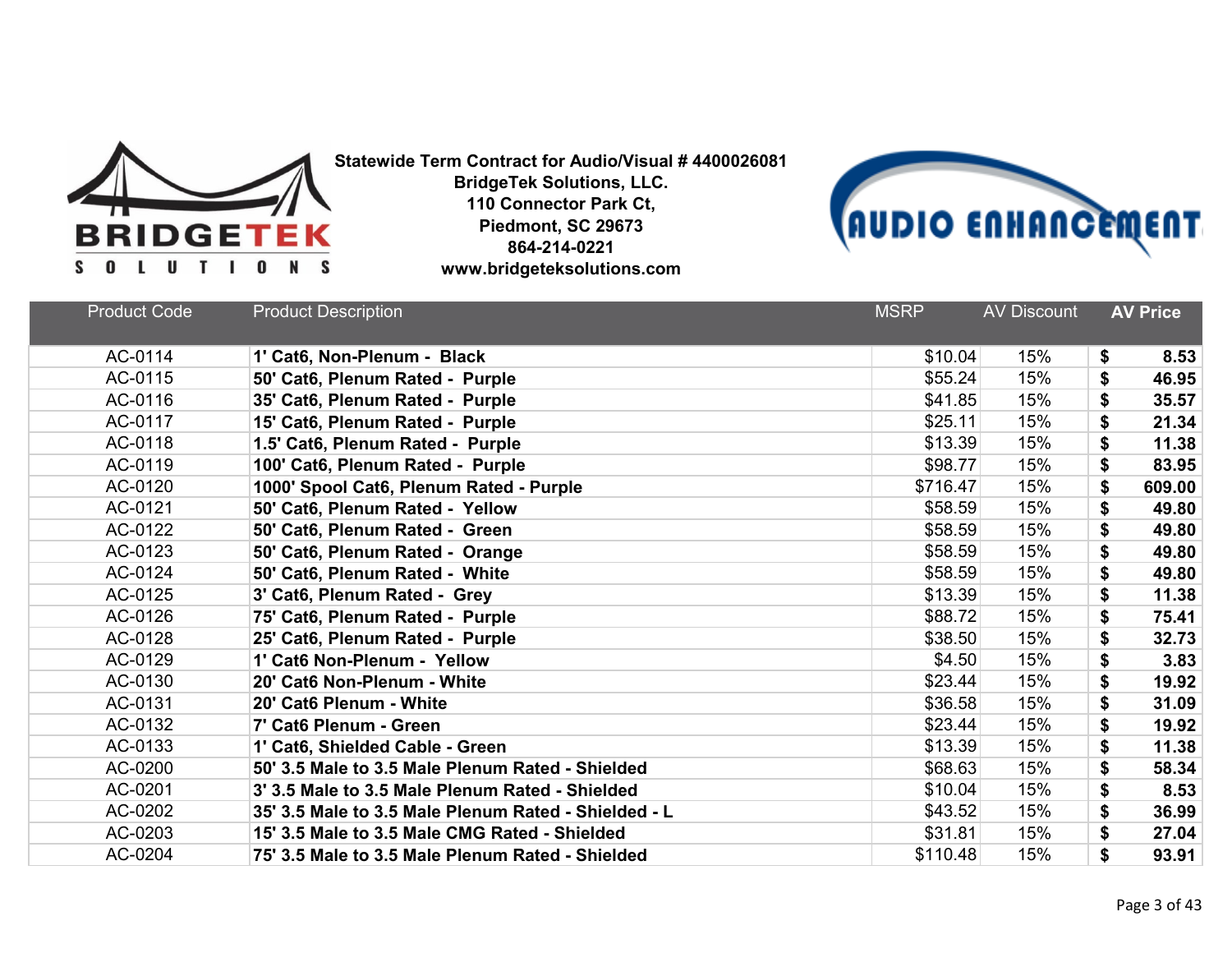**Statewide Term Contract for Audio/Visual # 4400026081**
**BridgeTek Solutions, LLC.**
**110 Connector Park Ct,**
**Piedmont, SC 29673**
**864-214-0221**
**www.bridgeteksolutions.com**

| Product Code | Product Description | MSRP | AV Discount | **AV Price** |
|---|---|---|---|---|
| AC-0114 | **1' Cat6, Non-Plenum - Black** | $10.04 | 15% | **$ 8.53** |
| AC-0115 | **50' Cat6, Plenum Rated - Purple** | $55.24 | 15% | **$ 46.95** |
| AC-0116 | **35' Cat6, Plenum Rated - Purple** | $41.85 | 15% | **$ 35.57** |
| AC-0117 | **15' Cat6, Plenum Rated - Purple** | $25.11 | 15% | **$ 21.34** |
| AC-0118 | **1.5' Cat6, Plenum Rated - Purple** | $13.39 | 15% | **$ 11.38** |
| AC-0119 | **100' Cat6, Plenum Rated - Purple** | $98.77 | 15% | **$ 83.95** |
| AC-0120 | **1000' Spool Cat6, Plenum Rated - Purple** | $716.47 | 15% | **$ 609.00** |
| AC-0121 | **50' Cat6, Plenum Rated - Yellow** | $58.59 | 15% | **$ 49.80** |
| AC-0122 | **50' Cat6, Plenum Rated - Green** | $58.59 | 15% | **$ 49.80** |
| AC-0123 | **50' Cat6, Plenum Rated - Orange** | $58.59 | 15% | **$ 49.80** |
| AC-0124 | **50' Cat6, Plenum Rated - White** | $58.59 | 15% | **$ 49.80** |
| AC-0125 | **3' Cat6, Plenum Rated - Grey** | $13.39 | 15% | **$ 11.38** |
| AC-0126 | **75' Cat6, Plenum Rated - Purple** | $88.72 | 15% | **$ 75.41** |
| AC-0128 | **25' Cat6, Plenum Rated - Purple** | $38.50 | 15% | **$ 32.73** |
| AC-0129 | **1' Cat6 Non-Plenum - Yellow** | $4.50 | 15% | **$ 3.83** |
| AC-0130 | **20' Cat6 Non-Plenum - White** | $23.44 | 15% | **$ 19.92** |
| AC-0131 | **20' Cat6 Plenum - White** | $36.58 | 15% | **$ 31.09** |
| AC-0132 | **7' Cat6 Plenum - Green** | $23.44 | 15% | **$ 19.92** |
| AC-0133 | **1' Cat6, Shielded Cable - Green** | $13.39 | 15% | **$ 11.38** |
| AC-0200 | **50' 3.5 Male to 3.5 Male Plenum Rated - Shielded** | $68.63 | 15% | **$ 58.34** |
| AC-0201 | **3' 3.5 Male to 3.5 Male Plenum Rated - Shielded** | $10.04 | 15% | **$ 8.53** |
| AC-0202 | **35' 3.5 Male to 3.5 Male Plenum Rated - Shielded - L** | $43.52 | 15% | **$ 36.99** |
| AC-0203 | **15' 3.5 Male to 3.5 Male CMG Rated - Shielded** | $31.81 | 15% | **$ 27.04** |
| AC-0204 | **75' 3.5 Male to 3.5 Male Plenum Rated - Shielded** | $110.48 | 15% | **$ 93.91** |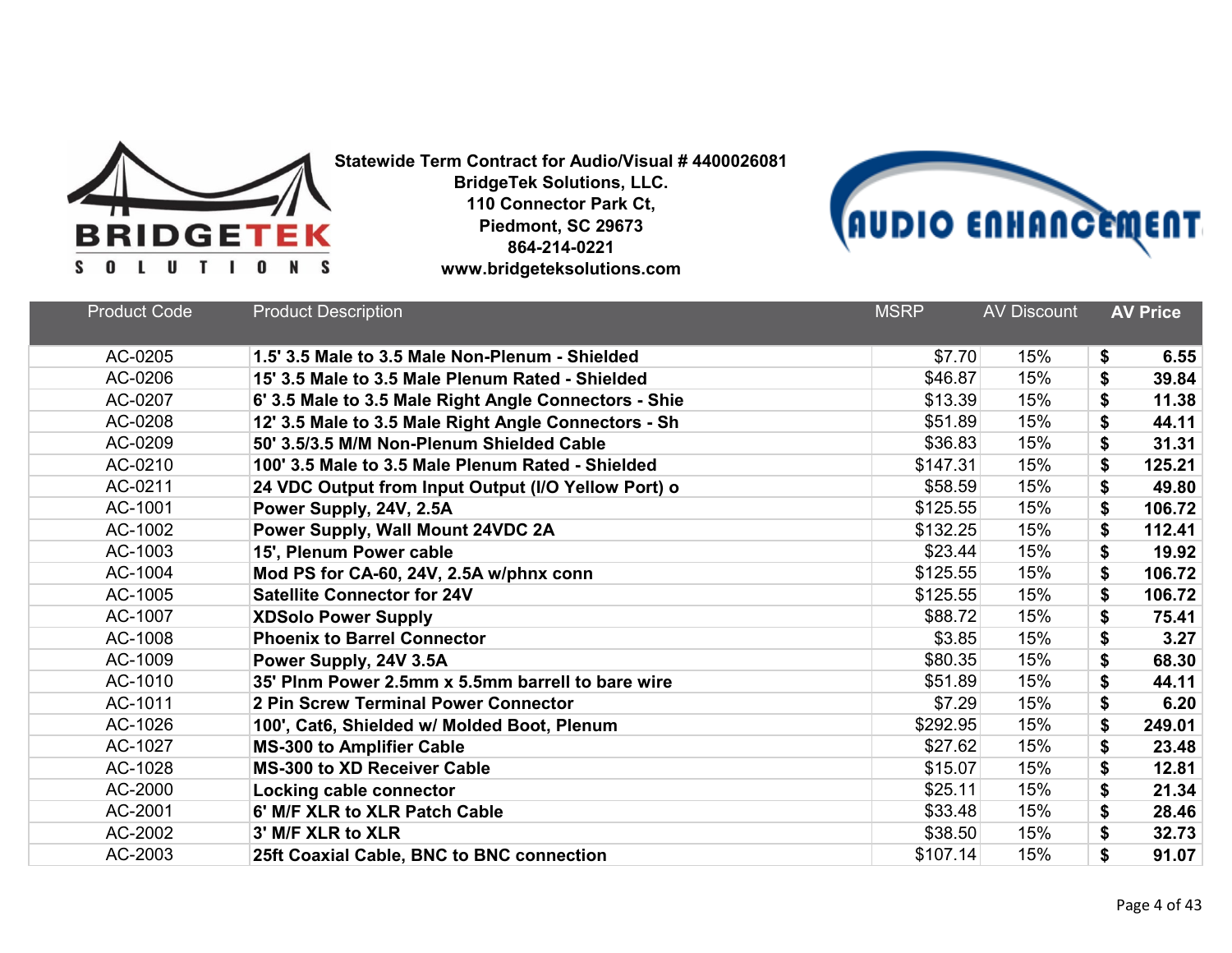**Statewide Term Contract for Audio/Visual # 4400026081**
**BridgeTek Solutions, LLC.**
**110 Connector Park Ct,**
**Piedmont, SC 29673**
**864-214-0221**
**www.bridgeteksolutions.com**

| Product Code | Product Description | MSRP | AV Discount | AV Price |
|---|---|---|---|---|
| AC-0205 | **1.5' 3.5 Male to 3.5 Male Non-Plenum - Shielded** | $7.70 | 15% | $ 6.55 |
| AC-0206 | **15' 3.5 Male to 3.5 Male Plenum Rated - Shielded** | $46.87 | 15% | $ 39.84 |
| AC-0207 | **6' 3.5 Male to 3.5 Male Right Angle Connectors - Shie** | $13.39 | 15% | $ 11.38 |
| AC-0208 | **12' 3.5 Male to 3.5 Male Right Angle Connectors - Sh** | $51.89 | 15% | $ 44.11 |
| AC-0209 | **50' 3.5/3.5 M/M Non-Plenum Shielded Cable** | $36.83 | 15% | $ 31.31 |
| AC-0210 | **100' 3.5 Male to 3.5 Male Plenum Rated - Shielded** | $147.31 | 15% | $ 125.21 |
| AC-0211 | **24 VDC Output from Input Output (I/O Yellow Port) o** | $58.59 | 15% | $ 49.80 |
| AC-1001 | **Power Supply, 24V, 2.5A** | $125.55 | 15% | $ 106.72 |
| AC-1002 | **Power Supply, Wall Mount 24VDC 2A** | $132.25 | 15% | $ 112.41 |
| AC-1003 | **15', Plenum Power cable** | $23.44 | 15% | $ 19.92 |
| AC-1004 | **Mod PS for CA-60, 24V, 2.5A w/phnx conn** | $125.55 | 15% | $ 106.72 |
| AC-1005 | **Satellite Connector for 24V** | $125.55 | 15% | $ 106.72 |
| AC-1007 | **XDSolo Power Supply** | $88.72 | 15% | $ 75.41 |
| AC-1008 | **Phoenix to Barrel Connector** | $3.85 | 15% | $ 3.27 |
| AC-1009 | **Power Supply, 24V 3.5A** | $80.35 | 15% | $ 68.30 |
| AC-1010 | **35' Plnm Power 2.5mm x 5.5mm barrell to bare wire** | $51.89 | 15% | $ 44.11 |
| AC-1011 | **2 Pin Screw Terminal Power Connector** | $7.29 | 15% | $ 6.20 |
| AC-1026 | **100', Cat6, Shielded w/ Molded Boot, Plenum** | $292.95 | 15% | $ 249.01 |
| AC-1027 | **MS-300 to Amplifier Cable** | $27.62 | 15% | $ 23.48 |
| AC-1028 | **MS-300 to XD Receiver Cable** | $15.07 | 15% | $ 12.81 |
| AC-2000 | **Locking cable connector** | $25.11 | 15% | $ 21.34 |
| AC-2001 | **6' M/F XLR to XLR Patch Cable** | $33.48 | 15% | $ 28.46 |
| AC-2002 | **3' M/F XLR to XLR** | $38.50 | 15% | $ 32.73 |
| AC-2003 | **25ft Coaxial Cable, BNC to BNC connection** | $107.14 | 15% | $ 91.07 |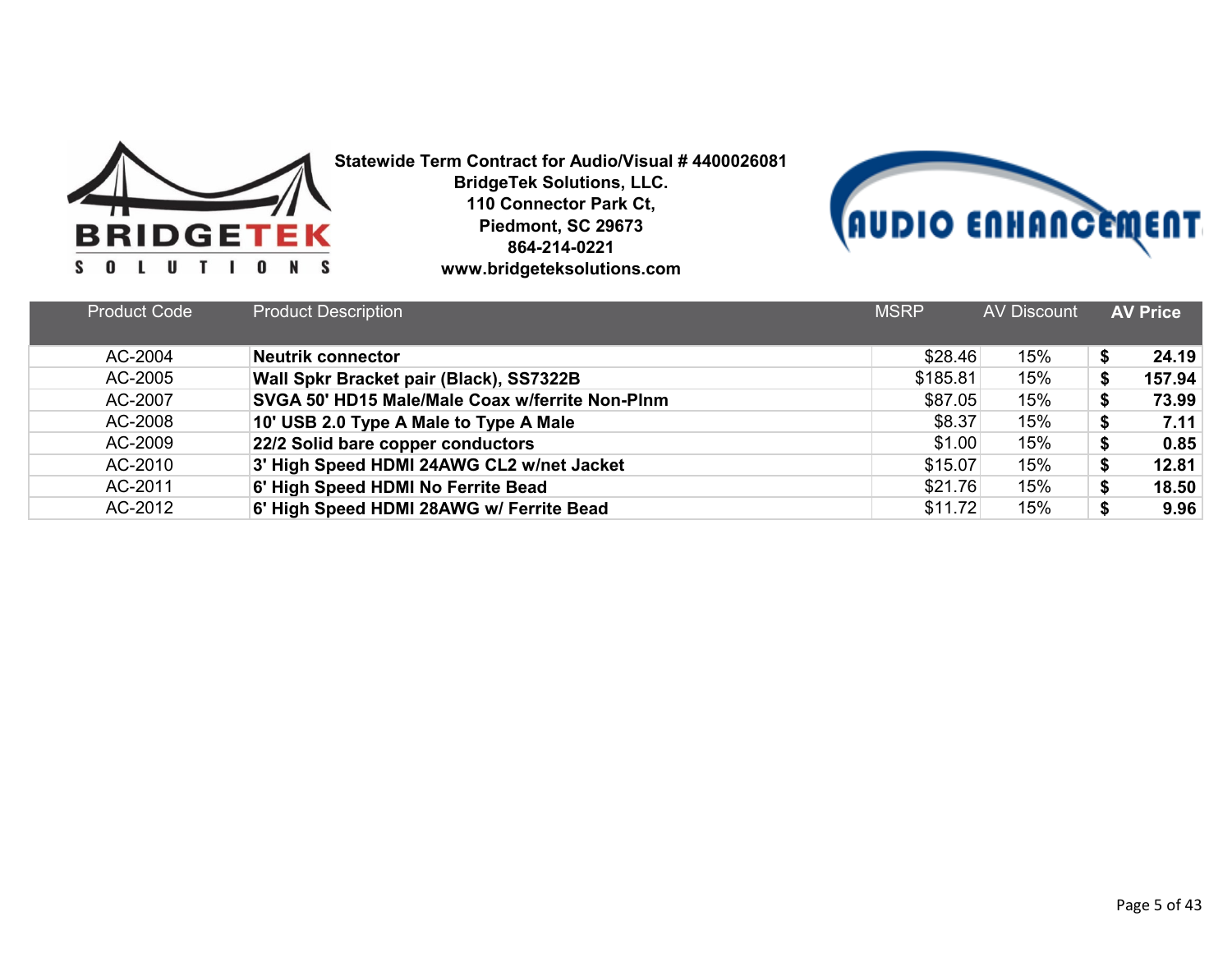**Statewide Term Contract for Audio/Visual # 4400026081**
**BridgeTek Solutions, LLC.**
**110 Connector Park Ct,**
**Piedmont, SC 29673**
**864-214-0221**
**www.bridgeteksolutions.com**

| Product Code | Product Description | MSRP | AV Discount | AV Price |
|---|---|---|---|---|
| AC-2004 | **Neutrik connector** | $28.46 | 15% | **$ 24.19** |
| AC-2005 | **Wall Spkr Bracket pair (Black), SS7322B** | $185.81 | 15% | **$ 157.94** |
| AC-2007 | **SVGA 50' HD15 Male/Male Coax w/ferrite Non-Plnm** | $87.05 | 15% | **$ 73.99** |
| AC-2008 | **10' USB 2.0 Type A Male to Type A Male** | $8.37 | 15% | **$ 7.11** |
| AC-2009 | **22/2 Solid bare copper conductors** | $1.00 | 15% | **$ 0.85** |
| AC-2010 | **3' High Speed HDMI 24AWG CL2 w/net Jacket** | $15.07 | 15% | **$ 12.81** |
| AC-2011 | **6' High Speed HDMI No Ferrite Bead** | $21.76 | 15% | **$ 18.50** |
| AC-2012 | **6' High Speed HDMI 28AWG w/ Ferrite Bead** | $11.72 | 15% | **$ 9.96** |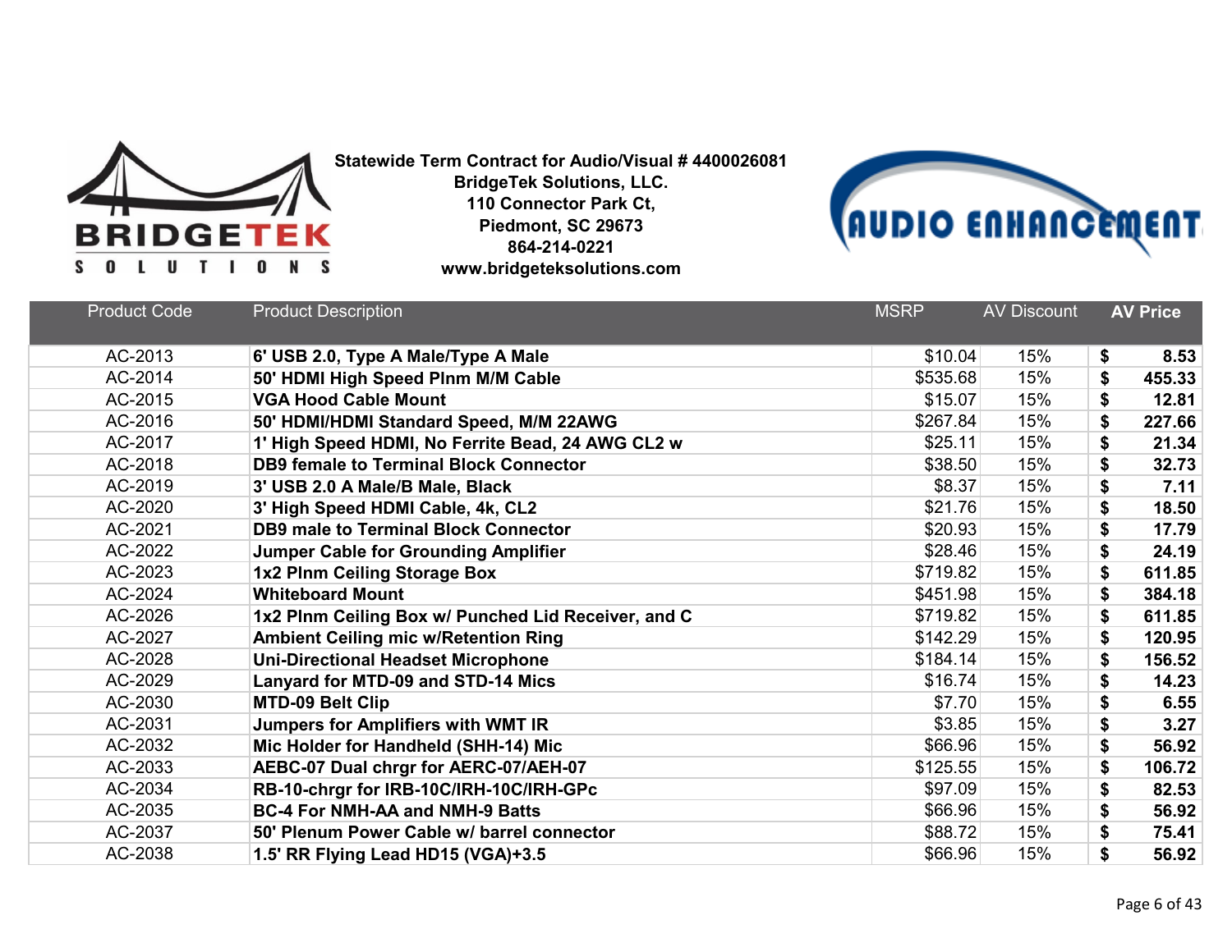**Statewide Term Contract for Audio/Visual # 4400026081**
**BridgeTek Solutions, LLC.**
**110 Connector Park Ct,**
**Piedmont, SC 29673**
**864-214-0221**
**www.bridgeteksolutions.com**

| Product Code | Product Description | MSRP | AV Discount | AV Price |
|---|---|---|---|---|
| AC-2013 | 6' USB 2.0, Type A Male/Type A Male | $10.04 | 15% | $ 8.53 |
| AC-2014 | 50' HDMI High Speed Plnm M/M Cable | $535.68 | 15% | $ 455.33 |
| AC-2015 | VGA Hood Cable Mount | $15.07 | 15% | $ 12.81 |
| AC-2016 | 50' HDMI/HDMI Standard Speed, M/M 22AWG | $267.84 | 15% | $ 227.66 |
| AC-2017 | 1' High Speed HDMI, No Ferrite Bead, 24 AWG CL2 w | $25.11 | 15% | $ 21.34 |
| AC-2018 | DB9 female to Terminal Block Connector | $38.50 | 15% | $ 32.73 |
| AC-2019 | 3' USB 2.0 A Male/B Male, Black | $8.37 | 15% | $ 7.11 |
| AC-2020 | 3' High Speed HDMI Cable, 4k, CL2 | $21.76 | 15% | $ 18.50 |
| AC-2021 | DB9 male to Terminal Block Connector | $20.93 | 15% | $ 17.79 |
| AC-2022 | Jumper Cable for Grounding Amplifier | $28.46 | 15% | $ 24.19 |
| AC-2023 | 1x2 Plnm Ceiling Storage Box | $719.82 | 15% | $ 611.85 |
| AC-2024 | Whiteboard Mount | $451.98 | 15% | $ 384.18 |
| AC-2026 | 1x2 Plnm Ceiling Box w/ Punched Lid Receiver, and C | $719.82 | 15% | $ 611.85 |
| AC-2027 | Ambient Ceiling mic w/Retention Ring | $142.29 | 15% | $ 120.95 |
| AC-2028 | Uni-Directional Headset Microphone | $184.14 | 15% | $ 156.52 |
| AC-2029 | Lanyard for MTD-09 and STD-14 Mics | $16.74 | 15% | $ 14.23 |
| AC-2030 | MTD-09 Belt Clip | $7.70 | 15% | $ 6.55 |
| AC-2031 | Jumpers for Amplifiers with WMT IR | $3.85 | 15% | $ 3.27 |
| AC-2032 | Mic Holder for Handheld (SHH-14) Mic | $66.96 | 15% | $ 56.92 |
| AC-2033 | AEBC-07 Dual chrgr for AERC-07/AEH-07 | $125.55 | 15% | $ 106.72 |
| AC-2034 | RB-10-chrgr for IRB-10C/IRH-10C/IRH-GPc | $97.09 | 15% | $ 82.53 |
| AC-2035 | BC-4 For NMH-AA and NMH-9 Batts | $66.96 | 15% | $ 56.92 |
| AC-2037 | 50' Plenum Power Cable w/ barrel connector | $88.72 | 15% | $ 75.41 |
| AC-2038 | 1.5' RR Flying Lead HD15 (VGA)+3.5 | $66.96 | 15% | $ 56.92 |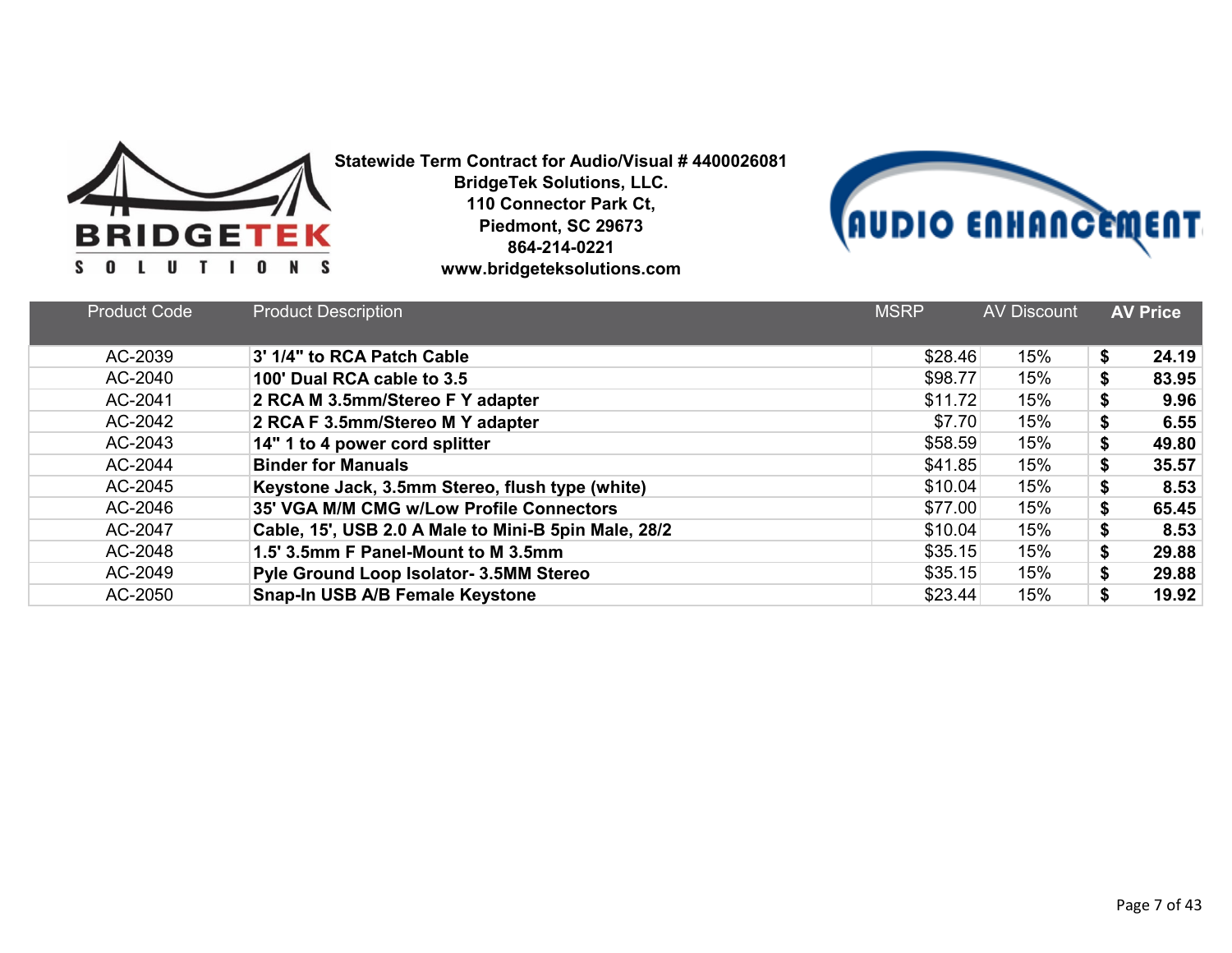**Statewide Term Contract for Audio/Visual # 4400026081**
**BridgeTek Solutions, LLC.**
**110 Connector Park Ct,**
**Piedmont, SC 29673**
**864-214-0221**
**www.bridgeteksolutions.com**

| Product Code | Product Description | MSRP | AV Discount | AV Price |
|---|---|---|---|---|
| AC-2039 | **3' 1/4" to RCA Patch Cable** | $28.46 | 15% | **$ 24.19** |
| AC-2040 | **100' Dual RCA cable to 3.5** | $98.77 | 15% | **$ 83.95** |
| AC-2041 | **2 RCA M 3.5mm/Stereo F Y adapter** | $11.72 | 15% | **$ 9.96** |
| AC-2042 | **2 RCA F 3.5mm/Stereo M Y adapter** | $7.70 | 15% | **$ 6.55** |
| AC-2043 | **14" 1 to 4 power cord splitter** | $58.59 | 15% | **$ 49.80** |
| AC-2044 | **Binder for Manuals** | $41.85 | 15% | **$ 35.57** |
| AC-2045 | **Keystone Jack, 3.5mm Stereo, flush type (white)** | $10.04 | 15% | **$ 8.53** |
| AC-2046 | **35' VGA M/M CMG w/Low Profile Connectors** | $77.00 | 15% | **$ 65.45** |
| AC-2047 | **Cable, 15', USB 2.0 A Male to Mini-B 5pin Male, 28/2** | $10.04 | 15% | **$ 8.53** |
| AC-2048 | **1.5' 3.5mm F Panel-Mount to M 3.5mm** | $35.15 | 15% | **$ 29.88** |
| AC-2049 | **Pyle Ground Loop Isolator- 3.5MM Stereo** | $35.15 | 15% | **$ 29.88** |
| AC-2050 | **Snap-In USB A/B Female Keystone** | $23.44 | 15% | **$ 19.92** |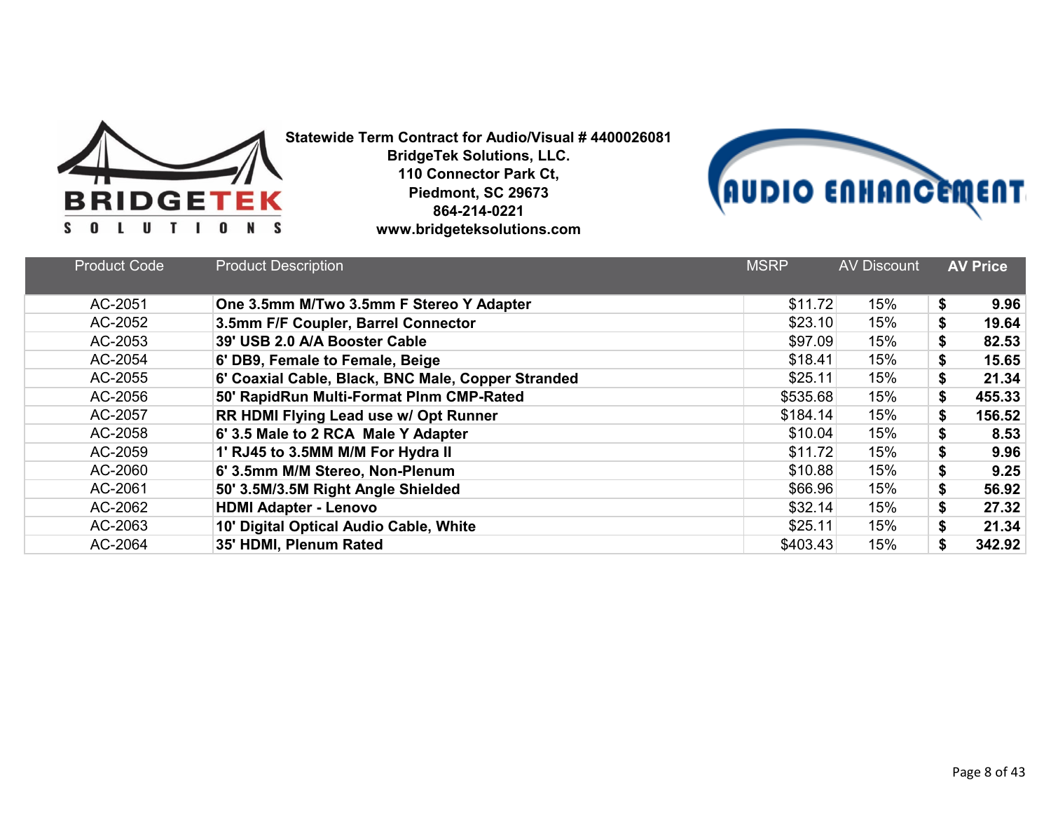**Statewide Term Contract for Audio/Visual # 4400026081**
**BridgeTek Solutions, LLC.**
**110 Connector Park Ct,**
**Piedmont, SC 29673**
**864-214-0221**
**www.bridgeteksolutions.com**

| Product Code | Product Description | MSRP | AV Discount | **AV Price** |
|---|---|---|---|---|
| AC-2051 | **One 3.5mm M/Two 3.5mm F Stereo Y Adapter** | $11.72 | 15% | **$ 9.96** |
| AC-2052 | **3.5mm F/F Coupler, Barrel Connector** | $23.10 | 15% | **$ 19.64** |
| AC-2053 | **39' USB 2.0 A/A Booster Cable** | $97.09 | 15% | **$ 82.53** |
| AC-2054 | **6' DB9, Female to Female, Beige** | $18.41 | 15% | **$ 15.65** |
| AC-2055 | **6' Coaxial Cable, Black, BNC Male, Copper Stranded** | $25.11 | 15% | **$ 21.34** |
| AC-2056 | **50' RapidRun Multi-Format Plnm CMP-Rated** | $535.68 | 15% | **$ 455.33** |
| AC-2057 | **RR HDMI Flying Lead use w/ Opt Runner** | $184.14 | 15% | **$ 156.52** |
| AC-2058 | **6' 3.5 Male to 2 RCA Male Y Adapter** | $10.04 | 15% | **$ 8.53** |
| AC-2059 | **1' RJ45 to 3.5MM M/M For Hydra II** | $11.72 | 15% | **$ 9.96** |
| AC-2060 | **6' 3.5mm M/M Stereo, Non-Plenum** | $10.88 | 15% | **$ 9.25** |
| AC-2061 | **50' 3.5M/3.5M Right Angle Shielded** | $66.96 | 15% | **$ 56.92** |
| AC-2062 | **HDMI Adapter - Lenovo** | $32.14 | 15% | **$ 27.32** |
| AC-2063 | **10' Digital Optical Audio Cable, White** | $25.11 | 15% | **$ 21.34** |
| AC-2064 | **35' HDMI, Plenum Rated** | $403.43 | 15% | **$ 342.92** |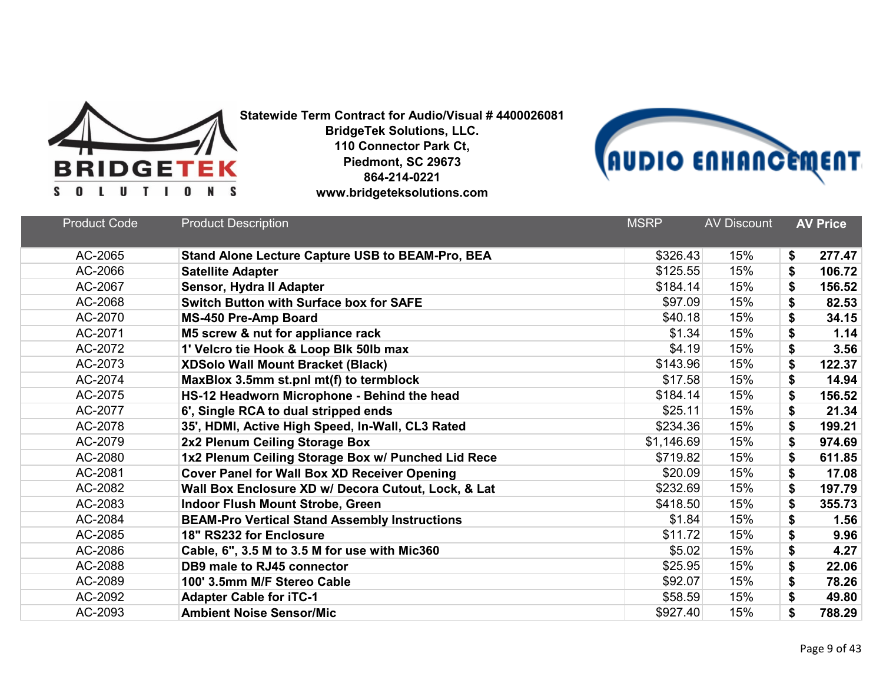Statewide Term Contract for Audio/Visual # 4400026081
BridgeTek Solutions, LLC.
110 Connector Park Ct,
Piedmont, SC 29673
864-214-0221
www.bridgeteksolutions.com

| Product Code | Product Description | MSRP | AV Discount | AV Price |
|---|---|---|---|---|
| AC-2065 | **Stand Alone Lecture Capture USB to BEAM-Pro, BEA** | $326.43 | 15% | **$ 277.47** |
| AC-2066 | **Satellite Adapter** | $125.55 | 15% | **$ 106.72** |
| AC-2067 | **Sensor, Hydra II Adapter** | $184.14 | 15% | **$ 156.52** |
| AC-2068 | **Switch Button with Surface box for SAFE** | $97.09 | 15% | **$ 82.53** |
| AC-2070 | **MS-450 Pre-Amp Board** | $40.18 | 15% | **$ 34.15** |
| AC-2071 | **M5 screw & nut for appliance rack** | $1.34 | 15% | **$ 1.14** |
| AC-2072 | **1' Velcro tie Hook & Loop Blk 50lb max** | $4.19 | 15% | **$ 3.56** |
| AC-2073 | **XDSolo Wall Mount Bracket (Black)** | $143.96 | 15% | **$ 122.37** |
| AC-2074 | **MaxBlox 3.5mm st.pnl mt(f) to termblock** | $17.58 | 15% | **$ 14.94** |
| AC-2075 | **HS-12 Headworn Microphone - Behind the head** | $184.14 | 15% | **$ 156.52** |
| AC-2077 | **6', Single RCA to dual stripped ends** | $25.11 | 15% | **$ 21.34** |
| AC-2078 | **35', HDMI, Active High Speed, In-Wall, CL3 Rated** | $234.36 | 15% | **$ 199.21** |
| AC-2079 | **2x2 Plenum Ceiling Storage Box** | $1,146.69 | 15% | **$ 974.69** |
| AC-2080 | **1x2 Plenum Ceiling Storage Box w/ Punched Lid Rece** | $719.82 | 15% | **$ 611.85** |
| AC-2081 | **Cover Panel for Wall Box XD Receiver Opening** | $20.09 | 15% | **$ 17.08** |
| AC-2082 | **Wall Box Enclosure XD w/ Decora Cutout, Lock, & Lat** | $232.69 | 15% | **$ 197.79** |
| AC-2083 | **Indoor Flush Mount Strobe, Green** | $418.50 | 15% | **$ 355.73** |
| AC-2084 | **BEAM-Pro Vertical Stand Assembly Instructions** | $1.84 | 15% | **$ 1.56** |
| AC-2085 | **18" RS232 for Enclosure** | $11.72 | 15% | **$ 9.96** |
| AC-2086 | **Cable, 6", 3.5 M to 3.5 M for use with Mic360** | $5.02 | 15% | **$ 4.27** |
| AC-2088 | **DB9 male to RJ45 connector** | $25.95 | 15% | **$ 22.06** |
| AC-2089 | **100' 3.5mm M/F Stereo Cable** | $92.07 | 15% | **$ 78.26** |
| AC-2092 | **Adapter Cable for iTC-1** | $58.59 | 15% | **$ 49.80** |
| AC-2093 | **Ambient Noise Sensor/Mic** | $927.40 | 15% | **$ 788.29** |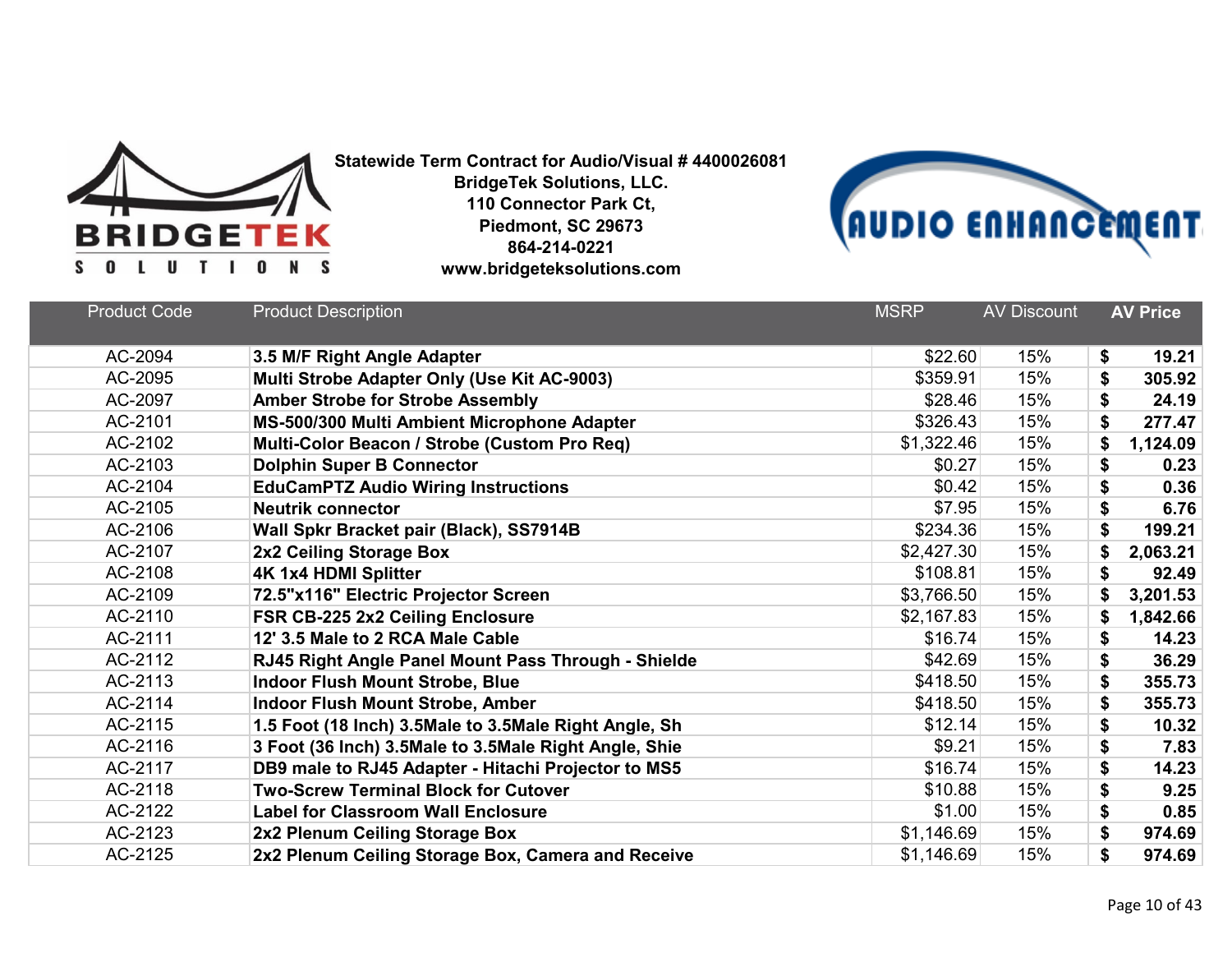**Statewide Term Contract for Audio/Visual # 4400026081**
**BridgeTek Solutions, LLC.**
**110 Connector Park Ct,**
**Piedmont, SC 29673**
**864-214-0221**
**www.bridgeteksolutions.com**

| Product Code | Product Description | MSRP | AV Discount | AV Price |
|---|---|---|---|---|
| AC-2094 | **3.5 M/F Right Angle Adapter** | $22.60 | 15% | **$ 19.21** |
| AC-2095 | **Multi Strobe Adapter Only (Use Kit AC-9003)** | $359.91 | 15% | **$ 305.92** |
| AC-2097 | **Amber Strobe for Strobe Assembly** | $28.46 | 15% | **$ 24.19** |
| AC-2101 | **MS-500/300 Multi Ambient Microphone Adapter** | $326.43 | 15% | **$ 277.47** |
| AC-2102 | **Multi-Color Beacon / Strobe (Custom Pro Req)** | $1,322.46 | 15% | **$ 1,124.09** |
| AC-2103 | **Dolphin Super B Connector** | $0.27 | 15% | **$ 0.23** |
| AC-2104 | **EduCamPTZ Audio Wiring Instructions** | $0.42 | 15% | **$ 0.36** |
| AC-2105 | **Neutrik connector** | $7.95 | 15% | **$ 6.76** |
| AC-2106 | **Wall Spkr Bracket pair (Black), SS7914B** | $234.36 | 15% | **$ 199.21** |
| AC-2107 | **2x2 Ceiling Storage Box** | $2,427.30 | 15% | **$ 2,063.21** |
| AC-2108 | **4K 1x4 HDMI Splitter** | $108.81 | 15% | **$ 92.49** |
| AC-2109 | **72.5"x116" Electric Projector Screen** | $3,766.50 | 15% | **$ 3,201.53** |
| AC-2110 | **FSR CB-225 2x2 Ceiling Enclosure** | $2,167.83 | 15% | **$ 1,842.66** |
| AC-2111 | **12' 3.5 Male to 2 RCA Male Cable** | $16.74 | 15% | **$ 14.23** |
| AC-2112 | **RJ45 Right Angle Panel Mount Pass Through - Shielde** | $42.69 | 15% | **$ 36.29** |
| AC-2113 | **Indoor Flush Mount Strobe, Blue** | $418.50 | 15% | **$ 355.73** |
| AC-2114 | **Indoor Flush Mount Strobe, Amber** | $418.50 | 15% | **$ 355.73** |
| AC-2115 | **1.5 Foot (18 Inch) 3.5Male to 3.5Male Right Angle, Sh** | $12.14 | 15% | **$ 10.32** |
| AC-2116 | **3 Foot (36 Inch) 3.5Male to 3.5Male Right Angle, Shie** | $9.21 | 15% | **$ 7.83** |
| AC-2117 | **DB9 male to RJ45 Adapter - Hitachi Projector to MS5** | $16.74 | 15% | **$ 14.23** |
| AC-2118 | **Two-Screw Terminal Block for Cutover** | $10.88 | 15% | **$ 9.25** |
| AC-2122 | **Label for Classroom Wall Enclosure** | $1.00 | 15% | **$ 0.85** |
| AC-2123 | **2x2 Plenum Ceiling Storage Box** | $1,146.69 | 15% | **$ 974.69** |
| AC-2125 | **2x2 Plenum Ceiling Storage Box, Camera and Receive** | $1,146.69 | 15% | **$ 974.69** |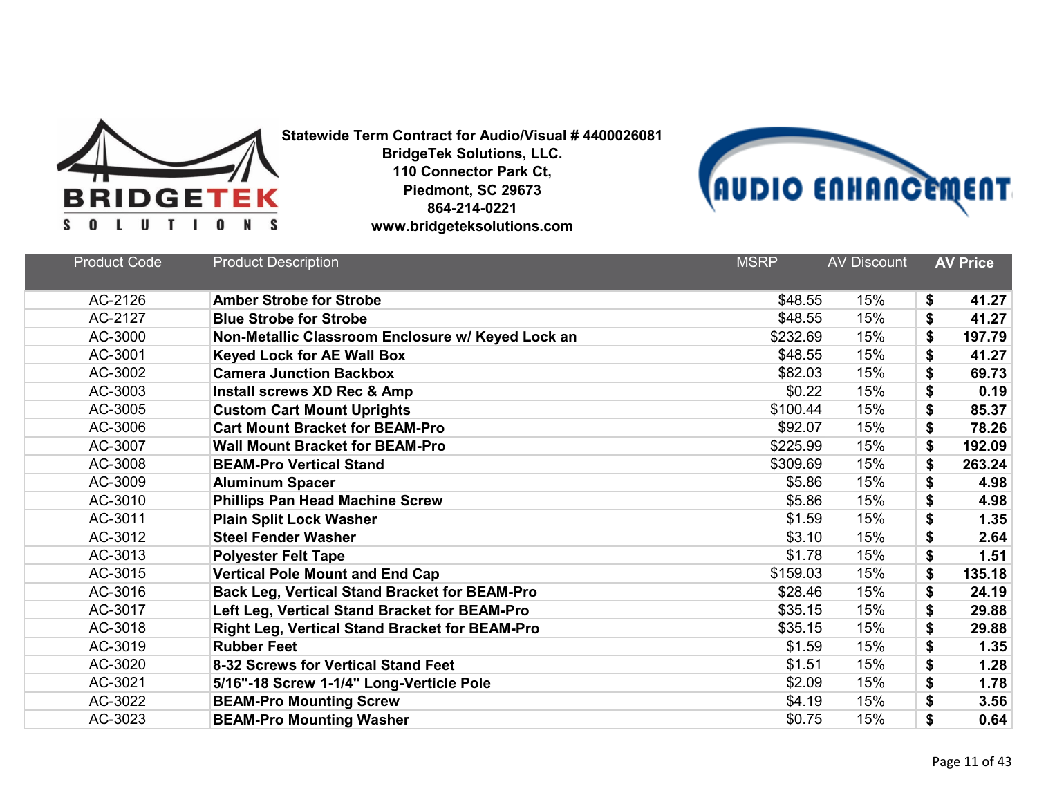**Statewide Term Contract for Audio/Visual # 4400026081**
**BridgeTek Solutions, LLC.**
**110 Connector Park Ct,**
**Piedmont, SC 29673**
**864-214-0221**
**www.bridgeteksolutions.com**

| Product Code | Product Description | MSRP | AV Discount | AV Price |
|---|---|---|---|---|
| AC-2126 | **Amber Strobe for Strobe** | $48.55 | 15% | **$ 41.27** |
| AC-2127 | **Blue Strobe for Strobe** | $48.55 | 15% | **$ 41.27** |
| AC-3000 | **Non-Metallic Classroom Enclosure w/ Keyed Lock an** | $232.69 | 15% | **$ 197.79** |
| AC-3001 | **Keyed Lock for AE Wall Box** | $48.55 | 15% | **$ 41.27** |
| AC-3002 | **Camera Junction Backbox** | $82.03 | 15% | **$ 69.73** |
| AC-3003 | **Install screws XD Rec & Amp** | $0.22 | 15% | **$ 0.19** |
| AC-3005 | **Custom Cart Mount Uprights** | $100.44 | 15% | **$ 85.37** |
| AC-3006 | **Cart Mount Bracket for BEAM-Pro** | $92.07 | 15% | **$ 78.26** |
| AC-3007 | **Wall Mount Bracket for BEAM-Pro** | $225.99 | 15% | **$ 192.09** |
| AC-3008 | **BEAM-Pro Vertical Stand** | $309.69 | 15% | **$ 263.24** |
| AC-3009 | **Aluminum Spacer** | $5.86 | 15% | **$ 4.98** |
| AC-3010 | **Phillips Pan Head Machine Screw** | $5.86 | 15% | **$ 4.98** |
| AC-3011 | **Plain Split Lock Washer** | $1.59 | 15% | **$ 1.35** |
| AC-3012 | **Steel Fender Washer** | $3.10 | 15% | **$ 2.64** |
| AC-3013 | **Polyester Felt Tape** | $1.78 | 15% | **$ 1.51** |
| AC-3015 | **Vertical Pole Mount and End Cap** | $159.03 | 15% | **$ 135.18** |
| AC-3016 | **Back Leg, Vertical Stand Bracket for BEAM-Pro** | $28.46 | 15% | **$ 24.19** |
| AC-3017 | **Left Leg, Vertical Stand Bracket for BEAM-Pro** | $35.15 | 15% | **$ 29.88** |
| AC-3018 | **Right Leg, Vertical Stand Bracket for BEAM-Pro** | $35.15 | 15% | **$ 29.88** |
| AC-3019 | **Rubber Feet** | $1.59 | 15% | **$ 1.35** |
| AC-3020 | **8-32 Screws for Vertical Stand Feet** | $1.51 | 15% | **$ 1.28** |
| AC-3021 | **5/16"-18 Screw 1-1/4" Long-Verticle Pole** | $2.09 | 15% | **$ 1.78** |
| AC-3022 | **BEAM-Pro Mounting Screw** | $4.19 | 15% | **$ 3.56** |
| AC-3023 | **BEAM-Pro Mounting Washer** | $0.75 | 15% | **$ 0.64** |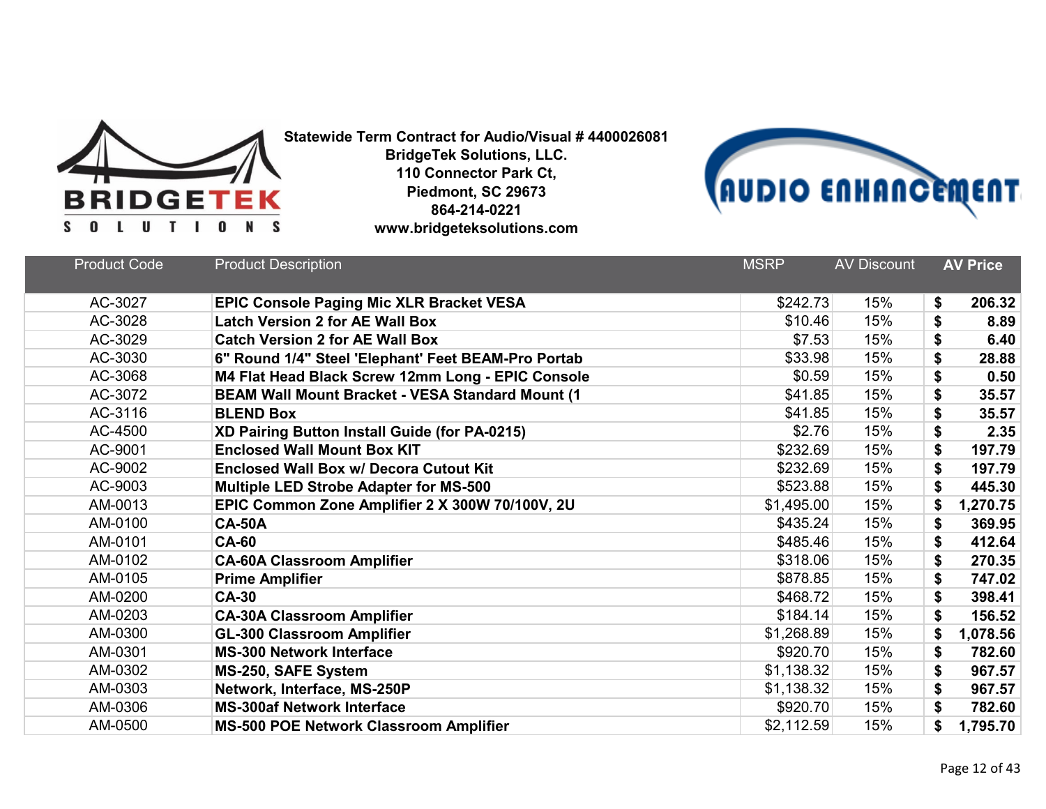**Statewide Term Contract for Audio/Visual # 4400026081**
**BridgeTek Solutions, LLC.**
**110 Connector Park Ct,**
**Piedmont, SC 29673**
**864-214-0221**
**www.bridgeteksolutions.com**

| Product Code | Product Description | MSRP | AV Discount | AV Price |
|---|---|---|---|---|
| AC-3027 | **EPIC Console Paging Mic XLR Bracket VESA** | $242.73 | 15% | **$ 206.32** |
| AC-3028 | **Latch Version 2 for AE Wall Box** | $10.46 | 15% | **$ 8.89** |
| AC-3029 | **Catch Version 2 for AE Wall Box** | $7.53 | 15% | **$ 6.40** |
| AC-3030 | **6" Round 1/4" Steel 'Elephant' Feet BEAM-Pro Portab** | $33.98 | 15% | **$ 28.88** |
| AC-3068 | **M4 Flat Head Black Screw 12mm Long - EPIC Console** | $0.59 | 15% | **$ 0.50** |
| AC-3072 | **BEAM Wall Mount Bracket - VESA Standard Mount (1** | $41.85 | 15% | **$ 35.57** |
| AC-3116 | **BLEND Box** | $41.85 | 15% | **$ 35.57** |
| AC-4500 | **XD Pairing Button Install Guide (for PA-0215)** | $2.76 | 15% | **$ 2.35** |
| AC-9001 | **Enclosed Wall Mount Box KIT** | $232.69 | 15% | **$ 197.79** |
| AC-9002 | **Enclosed Wall Box w/ Decora Cutout Kit** | $232.69 | 15% | **$ 197.79** |
| AC-9003 | **Multiple LED Strobe Adapter for MS-500** | $523.88 | 15% | **$ 445.30** |
| AM-0013 | **EPIC Common Zone Amplifier 2 X 300W 70/100V, 2U** | $1,495.00 | 15% | **$ 1,270.75** |
| AM-0100 | **CA-50A** | $435.24 | 15% | **$ 369.95** |
| AM-0101 | **CA-60** | $485.46 | 15% | **$ 412.64** |
| AM-0102 | **CA-60A Classroom Amplifier** | $318.06 | 15% | **$ 270.35** |
| AM-0105 | **Prime Amplifier** | $878.85 | 15% | **$ 747.02** |
| AM-0200 | **CA-30** | $468.72 | 15% | **$ 398.41** |
| AM-0203 | **CA-30A Classroom Amplifier** | $184.14 | 15% | **$ 156.52** |
| AM-0300 | **GL-300 Classroom Amplifier** | $1,268.89 | 15% | **$ 1,078.56** |
| AM-0301 | **MS-300 Network Interface** | $920.70 | 15% | **$ 782.60** |
| AM-0302 | **MS-250, SAFE System** | $1,138.32 | 15% | **$ 967.57** |
| AM-0303 | **Network, Interface, MS-250P** | $1,138.32 | 15% | **$ 967.57** |
| AM-0306 | **MS-300af Network Interface** | $920.70 | 15% | **$ 782.60** |
| AM-0500 | **MS-500 POE Network Classroom Amplifier** | $2,112.59 | 15% | **$ 1,795.70** |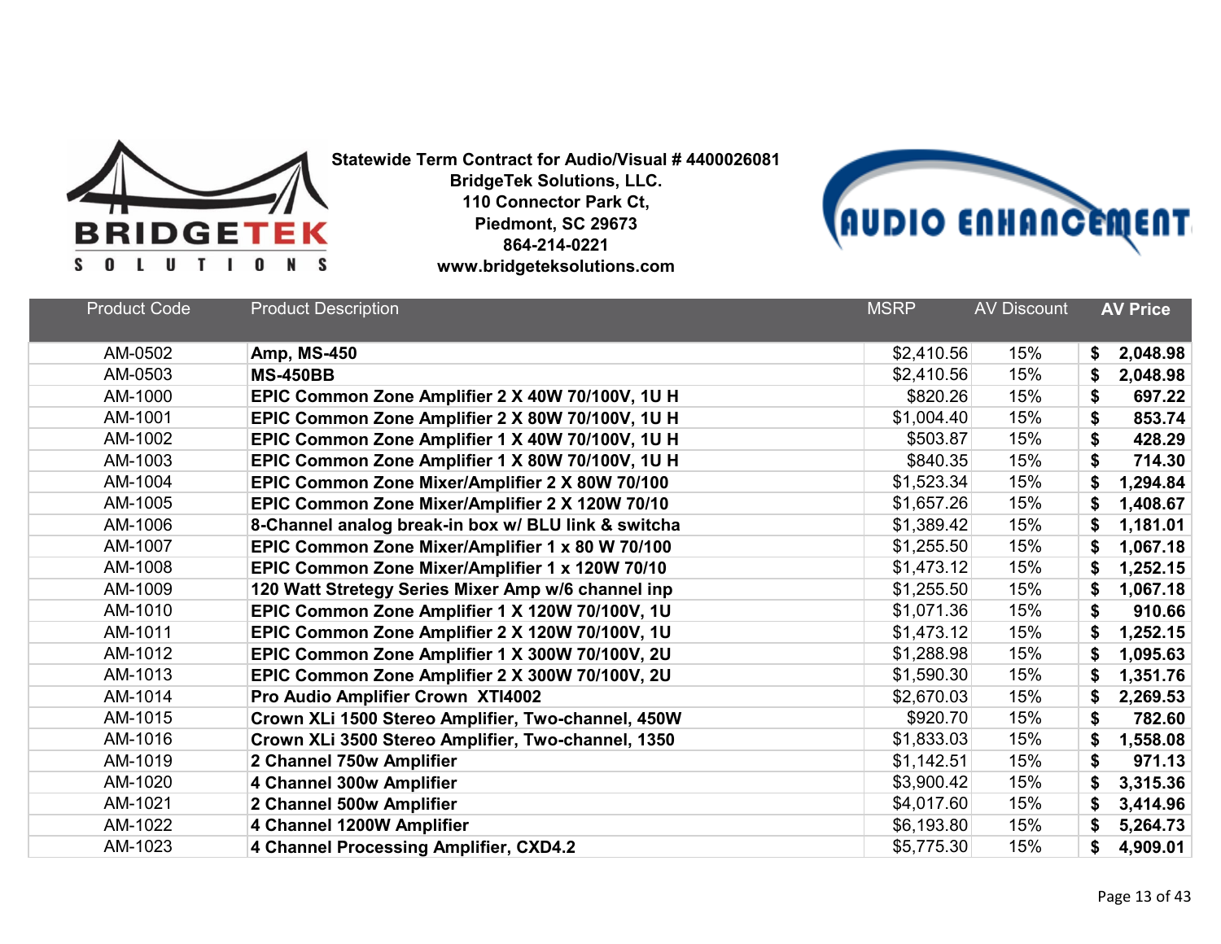**Statewide Term Contract for Audio/Visual # 4400026081**
**BridgeTek Solutions, LLC.**
**110 Connector Park Ct,**
**Piedmont, SC 29673**
**864-214-0221**
**www.bridgeteksolutions.com**

| Product Code | Product Description | MSRP | AV Discount | AV Price |
|---|---|---|---|---|
| AM-0502 | **Amp, MS-450** | $2,410.56 | 15% | **$ 2,048.98** |
| AM-0503 | **MS-450BB** | $2,410.56 | 15% | **$ 2,048.98** |
| AM-1000 | **EPIC Common Zone Amplifier 2 X 40W 70/100V, 1U H** | $820.26 | 15% | **$ 697.22** |
| AM-1001 | **EPIC Common Zone Amplifier 2 X 80W 70/100V, 1U H** | $1,004.40 | 15% | **$ 853.74** |
| AM-1002 | **EPIC Common Zone Amplifier 1 X 40W 70/100V, 1U H** | $503.87 | 15% | **$ 428.29** |
| AM-1003 | **EPIC Common Zone Amplifier 1 X 80W 70/100V, 1U H** | $840.35 | 15% | **$ 714.30** |
| AM-1004 | **EPIC Common Zone Mixer/Amplifier 2 X 80W 70/100** | $1,523.34 | 15% | **$ 1,294.84** |
| AM-1005 | **EPIC Common Zone Mixer/Amplifier 2 X 120W 70/10** | $1,657.26 | 15% | **$ 1,408.67** |
| AM-1006 | **8-Channel analog break-in box w/ BLU link & switcha** | $1,389.42 | 15% | **$ 1,181.01** |
| AM-1007 | **EPIC Common Zone Mixer/Amplifier 1 x 80 W 70/100** | $1,255.50 | 15% | **$ 1,067.18** |
| AM-1008 | **EPIC Common Zone Mixer/Amplifier 1 x 120W 70/10** | $1,473.12 | 15% | **$ 1,252.15** |
| AM-1009 | **120 Watt Stretegy Series Mixer Amp w/6 channel inp** | $1,255.50 | 15% | **$ 1,067.18** |
| AM-1010 | **EPIC Common Zone Amplifier 1 X 120W 70/100V, 1U** | $1,071.36 | 15% | **$ 910.66** |
| AM-1011 | **EPIC Common Zone Amplifier 2 X 120W 70/100V, 1U** | $1,473.12 | 15% | **$ 1,252.15** |
| AM-1012 | **EPIC Common Zone Amplifier 1 X 300W 70/100V, 2U** | $1,288.98 | 15% | **$ 1,095.63** |
| AM-1013 | **EPIC Common Zone Amplifier 2 X 300W 70/100V, 2U** | $1,590.30 | 15% | **$ 1,351.76** |
| AM-1014 | **Pro Audio Amplifier Crown XTI4002** | $2,670.03 | 15% | **$ 2,269.53** |
| AM-1015 | **Crown XLi 1500 Stereo Amplifier, Two-channel, 450W** | $920.70 | 15% | **$ 782.60** |
| AM-1016 | **Crown XLi 3500 Stereo Amplifier, Two-channel, 1350** | $1,833.03 | 15% | **$ 1,558.08** |
| AM-1019 | **2 Channel 750w Amplifier** | $1,142.51 | 15% | **$ 971.13** |
| AM-1020 | **4 Channel 300w Amplifier** | $3,900.42 | 15% | **$ 3,315.36** |
| AM-1021 | **2 Channel 500w Amplifier** | $4,017.60 | 15% | **$ 3,414.96** |
| AM-1022 | **4 Channel 1200W Amplifier** | $6,193.80 | 15% | **$ 5,264.73** |
| AM-1023 | **4 Channel Processing Amplifier, CXD4.2** | $5,775.30 | 15% | **$ 4,909.01** |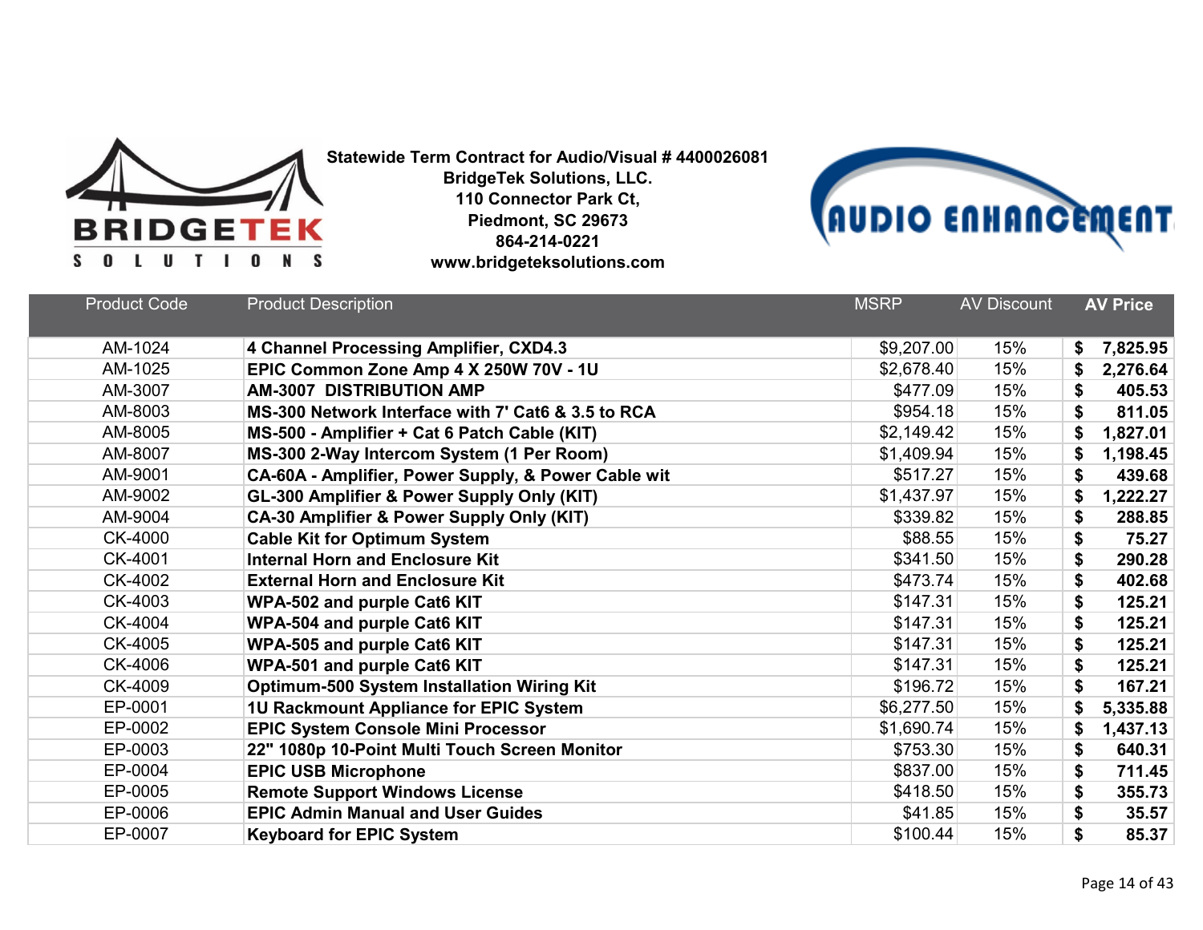**Statewide Term Contract for Audio/Visual # 4400026081**
**BridgeTek Solutions, LLC.**
**110 Connector Park Ct,**
**Piedmont, SC 29673**
**864-214-0221**
**www.bridgeteksolutions.com**

| Product Code | Product Description | MSRP | AV Discount | AV Price |
|---|---|---|---|---|
| AM-1024 | **4 Channel Processing Amplifier, CXD4.3** | $9,207.00 | 15% | **$ 7,825.95** |
| AM-1025 | **EPIC Common Zone Amp 4 X 250W 70V - 1U** | $2,678.40 | 15% | **$ 2,276.64** |
| AM-3007 | **AM-3007 DISTRIBUTION AMP** | $477.09 | 15% | **$ 405.53** |
| AM-8003 | **MS-300 Network Interface with 7' Cat6 & 3.5 to RCA** | $954.18 | 15% | **$ 811.05** |
| AM-8005 | **MS-500 - Amplifier + Cat 6 Patch Cable (KIT)** | $2,149.42 | 15% | **$ 1,827.01** |
| AM-8007 | **MS-300 2-Way Intercom System (1 Per Room)** | $1,409.94 | 15% | **$ 1,198.45** |
| AM-9001 | **CA-60A - Amplifier, Power Supply, & Power Cable wit** | $517.27 | 15% | **$ 439.68** |
| AM-9002 | **GL-300 Amplifier & Power Supply Only (KIT)** | $1,437.97 | 15% | **$ 1,222.27** |
| AM-9004 | **CA-30 Amplifier & Power Supply Only (KIT)** | $339.82 | 15% | **$ 288.85** |
| CK-4000 | **Cable Kit for Optimum System** | $88.55 | 15% | **$ 75.27** |
| CK-4001 | **Internal Horn and Enclosure Kit** | $341.50 | 15% | **$ 290.28** |
| CK-4002 | **External Horn and Enclosure Kit** | $473.74 | 15% | **$ 402.68** |
| CK-4003 | **WPA-502 and purple Cat6 KIT** | $147.31 | 15% | **$ 125.21** |
| CK-4004 | **WPA-504 and purple Cat6 KIT** | $147.31 | 15% | **$ 125.21** |
| CK-4005 | **WPA-505 and purple Cat6 KIT** | $147.31 | 15% | **$ 125.21** |
| CK-4006 | **WPA-501 and purple Cat6 KIT** | $147.31 | 15% | **$ 125.21** |
| CK-4009 | **Optimum-500 System Installation Wiring Kit** | $196.72 | 15% | **$ 167.21** |
| EP-0001 | **1U Rackmount Appliance for EPIC System** | $6,277.50 | 15% | **$ 5,335.88** |
| EP-0002 | **EPIC System Console Mini Processor** | $1,690.74 | 15% | **$ 1,437.13** |
| EP-0003 | **22" 1080p 10-Point Multi Touch Screen Monitor** | $753.30 | 15% | **$ 640.31** |
| EP-0004 | **EPIC USB Microphone** | $837.00 | 15% | **$ 711.45** |
| EP-0005 | **Remote Support Windows License** | $418.50 | 15% | **$ 355.73** |
| EP-0006 | **EPIC Admin Manual and User Guides** | $41.85 | 15% | **$ 35.57** |
| EP-0007 | **Keyboard for EPIC System** | $100.44 | 15% | **$ 85.37** |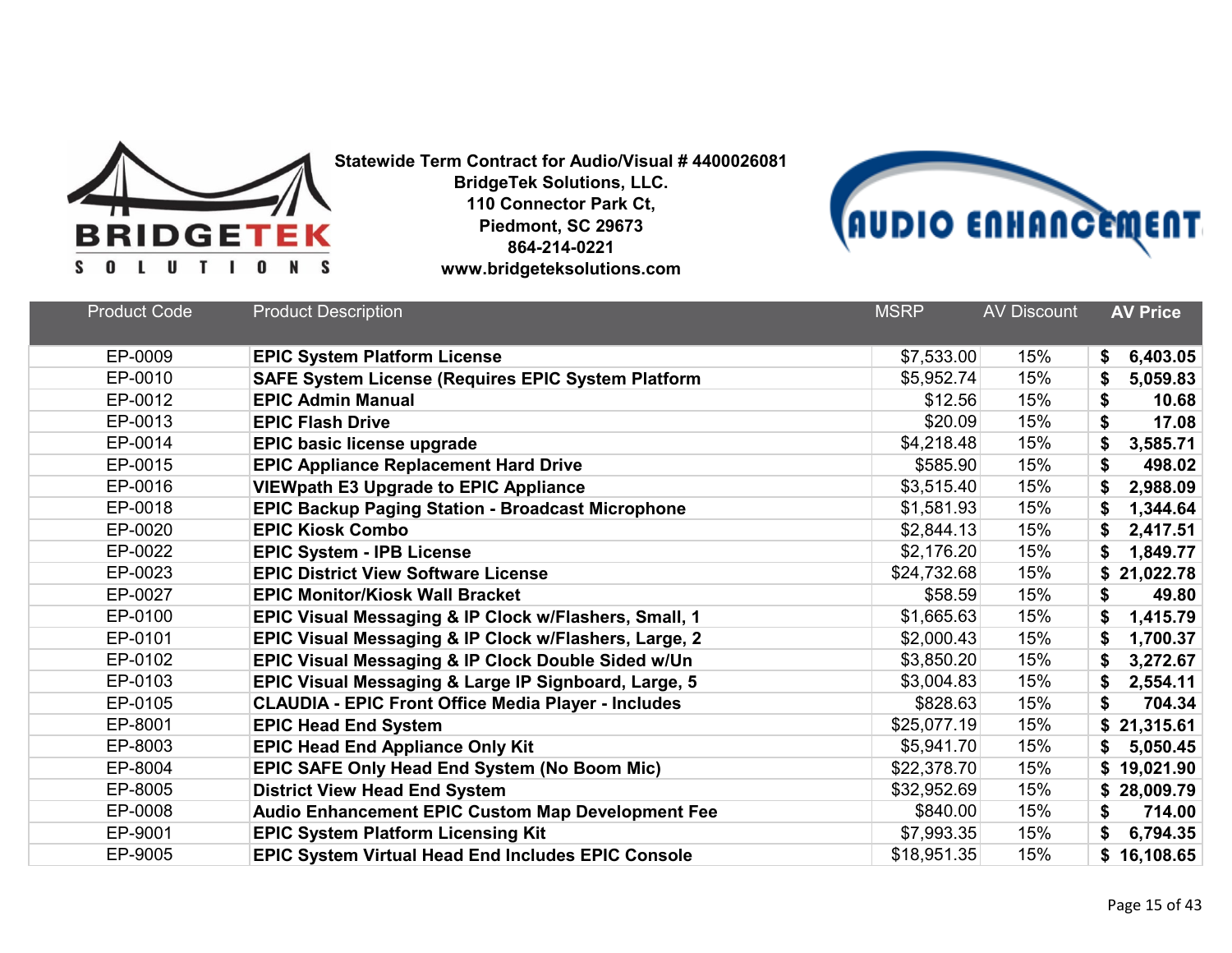**Statewide Term Contract for Audio/Visual # 4400026081**
**BridgeTek Solutions, LLC.**
**110 Connector Park Ct,**
**Piedmont, SC 29673**
**864-214-0221**
**www.bridgeteksolutions.com**

| Product Code | Product Description | MSRP | AV Discount | AV Price |
|---|---|---|---|---|
| EP-0009 | **EPIC System Platform License** | $7,533.00 | 15% | **$ 6,403.05** |
| EP-0010 | **SAFE System License (Requires EPIC System Platform** | $5,952.74 | 15% | **$ 5,059.83** |
| EP-0012 | **EPIC Admin Manual** | $12.56 | 15% | **$ 10.68** |
| EP-0013 | **EPIC Flash Drive** | $20.09 | 15% | **$ 17.08** |
| EP-0014 | **EPIC basic license upgrade** | $4,218.48 | 15% | **$ 3,585.71** |
| EP-0015 | **EPIC Appliance Replacement Hard Drive** | $585.90 | 15% | **$ 498.02** |
| EP-0016 | **VIEWpath E3 Upgrade to EPIC Appliance** | $3,515.40 | 15% | **$ 2,988.09** |
| EP-0018 | **EPIC Backup Paging Station - Broadcast Microphone** | $1,581.93 | 15% | **$ 1,344.64** |
| EP-0020 | **EPIC Kiosk Combo** | $2,844.13 | 15% | **$ 2,417.51** |
| EP-0022 | **EPIC System - IPB License** | $2,176.20 | 15% | **$ 1,849.77** |
| EP-0023 | **EPIC District View Software License** | $24,732.68 | 15% | **$ 21,022.78** |
| EP-0027 | **EPIC Monitor/Kiosk Wall Bracket** | $58.59 | 15% | **$ 49.80** |
| EP-0100 | **EPIC Visual Messaging & IP Clock w/Flashers, Small, 1** | $1,665.63 | 15% | **$ 1,415.79** |
| EP-0101 | **EPIC Visual Messaging & IP Clock w/Flashers, Large, 2** | $2,000.43 | 15% | **$ 1,700.37** |
| EP-0102 | **EPIC Visual Messaging & IP Clock Double Sided w/Un** | $3,850.20 | 15% | **$ 3,272.67** |
| EP-0103 | **EPIC Visual Messaging & Large IP Signboard, Large, 5** | $3,004.83 | 15% | **$ 2,554.11** |
| EP-0105 | **CLAUDIA - EPIC Front Office Media Player - Includes** | $828.63 | 15% | **$ 704.34** |
| EP-8001 | **EPIC Head End System** | $25,077.19 | 15% | **$ 21,315.61** |
| EP-8003 | **EPIC Head End Appliance Only Kit** | $5,941.70 | 15% | **$ 5,050.45** |
| EP-8004 | **EPIC SAFE Only Head End System (No Boom Mic)** | $22,378.70 | 15% | **$ 19,021.90** |
| EP-8005 | **District View Head End System** | $32,952.69 | 15% | **$ 28,009.79** |
| EP-0008 | **Audio Enhancement EPIC Custom Map Development Fee** | $840.00 | 15% | **$ 714.00** |
| EP-9001 | **EPIC System Platform Licensing Kit** | $7,993.35 | 15% | **$ 6,794.35** |
| EP-9005 | **EPIC System Virtual Head End Includes EPIC Console** | $18,951.35 | 15% | **$ 16,108.65** |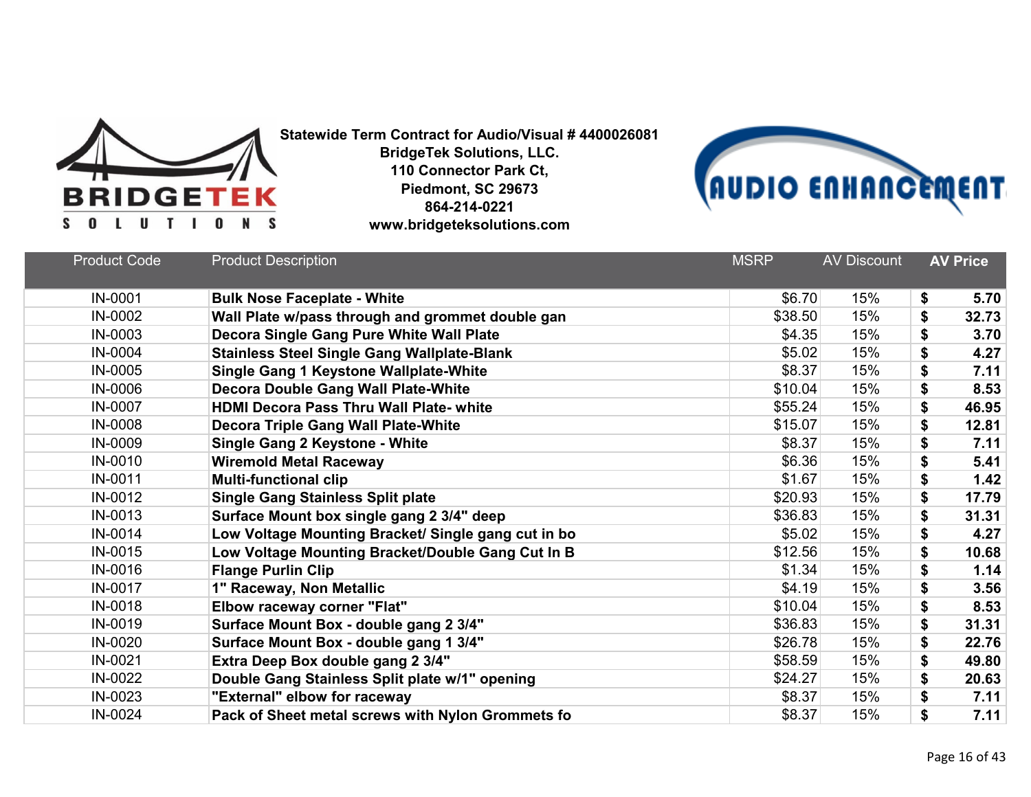**Statewide Term Contract for Audio/Visual # 4400026081**
**BridgeTek Solutions, LLC.**
**110 Connector Park Ct,**
**Piedmont, SC 29673**
**864-214-0221**
**www.bridgeteksolutions.com**

| Product Code | Product Description | MSRP | AV Discount | AV Price |
|---|---|---|---|---|
| IN-0001 | **Bulk Nose Faceplate - White** | $6.70 | 15% | **$ 5.70** |
| IN-0002 | **Wall Plate w/pass through and grommet double gan** | $38.50 | 15% | **$ 32.73** |
| IN-0003 | **Decora Single Gang Pure White Wall Plate** | $4.35 | 15% | **$ 3.70** |
| IN-0004 | **Stainless Steel Single Gang Wallplate-Blank** | $5.02 | 15% | **$ 4.27** |
| IN-0005 | **Single Gang 1 Keystone Wallplate-White** | $8.37 | 15% | **$ 7.11** |
| IN-0006 | **Decora Double Gang Wall Plate-White** | $10.04 | 15% | **$ 8.53** |
| IN-0007 | **HDMI Decora Pass Thru Wall Plate- white** | $55.24 | 15% | **$ 46.95** |
| IN-0008 | **Decora Triple Gang Wall Plate-White** | $15.07 | 15% | **$ 12.81** |
| IN-0009 | **Single Gang 2 Keystone - White** | $8.37 | 15% | **$ 7.11** |
| IN-0010 | **Wiremold Metal Raceway** | $6.36 | 15% | **$ 5.41** |
| IN-0011 | **Multi-functional clip** | $1.67 | 15% | **$ 1.42** |
| IN-0012 | **Single Gang Stainless Split plate** | $20.93 | 15% | **$ 17.79** |
| IN-0013 | **Surface Mount box single gang 2 3/4" deep** | $36.83 | 15% | **$ 31.31** |
| IN-0014 | **Low Voltage Mounting Bracket/ Single gang cut in bo** | $5.02 | 15% | **$ 4.27** |
| IN-0015 | **Low Voltage Mounting Bracket/Double Gang Cut In B** | $12.56 | 15% | **$ 10.68** |
| IN-0016 | **Flange Purlin Clip** | $1.34 | 15% | **$ 1.14** |
| IN-0017 | **1" Raceway, Non Metallic** | $4.19 | 15% | **$ 3.56** |
| IN-0018 | **Elbow raceway corner "Flat"** | $10.04 | 15% | **$ 8.53** |
| IN-0019 | **Surface Mount Box - double gang 2 3/4"** | $36.83 | 15% | **$ 31.31** |
| IN-0020 | **Surface Mount Box - double gang 1 3/4"** | $26.78 | 15% | **$ 22.76** |
| IN-0021 | **Extra Deep Box double gang 2 3/4"** | $58.59 | 15% | **$ 49.80** |
| IN-0022 | **Double Gang Stainless Split plate w/1" opening** | $24.27 | 15% | **$ 20.63** |
| IN-0023 | **"External" elbow for raceway** | $8.37 | 15% | **$ 7.11** |
| IN-0024 | **Pack of Sheet metal screws with Nylon Grommets fo** | $8.37 | 15% | **$ 7.11** |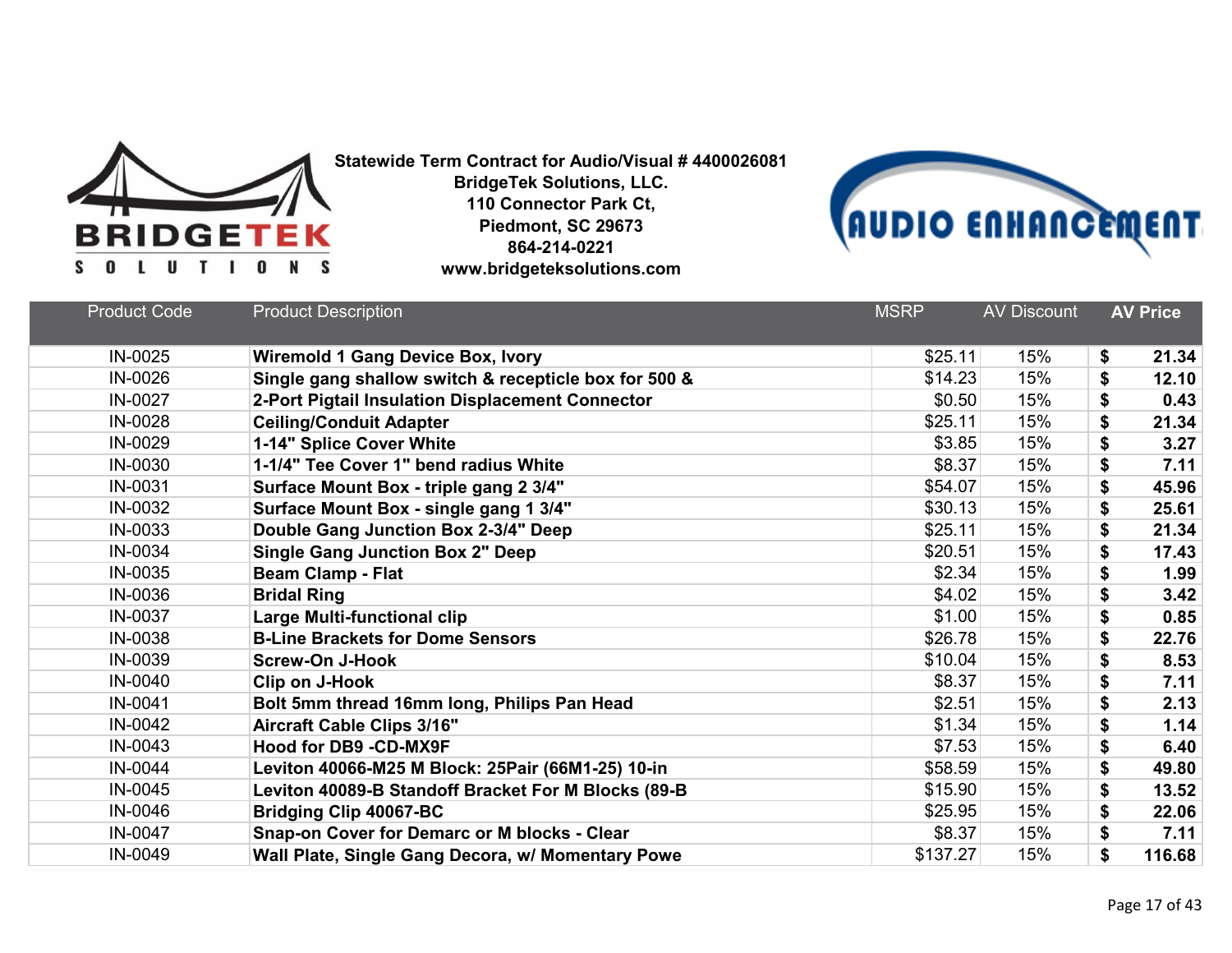**Statewide Term Contract for Audio/Visual # 4400026081**
**BridgeTek Solutions, LLC.**
**110 Connector Park Ct,**
**Piedmont, SC 29673**
**864-214-0221**
**www.bridgeteksolutions.com**

| Product Code | Product Description | MSRP | AV Discount | AV Price |
|---|---|---|---|---|
| IN-0025 | **Wiremold 1 Gang Device Box, Ivory** | $25.11 | 15% | **$ 21.34** |
| IN-0026 | **Single gang shallow switch & recepticle box for 500 &** | $14.23 | 15% | **$ 12.10** |
| IN-0027 | **2-Port Pigtail Insulation Displacement Connector** | $0.50 | 15% | **$ 0.43** |
| IN-0028 | **Ceiling/Conduit Adapter** | $25.11 | 15% | **$ 21.34** |
| IN-0029 | **1-14" Splice Cover White** | $3.85 | 15% | **$ 3.27** |
| IN-0030 | **1-1/4" Tee Cover 1" bend radius White** | $8.37 | 15% | **$ 7.11** |
| IN-0031 | **Surface Mount Box - triple gang 2 3/4"** | $54.07 | 15% | **$ 45.96** |
| IN-0032 | **Surface Mount Box - single gang 1 3/4"** | $30.13 | 15% | **$ 25.61** |
| IN-0033 | **Double Gang Junction Box 2-3/4" Deep** | $25.11 | 15% | **$ 21.34** |
| IN-0034 | **Single Gang Junction Box 2" Deep** | $20.51 | 15% | **$ 17.43** |
| IN-0035 | **Beam Clamp - Flat** | $2.34 | 15% | **$ 1.99** |
| IN-0036 | **Bridal Ring** | $4.02 | 15% | **$ 3.42** |
| IN-0037 | **Large Multi-functional clip** | $1.00 | 15% | **$ 0.85** |
| IN-0038 | **B-Line Brackets for Dome Sensors** | $26.78 | 15% | **$ 22.76** |
| IN-0039 | **Screw-On J-Hook** | $10.04 | 15% | **$ 8.53** |
| IN-0040 | **Clip on J-Hook** | $8.37 | 15% | **$ 7.11** |
| IN-0041 | **Bolt 5mm thread 16mm long, Philips Pan Head** | $2.51 | 15% | **$ 2.13** |
| IN-0042 | **Aircraft Cable Clips 3/16"** | $1.34 | 15% | **$ 1.14** |
| IN-0043 | **Hood for DB9 -CD-MX9F** | $7.53 | 15% | **$ 6.40** |
| IN-0044 | **Leviton 40066-M25 M Block: 25Pair (66M1-25) 10-in** | $58.59 | 15% | **$ 49.80** |
| IN-0045 | **Leviton 40089-B Standoff Bracket For M Blocks (89-B** | $15.90 | 15% | **$ 13.52** |
| IN-0046 | **Bridging Clip 40067-BC** | $25.95 | 15% | **$ 22.06** |
| IN-0047 | **Snap-on Cover for Demarc or M blocks - Clear** | $8.37 | 15% | **$ 7.11** |
| IN-0049 | **Wall Plate, Single Gang Decora, w/ Momentary Powe** | $137.27 | 15% | **$ 116.68** |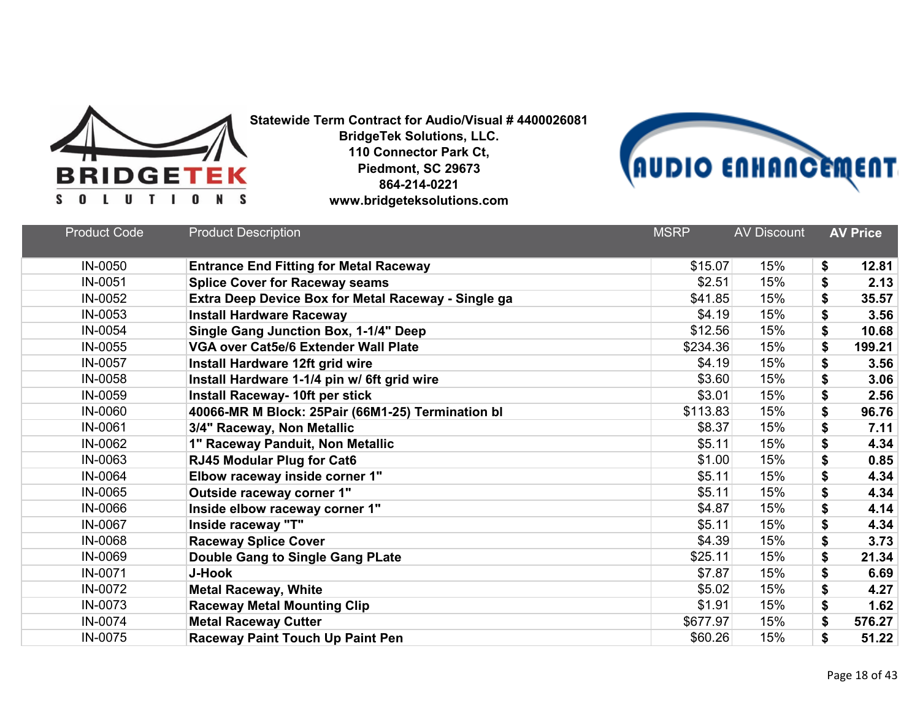**Statewide Term Contract for Audio/Visual # 4400026081**
**BridgeTek Solutions, LLC.**
**110 Connector Park Ct,**
**Piedmont, SC 29673**
**864-214-0221**
**www.bridgeteksolutions.com**

| Product Code | Product Description | MSRP | AV Discount | AV Price |
|---|---|---|---|---|
| IN-0050 | **Entrance End Fitting for Metal Raceway** | $15.07 | 15% | **$ 12.81** |
| IN-0051 | **Splice Cover for Raceway seams** | $2.51 | 15% | **$ 2.13** |
| IN-0052 | **Extra Deep Device Box for Metal Raceway - Single ga** | $41.85 | 15% | **$ 35.57** |
| IN-0053 | **Install Hardware Raceway** | $4.19 | 15% | **$ 3.56** |
| IN-0054 | **Single Gang Junction Box, 1-1/4" Deep** | $12.56 | 15% | **$ 10.68** |
| IN-0055 | **VGA over Cat5e/6 Extender Wall Plate** | $234.36 | 15% | **$ 199.21** |
| IN-0057 | **Install Hardware 12ft grid wire** | $4.19 | 15% | **$ 3.56** |
| IN-0058 | **Install Hardware 1-1/4 pin w/ 6ft grid wire** | $3.60 | 15% | **$ 3.06** |
| IN-0059 | **Install Raceway- 10ft per stick** | $3.01 | 15% | **$ 2.56** |
| IN-0060 | **40066-MR M Block: 25Pair (66M1-25) Termination bl** | $113.83 | 15% | **$ 96.76** |
| IN-0061 | **3/4" Raceway, Non Metallic** | $8.37 | 15% | **$ 7.11** |
| IN-0062 | **1" Raceway Panduit, Non Metallic** | $5.11 | 15% | **$ 4.34** |
| IN-0063 | **RJ45 Modular Plug for Cat6** | $1.00 | 15% | **$ 0.85** |
| IN-0064 | **Elbow raceway inside corner 1"** | $5.11 | 15% | **$ 4.34** |
| IN-0065 | **Outside raceway corner 1"** | $5.11 | 15% | **$ 4.34** |
| IN-0066 | **Inside elbow raceway corner 1"** | $4.87 | 15% | **$ 4.14** |
| IN-0067 | **Inside raceway "T"** | $5.11 | 15% | **$ 4.34** |
| IN-0068 | **Raceway Splice Cover** | $4.39 | 15% | **$ 3.73** |
| IN-0069 | **Double Gang to Single Gang PLate** | $25.11 | 15% | **$ 21.34** |
| IN-0071 | **J-Hook** | $7.87 | 15% | **$ 6.69** |
| IN-0072 | **Metal Raceway, White** | $5.02 | 15% | **$ 4.27** |
| IN-0073 | **Raceway Metal Mounting Clip** | $1.91 | 15% | **$ 1.62** |
| IN-0074 | **Metal Raceway Cutter** | $677.97 | 15% | **$ 576.27** |
| IN-0075 | **Raceway Paint Touch Up Paint Pen** | $60.26 | 15% | **$ 51.22** |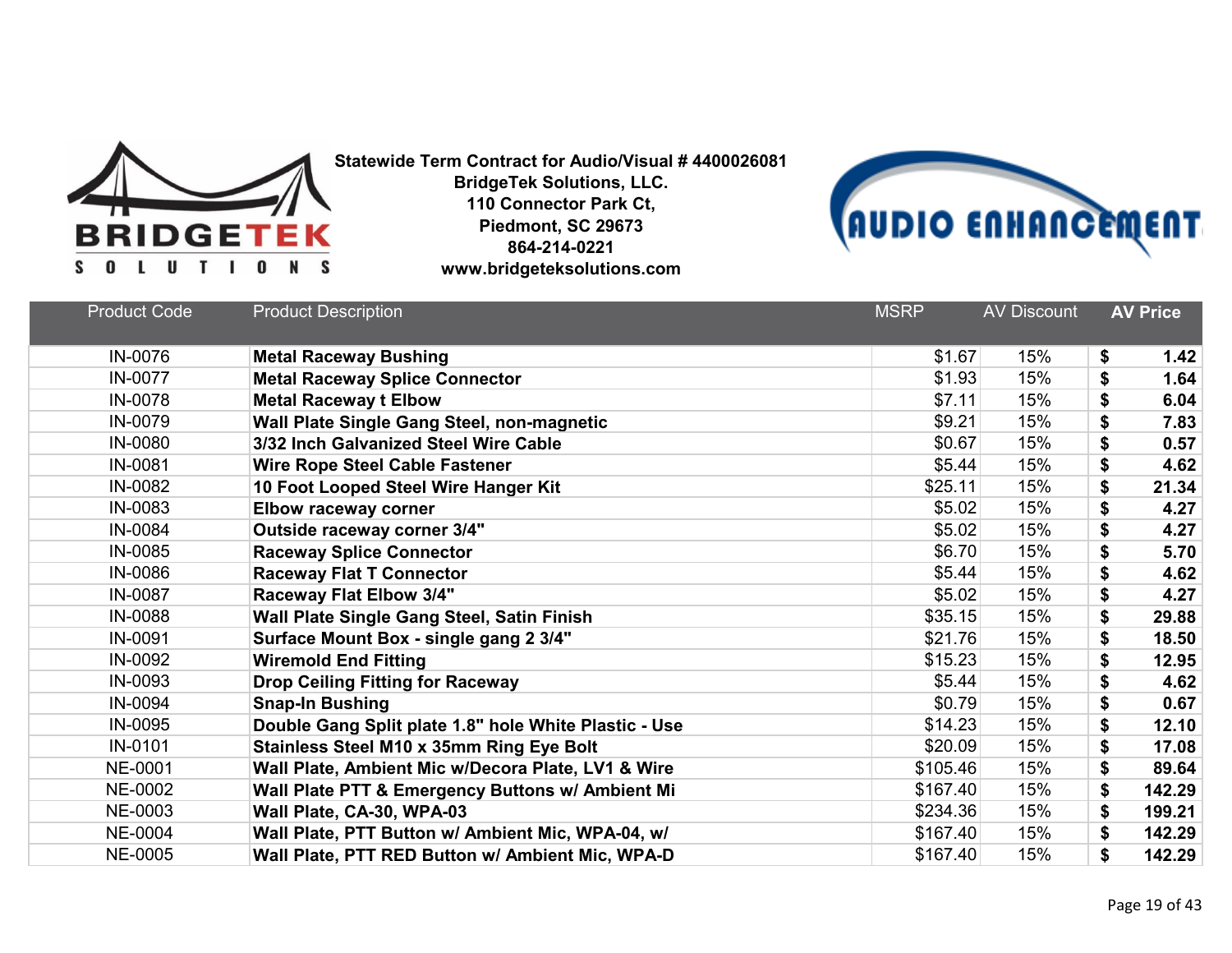**Statewide Term Contract for Audio/Visual # 4400026081**
**BridgeTek Solutions, LLC.**
**110 Connector Park Ct,**
**Piedmont, SC 29673**
**864-214-0221**
**www.bridgeteksolutions.com**

| Product Code | Product Description | MSRP | AV Discount | AV Price |
|---|---|---|---|---|
| IN-0076 | **Metal Raceway Bushing** | $1.67 | 15% | $ **1.42** |
| IN-0077 | **Metal Raceway Splice Connector** | $1.93 | 15% | $ **1.64** |
| IN-0078 | **Metal Raceway t Elbow** | $7.11 | 15% | $ **6.04** |
| IN-0079 | **Wall Plate Single Gang Steel, non-magnetic** | $9.21 | 15% | $ **7.83** |
| IN-0080 | **3/32 Inch Galvanized Steel Wire Cable** | $0.67 | 15% | $ **0.57** |
| IN-0081 | **Wire Rope Steel Cable Fastener** | $5.44 | 15% | $ **4.62** |
| IN-0082 | **10 Foot Looped Steel Wire Hanger Kit** | $25.11 | 15% | $ **21.34** |
| IN-0083 | **Elbow raceway corner** | $5.02 | 15% | $ **4.27** |
| IN-0084 | **Outside raceway corner 3/4"** | $5.02 | 15% | $ **4.27** |
| IN-0085 | **Raceway Splice Connector** | $6.70 | 15% | $ **5.70** |
| IN-0086 | **Raceway Flat T Connector** | $5.44 | 15% | $ **4.62** |
| IN-0087 | **Raceway Flat Elbow 3/4"** | $5.02 | 15% | $ **4.27** |
| IN-0088 | **Wall Plate Single Gang Steel, Satin Finish** | $35.15 | 15% | $ **29.88** |
| IN-0091 | **Surface Mount Box - single gang 2 3/4"** | $21.76 | 15% | $ **18.50** |
| IN-0092 | **Wiremold End Fitting** | $15.23 | 15% | $ **12.95** |
| IN-0093 | **Drop Ceiling Fitting for Raceway** | $5.44 | 15% | $ **4.62** |
| IN-0094 | **Snap-In Bushing** | $0.79 | 15% | $ **0.67** |
| IN-0095 | **Double Gang Split plate 1.8" hole White Plastic - Use** | $14.23 | 15% | $ **12.10** |
| IN-0101 | **Stainless Steel M10 x 35mm Ring Eye Bolt** | $20.09 | 15% | $ **17.08** |
| NE-0001 | **Wall Plate, Ambient Mic w/Decora Plate, LV1 & Wire** | $105.46 | 15% | $ **89.64** |
| NE-0002 | **Wall Plate PTT & Emergency Buttons w/ Ambient Mi** | $167.40 | 15% | $ **142.29** |
| NE-0003 | **Wall Plate, CA-30, WPA-03** | $234.36 | 15% | $ **199.21** |
| NE-0004 | **Wall Plate, PTT Button w/ Ambient Mic, WPA-04, w/** | $167.40 | 15% | $ **142.29** |
| NE-0005 | **Wall Plate, PTT RED Button w/ Ambient Mic, WPA-D** | $167.40 | 15% | $ **142.29** |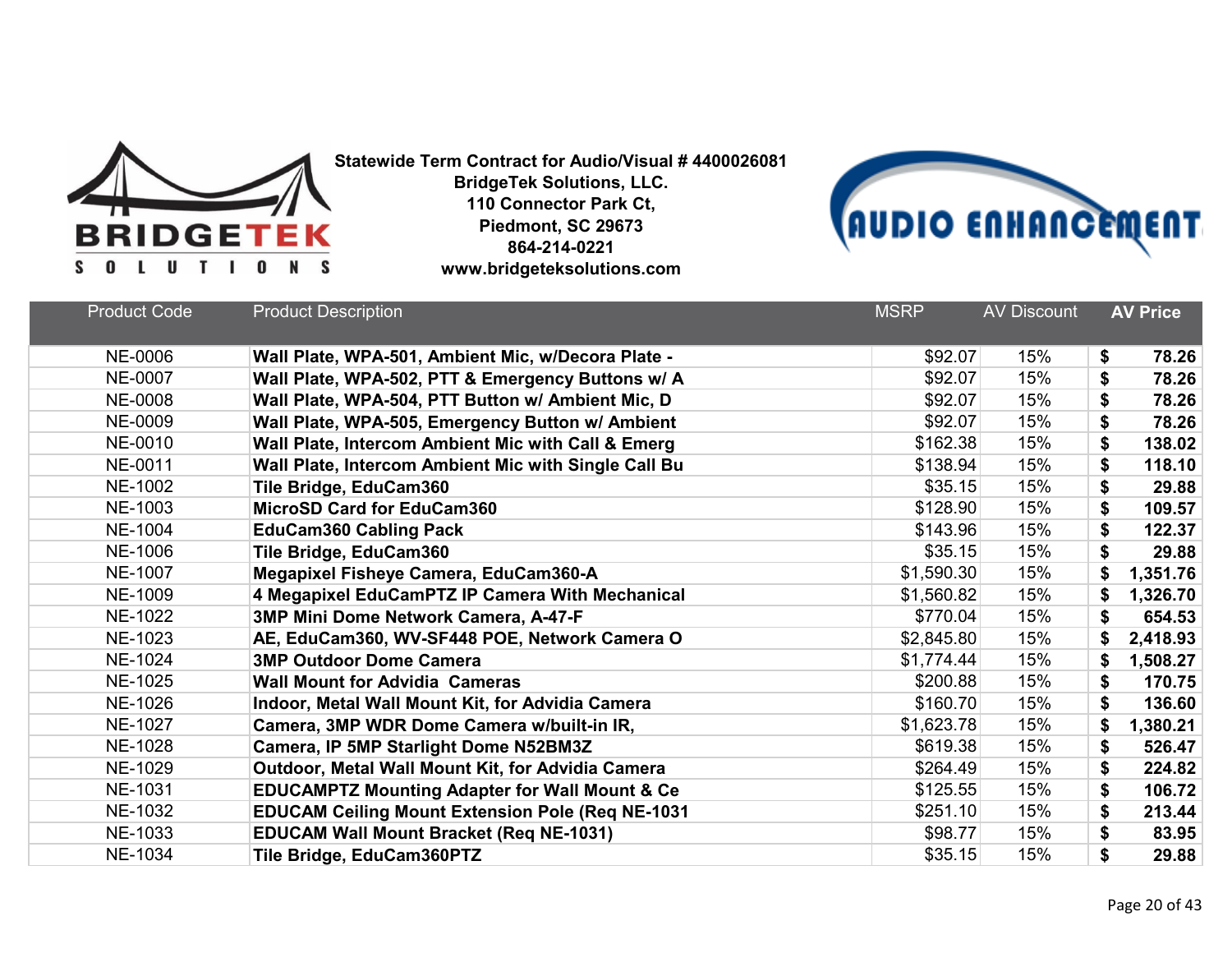**Statewide Term Contract for Audio/Visual # 4400026081**
**BridgeTek Solutions, LLC.**
**110 Connector Park Ct,**
**Piedmont, SC 29673**
**864-214-0221**
**www.bridgeteksolutions.com**

| Product Code | Product Description | MSRP | AV Discount | AV Price |
|---|---|---|---|---|
| NE-0006 | **Wall Plate, WPA-501, Ambient Mic, w/Decora Plate -** | $92.07 | 15% | **$ 78.26** |
| NE-0007 | **Wall Plate, WPA-502, PTT & Emergency Buttons w/ A** | $92.07 | 15% | **$ 78.26** |
| NE-0008 | **Wall Plate, WPA-504, PTT Button w/ Ambient Mic, D** | $92.07 | 15% | **$ 78.26** |
| NE-0009 | **Wall Plate, WPA-505, Emergency Button w/ Ambient** | $92.07 | 15% | **$ 78.26** |
| NE-0010 | **Wall Plate, Intercom Ambient Mic with Call & Emerg** | $162.38 | 15% | **$ 138.02** |
| NE-0011 | **Wall Plate, Intercom Ambient Mic with Single Call Bu** | $138.94 | 15% | **$ 118.10** |
| NE-1002 | **Tile Bridge, EduCam360** | $35.15 | 15% | **$ 29.88** |
| NE-1003 | **MicroSD Card for EduCam360** | $128.90 | 15% | **$ 109.57** |
| NE-1004 | **EduCam360 Cabling Pack** | $143.96 | 15% | **$ 122.37** |
| NE-1006 | **Tile Bridge, EduCam360** | $35.15 | 15% | **$ 29.88** |
| NE-1007 | **Megapixel Fisheye Camera, EduCam360-A** | $1,590.30 | 15% | **$ 1,351.76** |
| NE-1009 | **4 Megapixel EduCamPTZ IP Camera With Mechanical** | $1,560.82 | 15% | **$ 1,326.70** |
| NE-1022 | **3MP Mini Dome Network Camera, A-47-F** | $770.04 | 15% | **$ 654.53** |
| NE-1023 | **AE, EduCam360, WV-SF448 POE, Network Camera O** | $2,845.80 | 15% | **$ 2,418.93** |
| NE-1024 | **3MP Outdoor Dome Camera** | $1,774.44 | 15% | **$ 1,508.27** |
| NE-1025 | **Wall Mount for Advidia Cameras** | $200.88 | 15% | **$ 170.75** |
| NE-1026 | **Indoor, Metal Wall Mount Kit, for Advidia Camera** | $160.70 | 15% | **$ 136.60** |
| NE-1027 | **Camera, 3MP WDR Dome Camera w/built-in IR,** | $1,623.78 | 15% | **$ 1,380.21** |
| NE-1028 | **Camera, IP 5MP Starlight Dome N52BM3Z** | $619.38 | 15% | **$ 526.47** |
| NE-1029 | **Outdoor, Metal Wall Mount Kit, for Advidia Camera** | $264.49 | 15% | **$ 224.82** |
| NE-1031 | **EDUCAMPTZ Mounting Adapter for Wall Mount & Ce** | $125.55 | 15% | **$ 106.72** |
| NE-1032 | **EDUCAM Ceiling Mount Extension Pole (Req NE-1031** | $251.10 | 15% | **$ 213.44** |
| NE-1033 | **EDUCAM Wall Mount Bracket (Req NE-1031)** | $98.77 | 15% | **$ 83.95** |
| NE-1034 | **Tile Bridge, EduCam360PTZ** | $35.15 | 15% | **$ 29.88** |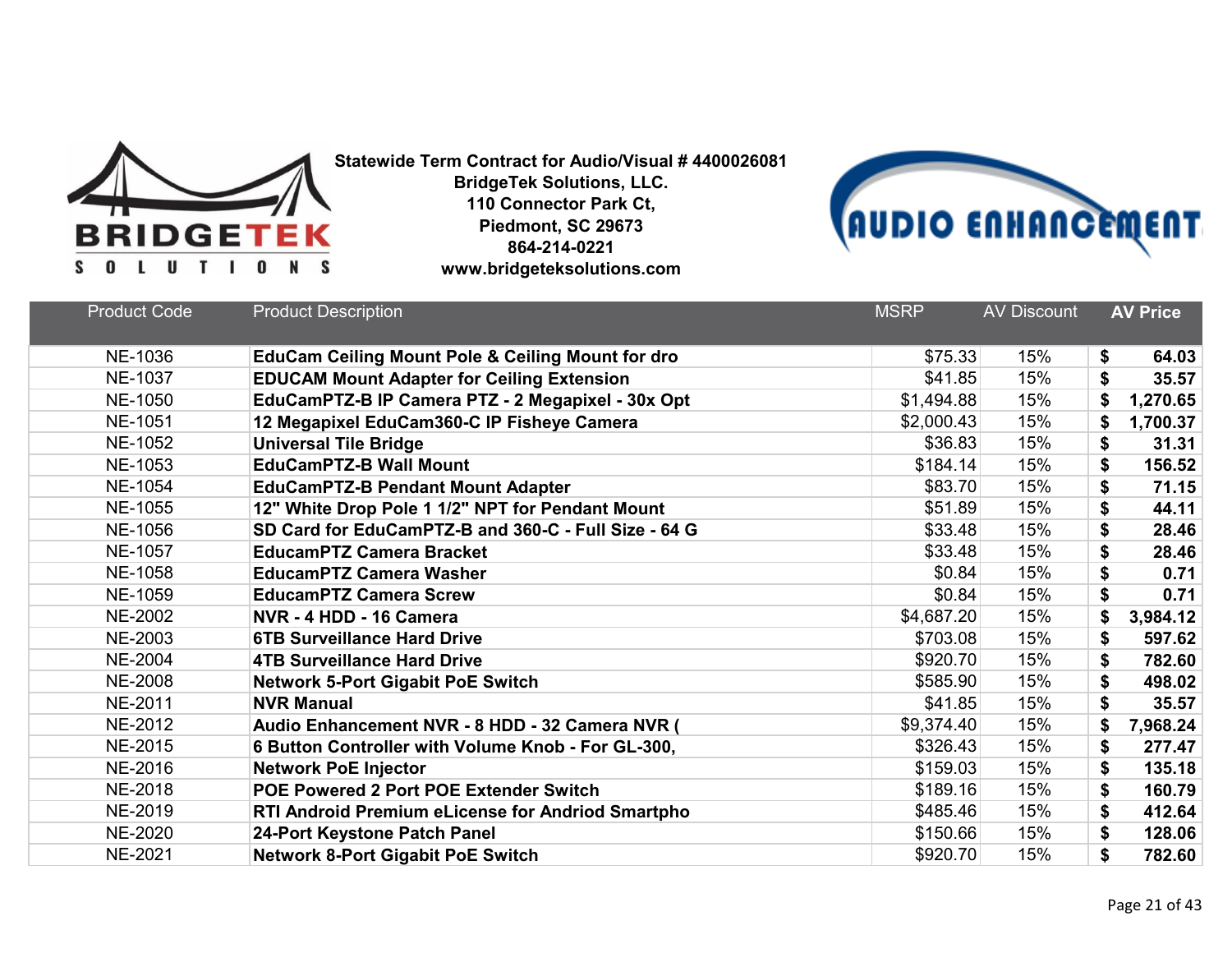Statewide Term Contract for Audio/Visual # 4400026081
BridgeTek Solutions, LLC.
110 Connector Park Ct,
Piedmont, SC 29673
864-214-0221
www.bridgeteksolutions.com

| Product Code | Product Description | MSRP | AV Discount | AV Price |
|---|---|---|---|---|
| NE-1036 | **EduCam Ceiling Mount Pole & Ceiling Mount for dro** | $75.33 | 15% | **$ 64.03** |
| NE-1037 | **EDUCAM Mount Adapter for Ceiling Extension** | $41.85 | 15% | **$ 35.57** |
| NE-1050 | **EduCamPTZ-B IP Camera PTZ - 2 Megapixel - 30x Opt** | $1,494.88 | 15% | **$ 1,270.65** |
| NE-1051 | **12 Megapixel EduCam360-C IP Fisheye Camera** | $2,000.43 | 15% | **$ 1,700.37** |
| NE-1052 | **Universal Tile Bridge** | $36.83 | 15% | **$ 31.31** |
| NE-1053 | **EduCamPTZ-B Wall Mount** | $184.14 | 15% | **$ 156.52** |
| NE-1054 | **EduCamPTZ-B Pendant Mount Adapter** | $83.70 | 15% | **$ 71.15** |
| NE-1055 | **12" White Drop Pole 1 1/2" NPT for Pendant Mount** | $51.89 | 15% | **$ 44.11** |
| NE-1056 | **SD Card for EduCamPTZ-B and 360-C - Full Size - 64 G** | $33.48 | 15% | **$ 28.46** |
| NE-1057 | **EducamPTZ Camera Bracket** | $33.48 | 15% | **$ 28.46** |
| NE-1058 | **EducamPTZ Camera Washer** | $0.84 | 15% | **$ 0.71** |
| NE-1059 | **EducamPTZ Camera Screw** | $0.84 | 15% | **$ 0.71** |
| NE-2002 | **NVR - 4 HDD - 16 Camera** | $4,687.20 | 15% | **$ 3,984.12** |
| NE-2003 | **6TB Surveillance Hard Drive** | $703.08 | 15% | **$ 597.62** |
| NE-2004 | **4TB Surveillance Hard Drive** | $920.70 | 15% | **$ 782.60** |
| NE-2008 | **Network 5-Port Gigabit PoE Switch** | $585.90 | 15% | **$ 498.02** |
| NE-2011 | **NVR Manual** | $41.85 | 15% | **$ 35.57** |
| NE-2012 | **Audio Enhancement NVR - 8 HDD - 32 Camera NVR (** | $9,374.40 | 15% | **$ 7,968.24** |
| NE-2015 | **6 Button Controller with Volume Knob - For GL-300,** | $326.43 | 15% | **$ 277.47** |
| NE-2016 | **Network PoE Injector** | $159.03 | 15% | **$ 135.18** |
| NE-2018 | **POE Powered 2 Port POE Extender Switch** | $189.16 | 15% | **$ 160.79** |
| NE-2019 | **RTI Android Premium eLicense for Andriod Smartpho** | $485.46 | 15% | **$ 412.64** |
| NE-2020 | **24-Port Keystone Patch Panel** | $150.66 | 15% | **$ 128.06** |
| NE-2021 | **Network 8-Port Gigabit PoE Switch** | $920.70 | 15% | **$ 782.60** |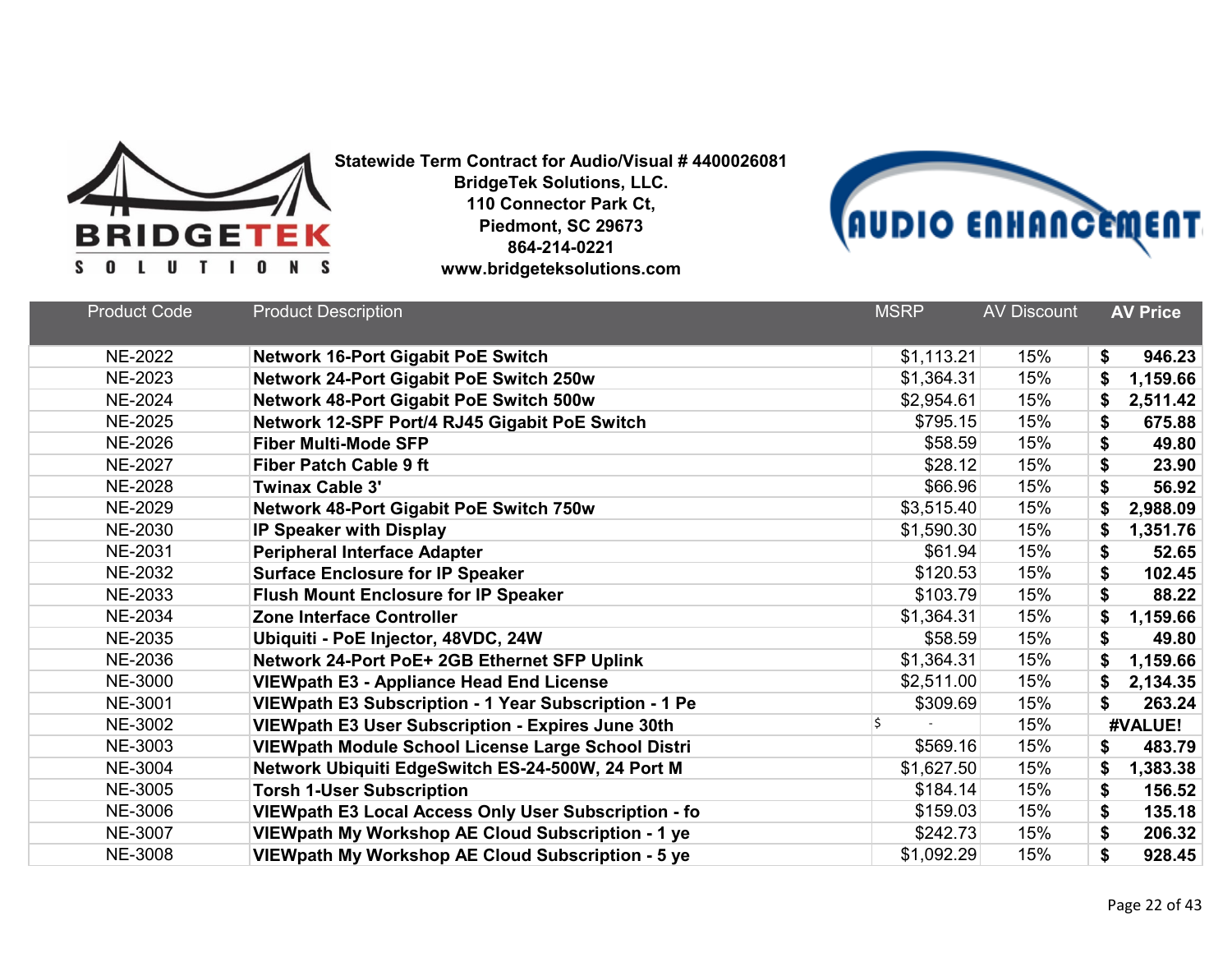**Statewide Term Contract for Audio/Visual # 4400026081**
**BridgeTek Solutions, LLC.**
**110 Connector Park Ct,**
**Piedmont, SC 29673**
**864-214-0221**
**www.bridgeteksolutions.com**

| Product Code | Product Description | MSRP | AV Discount | AV Price |
|---|---|---|---|---|
| NE-2022 | **Network 16-Port Gigabit PoE Switch** | $1,113.21 | 15% | **$ 946.23** |
| NE-2023 | **Network 24-Port Gigabit PoE Switch 250w** | $1,364.31 | 15% | **$ 1,159.66** |
| NE-2024 | **Network 48-Port Gigabit PoE Switch 500w** | $2,954.61 | 15% | **$ 2,511.42** |
| NE-2025 | **Network 12-SPF Port/4 RJ45 Gigabit PoE Switch** | $795.15 | 15% | **$ 675.88** |
| NE-2026 | **Fiber Multi-Mode SFP** | $58.59 | 15% | **$ 49.80** |
| NE-2027 | **Fiber Patch Cable 9 ft** | $28.12 | 15% | **$ 23.90** |
| NE-2028 | **Twinax Cable 3'** | $66.96 | 15% | **$ 56.92** |
| NE-2029 | **Network 48-Port Gigabit PoE Switch 750w** | $3,515.40 | 15% | **$ 2,988.09** |
| NE-2030 | **IP Speaker with Display** | $1,590.30 | 15% | **$ 1,351.76** |
| NE-2031 | **Peripheral Interface Adapter** | $61.94 | 15% | **$ 52.65** |
| NE-2032 | **Surface Enclosure for IP Speaker** | $120.53 | 15% | **$ 102.45** |
| NE-2033 | **Flush Mount Enclosure for IP Speaker** | $103.79 | 15% | **$ 88.22** |
| NE-2034 | **Zone Interface Controller** | $1,364.31 | 15% | **$ 1,159.66** |
| NE-2035 | **Ubiquiti - PoE Injector, 48VDC, 24W** | $58.59 | 15% | **$ 49.80** |
| NE-2036 | **Network 24-Port PoE+ 2GB Ethernet SFP Uplink** | $1,364.31 | 15% | **$ 1,159.66** |
| NE-3000 | **VIEWpath E3 - Appliance Head End License** | $2,511.00 | 15% | **$ 2,134.35** |
| NE-3001 | **VIEWpath E3 Subscription - 1 Year Subscription - 1 Pe** | $309.69 | 15% | **$ 263.24** |
| NE-3002 | **VIEWpath E3 User Subscription - Expires June 30th** | $ - | 15% | **#VALUE!** |
| NE-3003 | **VIEWpath Module School License Large School Distri** | $569.16 | 15% | **$ 483.79** |
| NE-3004 | **Network Ubiquiti EdgeSwitch ES-24-500W, 24 Port M** | $1,627.50 | 15% | **$ 1,383.38** |
| NE-3005 | **Torsh 1-User Subscription** | $184.14 | 15% | **$ 156.52** |
| NE-3006 | **VIEWpath E3 Local Access Only User Subscription - fo** | $159.03 | 15% | **$ 135.18** |
| NE-3007 | **VIEWpath My Workshop AE Cloud Subscription - 1 ye** | $242.73 | 15% | **$ 206.32** |
| NE-3008 | **VIEWpath My Workshop AE Cloud Subscription - 5 ye** | $1,092.29 | 15% | **$ 928.45** |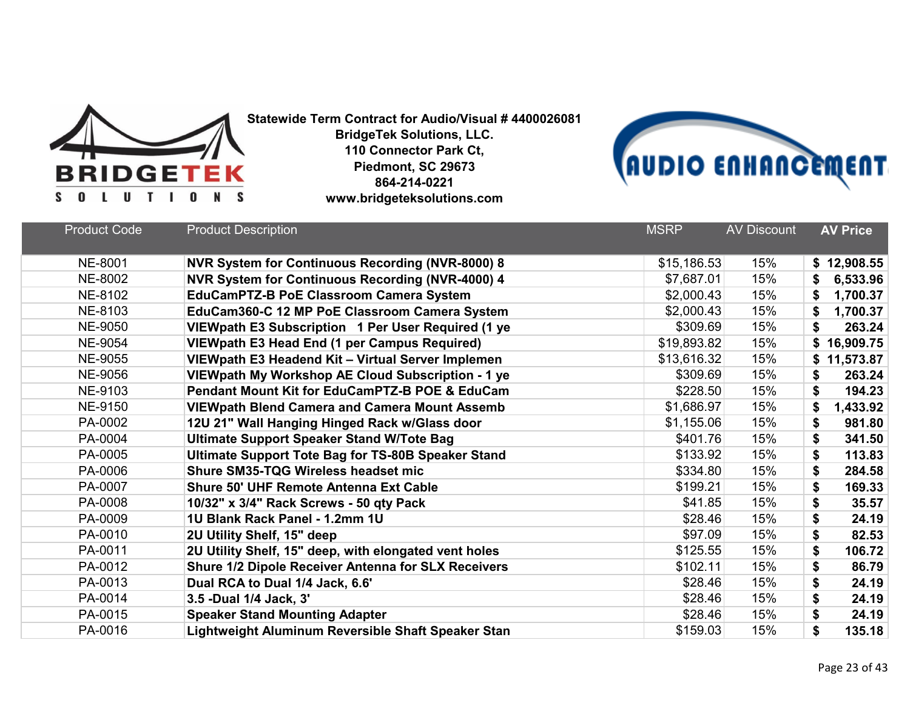**Statewide Term Contract for Audio/Visual # 4400026081**
**BridgeTek Solutions, LLC.**
**110 Connector Park Ct,**
**Piedmont, SC 29673**
**864-214-0221**
**www.bridgeteksolutions.com**

| Product Code | Product Description | MSRP | AV Discount | AV Price |
|---|---|---|---|---|
| NE-8001 | **NVR System for Continuous Recording (NVR-8000) 8** | $15,186.53 | 15% | **$ 12,908.55** |
| NE-8002 | **NVR System for Continuous Recording (NVR-4000) 4** | $7,687.01 | 15% | **$ 6,533.96** |
| NE-8102 | **EduCamPTZ-B PoE Classroom Camera System** | $2,000.43 | 15% | **$ 1,700.37** |
| NE-8103 | **EduCam360-C 12 MP PoE Classroom Camera System** | $2,000.43 | 15% | **$ 1,700.37** |
| NE-9050 | **VIEWpath E3 Subscription 1 Per User Required (1 ye** | $309.69 | 15% | **$ 263.24** |
| NE-9054 | **VIEWpath E3 Head End (1 per Campus Required)** | $19,893.82 | 15% | **$ 16,909.75** |
| NE-9055 | **VIEWpath E3 Headend Kit – Virtual Server Implemen** | $13,616.32 | 15% | **$ 11,573.87** |
| NE-9056 | **VIEWpath My Workshop AE Cloud Subscription - 1 ye** | $309.69 | 15% | **$ 263.24** |
| NE-9103 | **Pendant Mount Kit for EduCamPTZ-B POE & EduCam** | $228.50 | 15% | **$ 194.23** |
| NE-9150 | **VIEWpath Blend Camera and Camera Mount Assemb** | $1,686.97 | 15% | **$ 1,433.92** |
| PA-0002 | **12U 21" Wall Hanging Hinged Rack w/Glass door** | $1,155.06 | 15% | **$ 981.80** |
| PA-0004 | **Ultimate Support Speaker Stand W/Tote Bag** | $401.76 | 15% | **$ 341.50** |
| PA-0005 | **Ultimate Support Tote Bag for TS-80B Speaker Stand** | $133.92 | 15% | **$ 113.83** |
| PA-0006 | **Shure SM35-TQG Wireless headset mic** | $334.80 | 15% | **$ 284.58** |
| PA-0007 | **Shure 50' UHF Remote Antenna Ext Cable** | $199.21 | 15% | **$ 169.33** |
| PA-0008 | **10/32" x 3/4" Rack Screws - 50 qty Pack** | $41.85 | 15% | **$ 35.57** |
| PA-0009 | **1U Blank Rack Panel - 1.2mm 1U** | $28.46 | 15% | **$ 24.19** |
| PA-0010 | **2U Utility Shelf, 15" deep** | $97.09 | 15% | **$ 82.53** |
| PA-0011 | **2U Utility Shelf, 15" deep, with elongated vent holes** | $125.55 | 15% | **$ 106.72** |
| PA-0012 | **Shure 1/2 Dipole Receiver Antenna for SLX Receivers** | $102.11 | 15% | **$ 86.79** |
| PA-0013 | **Dual RCA to Dual 1/4 Jack, 6.6'** | $28.46 | 15% | **$ 24.19** |
| PA-0014 | **3.5 -Dual 1/4 Jack, 3'** | $28.46 | 15% | **$ 24.19** |
| PA-0015 | **Speaker Stand Mounting Adapter** | $28.46 | 15% | **$ 24.19** |
| PA-0016 | **Lightweight Aluminum Reversible Shaft Speaker Stan** | $159.03 | 15% | **$ 135.18** |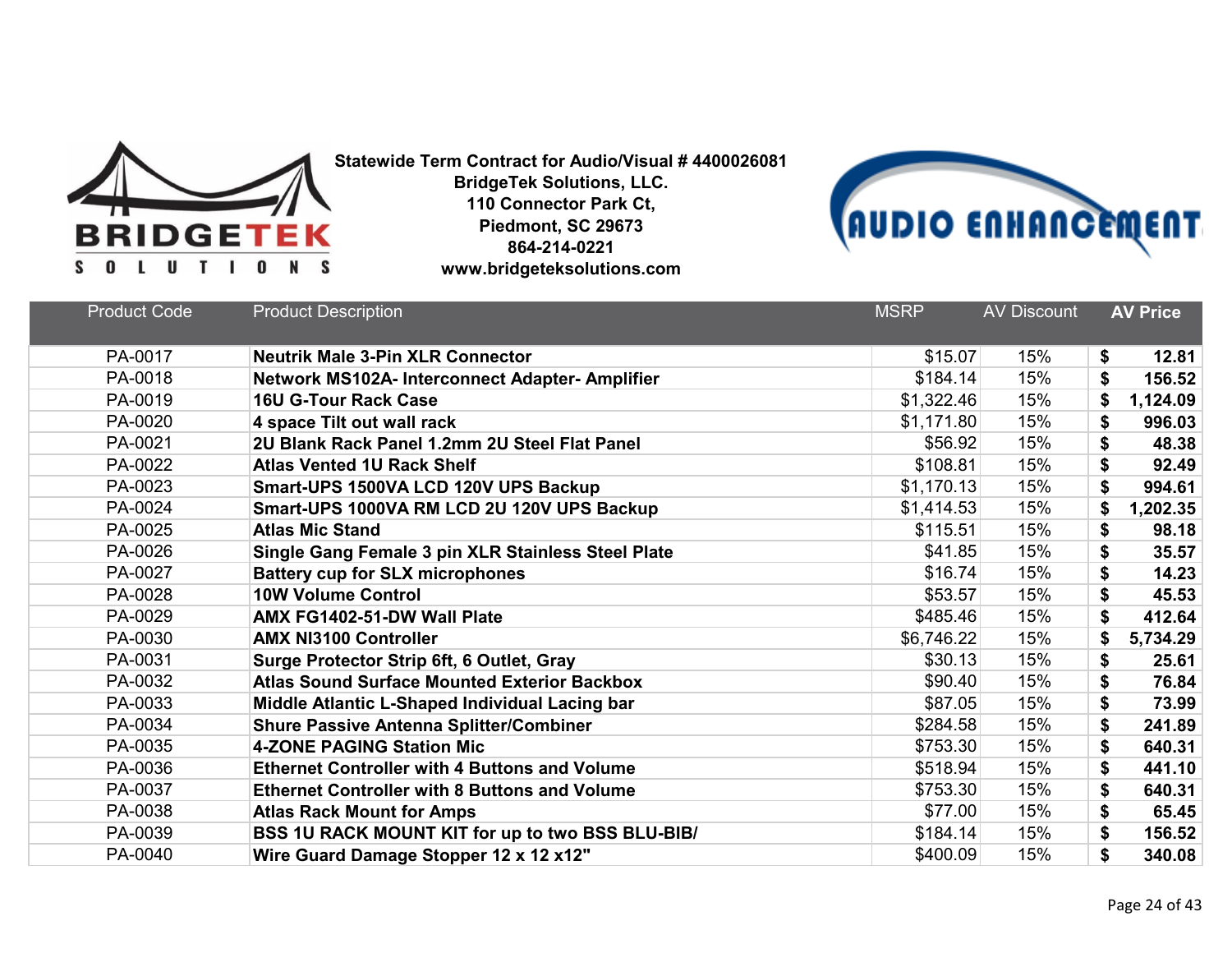**Statewide Term Contract for Audio/Visual # 4400026081**
**BridgeTek Solutions, LLC.**
**110 Connector Park Ct,**
**Piedmont, SC 29673**
**864-214-0221**
**www.bridgeteksolutions.com**

| Product Code | Product Description | MSRP | AV Discount | AV Price |
|---|---|---|---|---|
| PA-0017 | **Neutrik Male 3-Pin XLR Connector** | $15.07 | 15% | **$ 12.81** |
| PA-0018 | **Network MS102A- Interconnect Adapter- Amplifier** | $184.14 | 15% | **$ 156.52** |
| PA-0019 | **16U G-Tour Rack Case** | $1,322.46 | 15% | **$ 1,124.09** |
| PA-0020 | **4 space Tilt out wall rack** | $1,171.80 | 15% | **$ 996.03** |
| PA-0021 | **2U Blank Rack Panel 1.2mm 2U Steel Flat Panel** | $56.92 | 15% | **$ 48.38** |
| PA-0022 | **Atlas Vented 1U Rack Shelf** | $108.81 | 15% | **$ 92.49** |
| PA-0023 | **Smart-UPS 1500VA LCD 120V UPS Backup** | $1,170.13 | 15% | **$ 994.61** |
| PA-0024 | **Smart-UPS 1000VA RM LCD 2U 120V UPS Backup** | $1,414.53 | 15% | **$ 1,202.35** |
| PA-0025 | **Atlas Mic Stand** | $115.51 | 15% | **$ 98.18** |
| PA-0026 | **Single Gang Female 3 pin XLR Stainless Steel Plate** | $41.85 | 15% | **$ 35.57** |
| PA-0027 | **Battery cup for SLX microphones** | $16.74 | 15% | **$ 14.23** |
| PA-0028 | **10W Volume Control** | $53.57 | 15% | **$ 45.53** |
| PA-0029 | **AMX FG1402-51-DW Wall Plate** | $485.46 | 15% | **$ 412.64** |
| PA-0030 | **AMX NI3100 Controller** | $6,746.22 | 15% | **$ 5,734.29** |
| PA-0031 | **Surge Protector Strip 6ft, 6 Outlet, Gray** | $30.13 | 15% | **$ 25.61** |
| PA-0032 | **Atlas Sound Surface Mounted Exterior Backbox** | $90.40 | 15% | **$ 76.84** |
| PA-0033 | **Middle Atlantic L-Shaped Individual Lacing bar** | $87.05 | 15% | **$ 73.99** |
| PA-0034 | **Shure Passive Antenna Splitter/Combiner** | $284.58 | 15% | **$ 241.89** |
| PA-0035 | **4-ZONE PAGING Station Mic** | $753.30 | 15% | **$ 640.31** |
| PA-0036 | **Ethernet Controller with 4 Buttons and Volume** | $518.94 | 15% | **$ 441.10** |
| PA-0037 | **Ethernet Controller with 8 Buttons and Volume** | $753.30 | 15% | **$ 640.31** |
| PA-0038 | **Atlas Rack Mount for Amps** | $77.00 | 15% | **$ 65.45** |
| PA-0039 | **BSS 1U RACK MOUNT KIT for up to two BSS BLU-BIB/** | $184.14 | 15% | **$ 156.52** |
| PA-0040 | **Wire Guard Damage Stopper 12 x 12 x12"** | $400.09 | 15% | **$ 340.08** |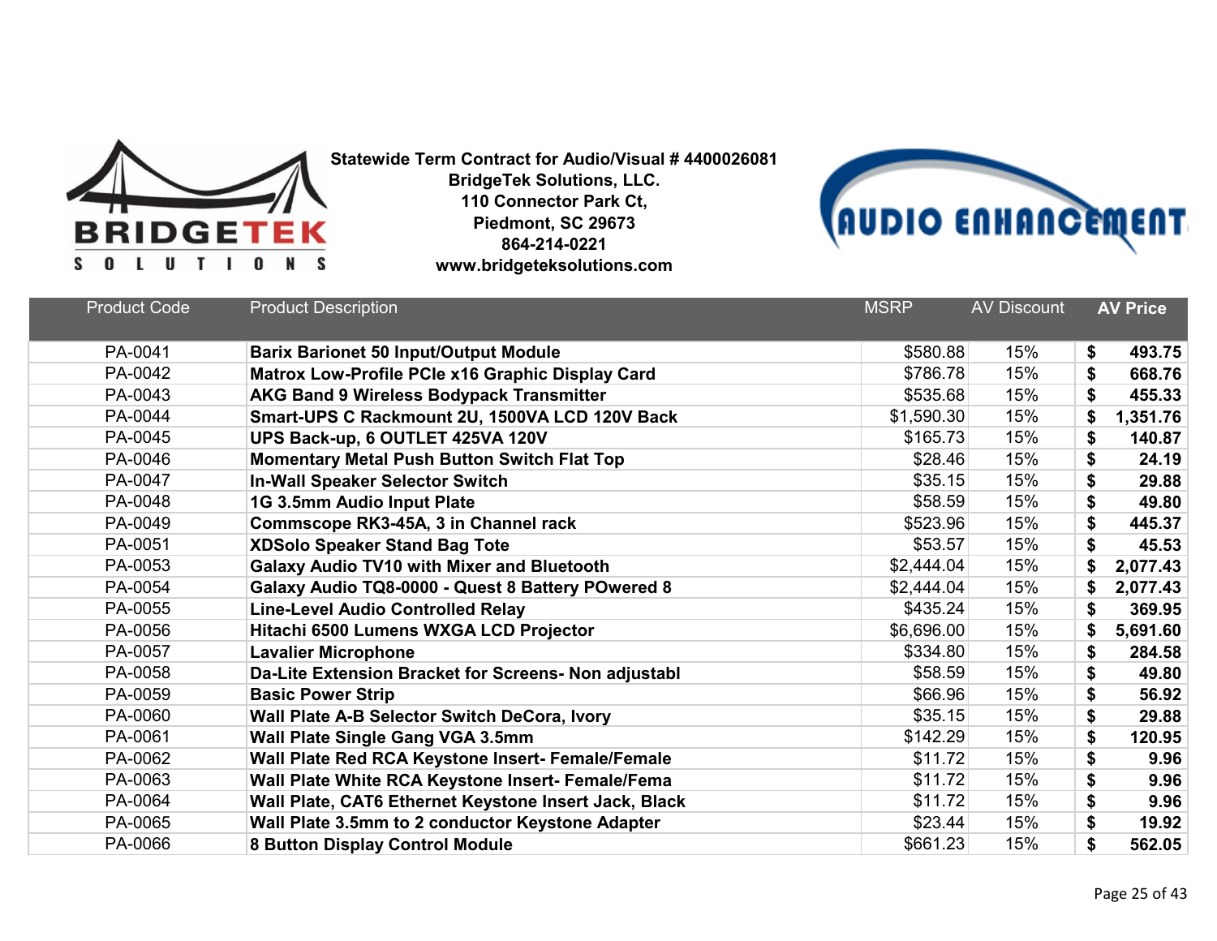**Statewide Term Contract for Audio/Visual # 4400026081**
**BridgeTek Solutions, LLC.**
**110 Connector Park Ct,**
**Piedmont, SC 29673**
**864-214-0221**
**www.bridgeteksolutions.com**

| Product Code | Product Description | MSRP | AV Discount | AV Price |
|---|---|---|---|---|
| PA-0041 | **Barix Barionet 50 Input/Output Module** | $580.88 | 15% | **$ 493.75** |
| PA-0042 | **Matrox Low-Profile PCIe x16 Graphic Display Card** | $786.78 | 15% | **$ 668.76** |
| PA-0043 | **AKG Band 9 Wireless Bodypack Transmitter** | $535.68 | 15% | **$ 455.33** |
| PA-0044 | **Smart-UPS C Rackmount 2U, 1500VA LCD 120V Back** | $1,590.30 | 15% | **$ 1,351.76** |
| PA-0045 | **UPS Back-up, 6 OUTLET 425VA 120V** | $165.73 | 15% | **$ 140.87** |
| PA-0046 | **Momentary Metal Push Button Switch Flat Top** | $28.46 | 15% | **$ 24.19** |
| PA-0047 | **In-Wall Speaker Selector Switch** | $35.15 | 15% | **$ 29.88** |
| PA-0048 | **1G 3.5mm Audio Input Plate** | $58.59 | 15% | **$ 49.80** |
| PA-0049 | **Commscope RK3-45A, 3 in Channel rack** | $523.96 | 15% | **$ 445.37** |
| PA-0051 | **XDSolo Speaker Stand Bag Tote** | $53.57 | 15% | **$ 45.53** |
| PA-0053 | **Galaxy Audio TV10 with Mixer and Bluetooth** | $2,444.04 | 15% | **$ 2,077.43** |
| PA-0054 | **Galaxy Audio TQ8-0000 - Quest 8 Battery POwered 8** | $2,444.04 | 15% | **$ 2,077.43** |
| PA-0055 | **Line-Level Audio Controlled Relay** | $435.24 | 15% | **$ 369.95** |
| PA-0056 | **Hitachi 6500 Lumens WXGA LCD Projector** | $6,696.00 | 15% | **$ 5,691.60** |
| PA-0057 | **Lavalier Microphone** | $334.80 | 15% | **$ 284.58** |
| PA-0058 | **Da-Lite Extension Bracket for Screens- Non adjustabl** | $58.59 | 15% | **$ 49.80** |
| PA-0059 | **Basic Power Strip** | $66.96 | 15% | **$ 56.92** |
| PA-0060 | **Wall Plate A-B Selector Switch DeCora, Ivory** | $35.15 | 15% | **$ 29.88** |
| PA-0061 | **Wall Plate Single Gang VGA 3.5mm** | $142.29 | 15% | **$ 120.95** |
| PA-0062 | **Wall Plate Red RCA Keystone Insert- Female/Female** | $11.72 | 15% | **$ 9.96** |
| PA-0063 | **Wall Plate White RCA Keystone Insert- Female/Fema** | $11.72 | 15% | **$ 9.96** |
| PA-0064 | **Wall Plate, CAT6 Ethernet Keystone Insert Jack, Black** | $11.72 | 15% | **$ 9.96** |
| PA-0065 | **Wall Plate 3.5mm to 2 conductor Keystone Adapter** | $23.44 | 15% | **$ 19.92** |
| PA-0066 | **8 Button Display Control Module** | $661.23 | 15% | **$ 562.05** |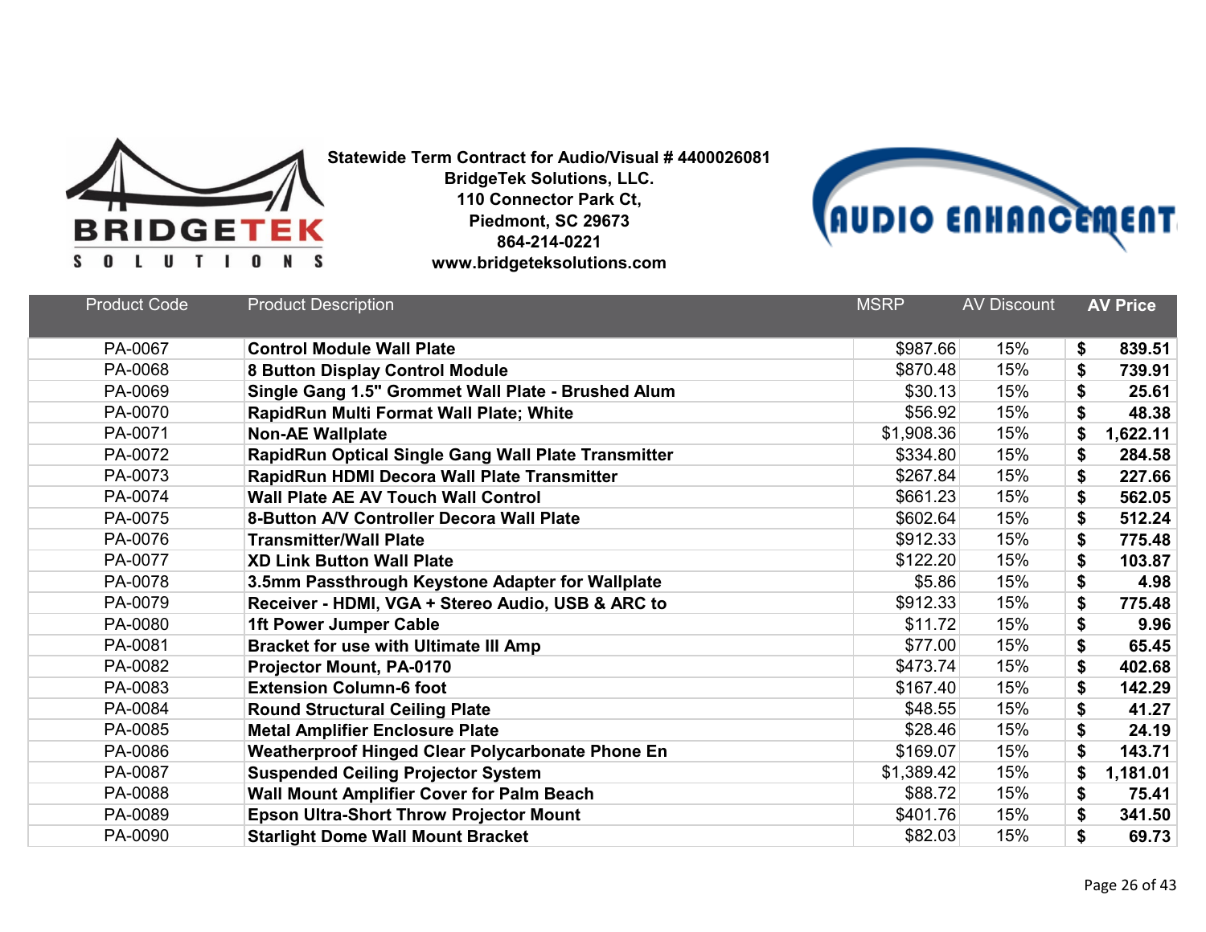**Statewide Term Contract for Audio/Visual # 4400026081**
**BridgeTek Solutions, LLC.**
**110 Connector Park Ct,**
**Piedmont, SC 29673**
**864-214-0221**
**www.bridgeteksolutions.com**

| Product Code | Product Description | MSRP | AV Discount | AV Price |
|---|---|---|---|---|
| PA-0067 | **Control Module Wall Plate** | $987.66 | 15% | **$ 839.51** |
| PA-0068 | **8 Button Display Control Module** | $870.48 | 15% | **$ 739.91** |
| PA-0069 | **Single Gang 1.5" Grommet Wall Plate - Brushed Alum** | $30.13 | 15% | **$ 25.61** |
| PA-0070 | **RapidRun Multi Format Wall Plate; White** | $56.92 | 15% | **$ 48.38** |
| PA-0071 | **Non-AE Wallplate** | $1,908.36 | 15% | **$ 1,622.11** |
| PA-0072 | **RapidRun Optical Single Gang Wall Plate Transmitter** | $334.80 | 15% | **$ 284.58** |
| PA-0073 | **RapidRun HDMI Decora Wall Plate Transmitter** | $267.84 | 15% | **$ 227.66** |
| PA-0074 | **Wall Plate AE AV Touch Wall Control** | $661.23 | 15% | **$ 562.05** |
| PA-0075 | **8-Button A/V Controller Decora Wall Plate** | $602.64 | 15% | **$ 512.24** |
| PA-0076 | **Transmitter/Wall Plate** | $912.33 | 15% | **$ 775.48** |
| PA-0077 | **XD Link Button Wall Plate** | $122.20 | 15% | **$ 103.87** |
| PA-0078 | **3.5mm Passthrough Keystone Adapter for Wallplate** | $5.86 | 15% | **$ 4.98** |
| PA-0079 | **Receiver - HDMI, VGA + Stereo Audio, USB & ARC to** | $912.33 | 15% | **$ 775.48** |
| PA-0080 | **1ft Power Jumper Cable** | $11.72 | 15% | **$ 9.96** |
| PA-0081 | **Bracket for use with Ultimate III Amp** | $77.00 | 15% | **$ 65.45** |
| PA-0082 | **Projector Mount, PA-0170** | $473.74 | 15% | **$ 402.68** |
| PA-0083 | **Extension Column-6 foot** | $167.40 | 15% | **$ 142.29** |
| PA-0084 | **Round Structural Ceiling Plate** | $48.55 | 15% | **$ 41.27** |
| PA-0085 | **Metal Amplifier Enclosure Plate** | $28.46 | 15% | **$ 24.19** |
| PA-0086 | **Weatherproof Hinged Clear Polycarbonate Phone En** | $169.07 | 15% | **$ 143.71** |
| PA-0087 | **Suspended Ceiling Projector System** | $1,389.42 | 15% | **$ 1,181.01** |
| PA-0088 | **Wall Mount Amplifier Cover for Palm Beach** | $88.72 | 15% | **$ 75.41** |
| PA-0089 | **Epson Ultra-Short Throw Projector Mount** | $401.76 | 15% | **$ 341.50** |
| PA-0090 | **Starlight Dome Wall Mount Bracket** | $82.03 | 15% | **$ 69.73** |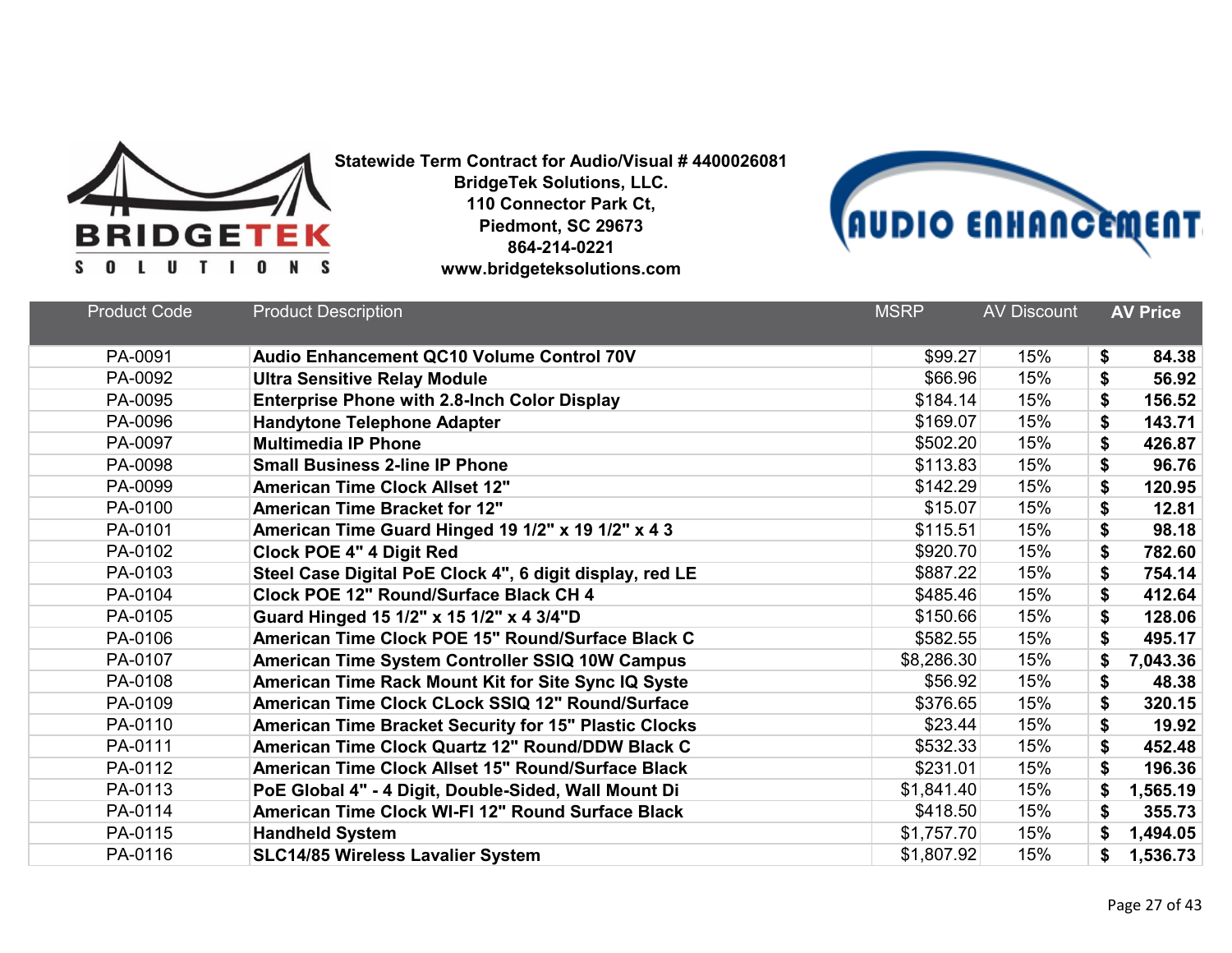**Statewide Term Contract for Audio/Visual # 4400026081**
**BridgeTek Solutions, LLC.**
**110 Connector Park Ct,**
**Piedmont, SC 29673**
**864-214-0221**
**www.bridgeteksolutions.com**

| Product Code | Product Description | MSRP | AV Discount | AV Price |
|---|---|---|---|---|
| PA-0091 | **Audio Enhancement QC10 Volume Control 70V** | $99.27 | 15% | **$ 84.38** |
| PA-0092 | **Ultra Sensitive Relay Module** | $66.96 | 15% | **$ 56.92** |
| PA-0095 | **Enterprise Phone with 2.8-Inch Color Display** | $184.14 | 15% | **$ 156.52** |
| PA-0096 | **Handytone Telephone Adapter** | $169.07 | 15% | **$ 143.71** |
| PA-0097 | **Multimedia IP Phone** | $502.20 | 15% | **$ 426.87** |
| PA-0098 | **Small Business 2-line IP Phone** | $113.83 | 15% | **$ 96.76** |
| PA-0099 | **American Time Clock Allset 12"** | $142.29 | 15% | **$ 120.95** |
| PA-0100 | **American Time Bracket for 12"** | $15.07 | 15% | **$ 12.81** |
| PA-0101 | **American Time Guard Hinged 19 1/2" x 19 1/2" x 4 3** | $115.51 | 15% | **$ 98.18** |
| PA-0102 | **Clock POE 4" 4 Digit Red** | $920.70 | 15% | **$ 782.60** |
| PA-0103 | **Steel Case Digital PoE Clock 4", 6 digit display, red LE** | $887.22 | 15% | **$ 754.14** |
| PA-0104 | **Clock POE 12" Round/Surface Black CH 4** | $485.46 | 15% | **$ 412.64** |
| PA-0105 | **Guard Hinged 15 1/2" x 15 1/2" x 4 3/4"D** | $150.66 | 15% | **$ 128.06** |
| PA-0106 | **American Time Clock POE 15" Round/Surface Black C** | $582.55 | 15% | **$ 495.17** |
| PA-0107 | **American Time System Controller SSIQ 10W Campus** | $8,286.30 | 15% | **$ 7,043.36** |
| PA-0108 | **American Time Rack Mount Kit for Site Sync IQ Syste** | $56.92 | 15% | **$ 48.38** |
| PA-0109 | **American Time Clock CLock SSIQ 12" Round/Surface** | $376.65 | 15% | **$ 320.15** |
| PA-0110 | **American Time Bracket Security for 15" Plastic Clocks** | $23.44 | 15% | **$ 19.92** |
| PA-0111 | **American Time Clock Quartz 12" Round/DDW Black C** | $532.33 | 15% | **$ 452.48** |
| PA-0112 | **American Time Clock Allset 15" Round/Surface Black** | $231.01 | 15% | **$ 196.36** |
| PA-0113 | **PoE Global 4" - 4 Digit, Double-Sided, Wall Mount Di** | $1,841.40 | 15% | **$ 1,565.19** |
| PA-0114 | **American Time Clock WI-FI 12" Round Surface Black** | $418.50 | 15% | **$ 355.73** |
| PA-0115 | **Handheld System** | $1,757.70 | 15% | **$ 1,494.05** |
| PA-0116 | **SLC14/85 Wireless Lavalier System** | $1,807.92 | 15% | **$ 1,536.73** |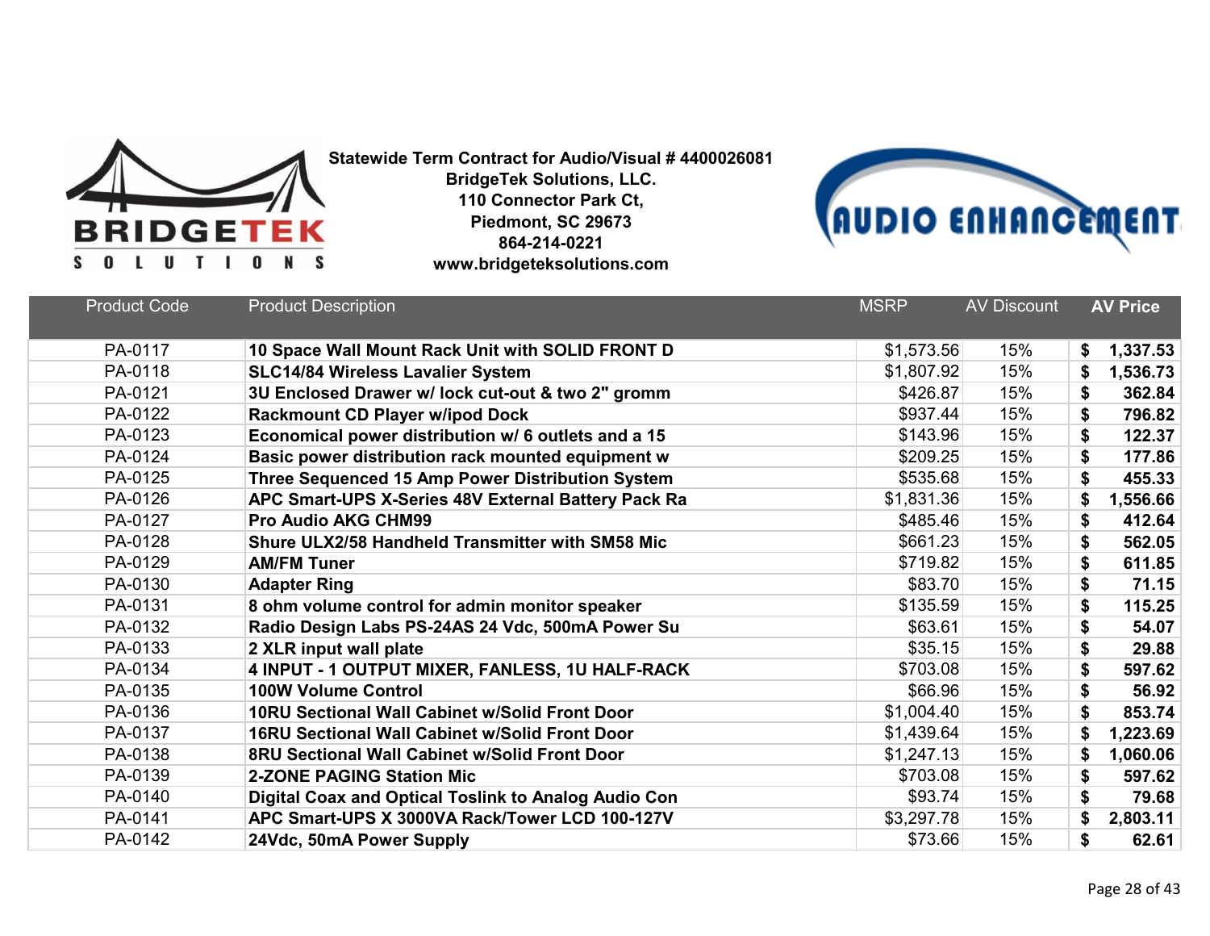**Statewide Term Contract for Audio/Visual # 4400026081**
**BridgeTek Solutions, LLC.**
**110 Connector Park Ct,**
**Piedmont, SC 29673**
**864-214-0221**
**www.bridgeteksolutions.com**

| Product Code | Product Description | MSRP | AV Discount | AV Price |
|---|---|---|---|---|
| PA-0117 | **10 Space Wall Mount Rack Unit with SOLID FRONT D** | $1,573.56 | 15% | **$ 1,337.53** |
| PA-0118 | **SLC14/84 Wireless Lavalier System** | $1,807.92 | 15% | **$ 1,536.73** |
| PA-0121 | **3U Enclosed Drawer w/ lock cut-out & two 2" gromm** | $426.87 | 15% | **$ 362.84** |
| PA-0122 | **Rackmount CD Player w/ipod Dock** | $937.44 | 15% | **$ 796.82** |
| PA-0123 | **Economical power distribution w/ 6 outlets and a 15** | $143.96 | 15% | **$ 122.37** |
| PA-0124 | **Basic power distribution rack mounted equipment w** | $209.25 | 15% | **$ 177.86** |
| PA-0125 | **Three Sequenced 15 Amp Power Distribution System** | $535.68 | 15% | **$ 455.33** |
| PA-0126 | **APC Smart-UPS X-Series 48V External Battery Pack Ra** | $1,831.36 | 15% | **$ 1,556.66** |
| PA-0127 | **Pro Audio AKG CHM99** | $485.46 | 15% | **$ 412.64** |
| PA-0128 | **Shure ULX2/58 Handheld Transmitter with SM58 Mic** | $661.23 | 15% | **$ 562.05** |
| PA-0129 | **AM/FM Tuner** | $719.82 | 15% | **$ 611.85** |
| PA-0130 | **Adapter Ring** | $83.70 | 15% | **$ 71.15** |
| PA-0131 | **8 ohm volume control for admin monitor speaker** | $135.59 | 15% | **$ 115.25** |
| PA-0132 | **Radio Design Labs PS-24AS 24 Vdc, 500mA Power Su** | $63.61 | 15% | **$ 54.07** |
| PA-0133 | **2 XLR input wall plate** | $35.15 | 15% | **$ 29.88** |
| PA-0134 | **4 INPUT - 1 OUTPUT MIXER, FANLESS, 1U HALF-RACK** | $703.08 | 15% | **$ 597.62** |
| PA-0135 | **100W Volume Control** | $66.96 | 15% | **$ 56.92** |
| PA-0136 | **10RU Sectional Wall Cabinet w/Solid Front Door** | $1,004.40 | 15% | **$ 853.74** |
| PA-0137 | **16RU Sectional Wall Cabinet w/Solid Front Door** | $1,439.64 | 15% | **$ 1,223.69** |
| PA-0138 | **8RU Sectional Wall Cabinet w/Solid Front Door** | $1,247.13 | 15% | **$ 1,060.06** |
| PA-0139 | **2-ZONE PAGING Station Mic** | $703.08 | 15% | **$ 597.62** |
| PA-0140 | **Digital Coax and Optical Toslink to Analog Audio Con** | $93.74 | 15% | **$ 79.68** |
| PA-0141 | **APC Smart-UPS X 3000VA Rack/Tower LCD 100-127V** | $3,297.78 | 15% | **$ 2,803.11** |
| PA-0142 | **24Vdc, 50mA Power Supply** | $73.66 | 15% | **$ 62.61** |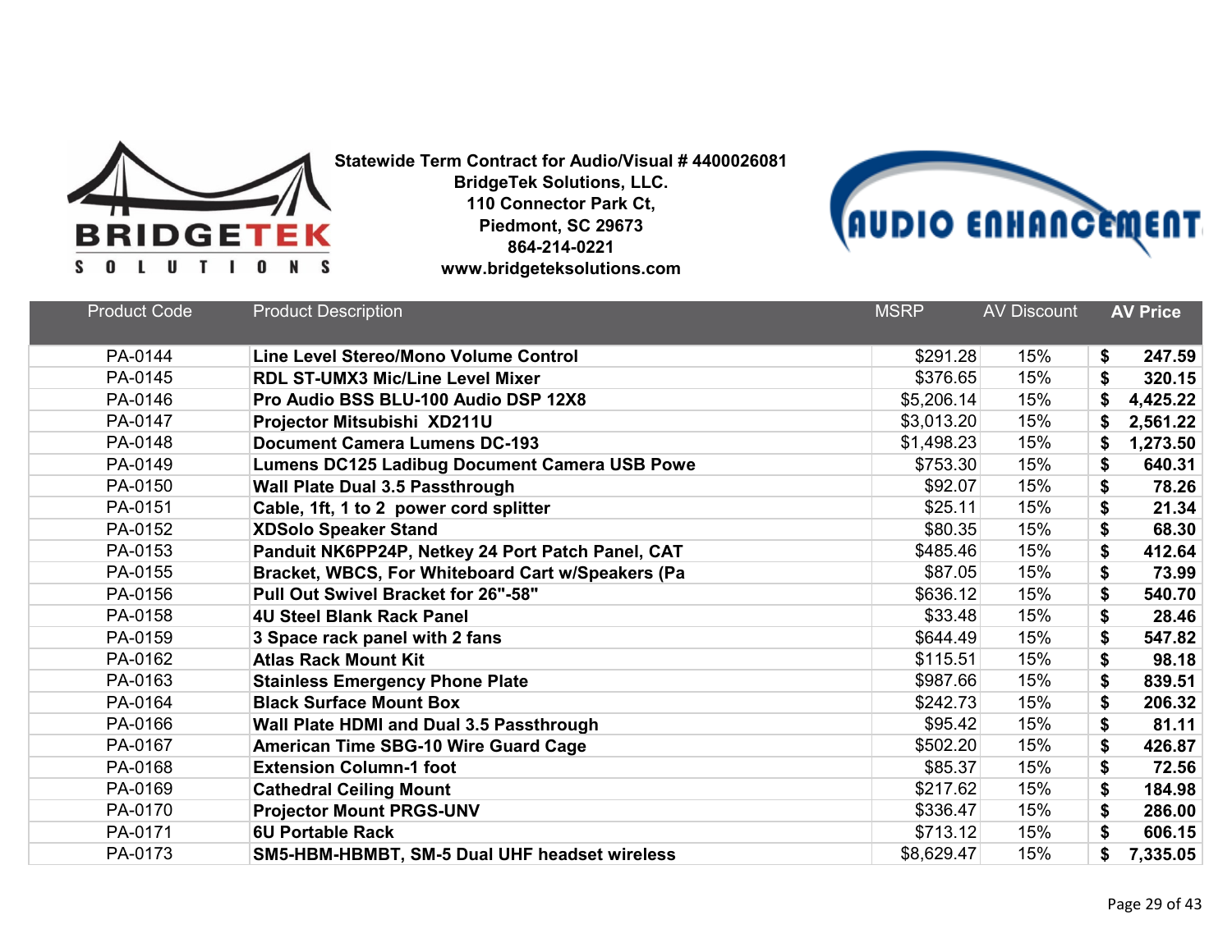**Statewide Term Contract for Audio/Visual # 4400026081**
**BridgeTek Solutions, LLC.**
**110 Connector Park Ct,**
**Piedmont, SC 29673**
**864-214-0221**
**www.bridgeteksolutions.com**

| Product Code | Product Description | MSRP | AV Discount | AV Price |
|---|---|---|---|---|
| PA-0144 | **Line Level Stereo/Mono Volume Control** | $291.28 | 15% | **$ 247.59** |
| PA-0145 | **RDL ST-UMX3 Mic/Line Level Mixer** | $376.65 | 15% | **$ 320.15** |
| PA-0146 | **Pro Audio BSS BLU-100 Audio DSP 12X8** | $5,206.14 | 15% | **$ 4,425.22** |
| PA-0147 | **Projector Mitsubishi XD211U** | $3,013.20 | 15% | **$ 2,561.22** |
| PA-0148 | **Document Camera Lumens DC-193** | $1,498.23 | 15% | **$ 1,273.50** |
| PA-0149 | **Lumens DC125 Ladibug Document Camera USB Powe** | $753.30 | 15% | **$ 640.31** |
| PA-0150 | **Wall Plate Dual 3.5 Passthrough** | $92.07 | 15% | **$ 78.26** |
| PA-0151 | **Cable, 1ft, 1 to 2 power cord splitter** | $25.11 | 15% | **$ 21.34** |
| PA-0152 | **XDSolo Speaker Stand** | $80.35 | 15% | **$ 68.30** |
| PA-0153 | **Panduit NK6PP24P, Netkey 24 Port Patch Panel, CAT** | $485.46 | 15% | **$ 412.64** |
| PA-0155 | **Bracket, WBCS, For Whiteboard Cart w/Speakers (Pa** | $87.05 | 15% | **$ 73.99** |
| PA-0156 | **Pull Out Swivel Bracket for 26"-58"** | $636.12 | 15% | **$ 540.70** |
| PA-0158 | **4U Steel Blank Rack Panel** | $33.48 | 15% | **$ 28.46** |
| PA-0159 | **3 Space rack panel with 2 fans** | $644.49 | 15% | **$ 547.82** |
| PA-0162 | **Atlas Rack Mount Kit** | $115.51 | 15% | **$ 98.18** |
| PA-0163 | **Stainless Emergency Phone Plate** | $987.66 | 15% | **$ 839.51** |
| PA-0164 | **Black Surface Mount Box** | $242.73 | 15% | **$ 206.32** |
| PA-0166 | **Wall Plate HDMI and Dual 3.5 Passthrough** | $95.42 | 15% | **$ 81.11** |
| PA-0167 | **American Time SBG-10 Wire Guard Cage** | $502.20 | 15% | **$ 426.87** |
| PA-0168 | **Extension Column-1 foot** | $85.37 | 15% | **$ 72.56** |
| PA-0169 | **Cathedral Ceiling Mount** | $217.62 | 15% | **$ 184.98** |
| PA-0170 | **Projector Mount PRGS-UNV** | $336.47 | 15% | **$ 286.00** |
| PA-0171 | **6U Portable Rack** | $713.12 | 15% | **$ 606.15** |
| PA-0173 | **SM5-HBM-HBMBT, SM-5 Dual UHF headset wireless** | $8,629.47 | 15% | **$ 7,335.05** |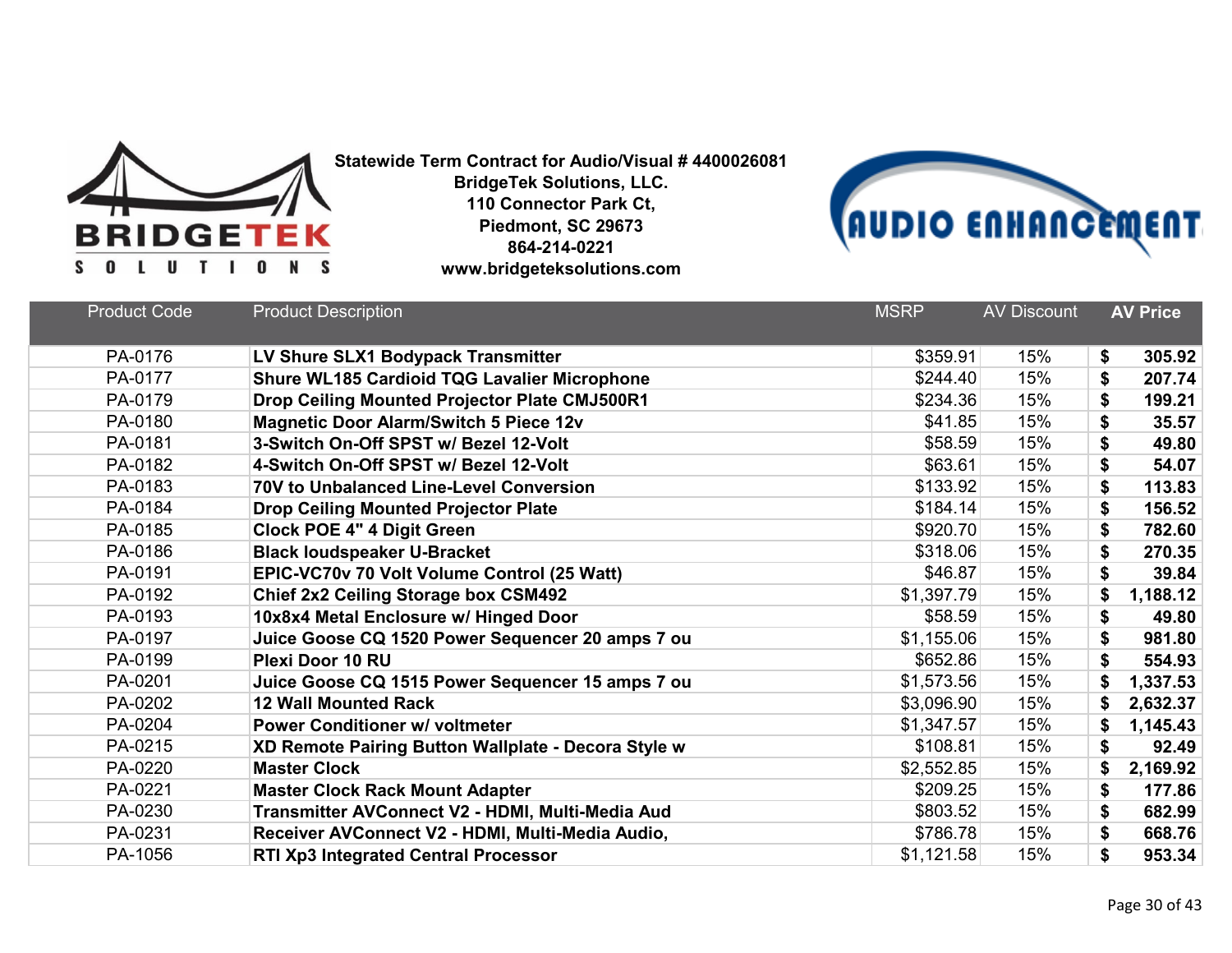**Statewide Term Contract for Audio/Visual # 4400026081**
**BridgeTek Solutions, LLC.**
**110 Connector Park Ct,**
**Piedmont, SC 29673**
**864-214-0221**
**www.bridgeteksolutions.com**

| Product Code | Product Description | MSRP | AV Discount | AV Price |
|---|---|---|---|---|
| PA-0176 | **LV Shure SLX1 Bodypack Transmitter** | $359.91 | 15% | **$ 305.92** |
| PA-0177 | **Shure WL185 Cardioid TQG Lavalier Microphone** | $244.40 | 15% | **$ 207.74** |
| PA-0179 | **Drop Ceiling Mounted Projector Plate CMJ500R1** | $234.36 | 15% | **$ 199.21** |
| PA-0180 | **Magnetic Door Alarm/Switch 5 Piece 12v** | $41.85 | 15% | **$ 35.57** |
| PA-0181 | **3-Switch On-Off SPST w/ Bezel 12-Volt** | $58.59 | 15% | **$ 49.80** |
| PA-0182 | **4-Switch On-Off SPST w/ Bezel 12-Volt** | $63.61 | 15% | **$ 54.07** |
| PA-0183 | **70V to Unbalanced Line-Level Conversion** | $133.92 | 15% | **$ 113.83** |
| PA-0184 | **Drop Ceiling Mounted Projector Plate** | $184.14 | 15% | **$ 156.52** |
| PA-0185 | **Clock POE 4" 4 Digit Green** | $920.70 | 15% | **$ 782.60** |
| PA-0186 | **Black loudspeaker U-Bracket** | $318.06 | 15% | **$ 270.35** |
| PA-0191 | **EPIC-VC70v 70 Volt Volume Control (25 Watt)** | $46.87 | 15% | **$ 39.84** |
| PA-0192 | **Chief 2x2 Ceiling Storage box CSM492** | $1,397.79 | 15% | **$ 1,188.12** |
| PA-0193 | **10x8x4 Metal Enclosure w/ Hinged Door** | $58.59 | 15% | **$ 49.80** |
| PA-0197 | **Juice Goose CQ 1520 Power Sequencer 20 amps 7 ou** | $1,155.06 | 15% | **$ 981.80** |
| PA-0199 | **Plexi Door 10 RU** | $652.86 | 15% | **$ 554.93** |
| PA-0201 | **Juice Goose CQ 1515 Power Sequencer 15 amps 7 ou** | $1,573.56 | 15% | **$ 1,337.53** |
| PA-0202 | **12 Wall Mounted Rack** | $3,096.90 | 15% | **$ 2,632.37** |
| PA-0204 | **Power Conditioner w/ voltmeter** | $1,347.57 | 15% | **$ 1,145.43** |
| PA-0215 | **XD Remote Pairing Button Wallplate - Decora Style w** | $108.81 | 15% | **$ 92.49** |
| PA-0220 | **Master Clock** | $2,552.85 | 15% | **$ 2,169.92** |
| PA-0221 | **Master Clock Rack Mount Adapter** | $209.25 | 15% | **$ 177.86** |
| PA-0230 | **Transmitter AVConnect V2 - HDMI, Multi-Media Aud** | $803.52 | 15% | **$ 682.99** |
| PA-0231 | **Receiver AVConnect V2 - HDMI, Multi-Media Audio,** | $786.78 | 15% | **$ 668.76** |
| PA-1056 | **RTI Xp3 Integrated Central Processor** | $1,121.58 | 15% | **$ 953.34** |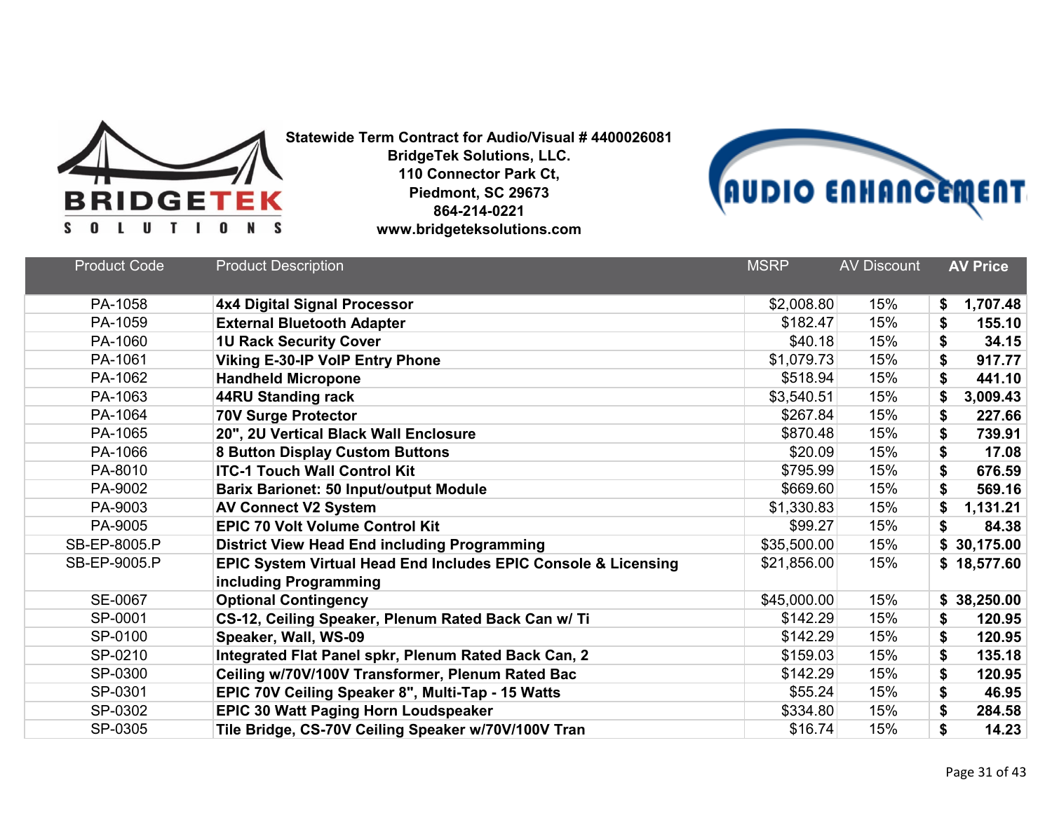**Statewide Term Contract for Audio/Visual # 4400026081**
**BridgeTek Solutions, LLC.**
**110 Connector Park Ct,**
**Piedmont, SC 29673**
**864-214-0221**
**www.bridgeteksolutions.com**

| Product Code | Product Description | MSRP | AV Discount | AV Price |
|---|---|---|---|---|
| PA-1058 | **4x4 Digital Signal Processor** | $2,008.80 | 15% | **$ 1,707.48** |
| PA-1059 | **External Bluetooth Adapter** | $182.47 | 15% | **$ 155.10** |
| PA-1060 | **1U Rack Security Cover** | $40.18 | 15% | **$ 34.15** |
| PA-1061 | **Viking E-30-IP VoIP Entry Phone** | $1,079.73 | 15% | **$ 917.77** |
| PA-1062 | **Handheld Micropone** | $518.94 | 15% | **$ 441.10** |
| PA-1063 | **44RU Standing rack** | $3,540.51 | 15% | **$ 3,009.43** |
| PA-1064 | **70V Surge Protector** | $267.84 | 15% | **$ 227.66** |
| PA-1065 | **20", 2U Vertical Black Wall Enclosure** | $870.48 | 15% | **$ 739.91** |
| PA-1066 | **8 Button Display Custom Buttons** | $20.09 | 15% | **$ 17.08** |
| PA-8010 | **ITC-1 Touch Wall Control Kit** | $795.99 | 15% | **$ 676.59** |
| PA-9002 | **Barix Barionet: 50 Input/output Module** | $669.60 | 15% | **$ 569.16** |
| PA-9003 | **AV Connect V2 System** | $1,330.83 | 15% | **$ 1,131.21** |
| PA-9005 | **EPIC 70 Volt Volume Control Kit** | $99.27 | 15% | **$ 84.38** |
| SB-EP-8005.P | **District View Head End including Programming** | $35,500.00 | 15% | **$ 30,175.00** |
| SB-EP-9005.P | **EPIC System Virtual Head End Includes EPIC Console & Licensing including Programming** | $21,856.00 | 15% | **$ 18,577.60** |
| SE-0067 | **Optional Contingency** | $45,000.00 | 15% | **$ 38,250.00** |
| SP-0001 | **CS-12, Ceiling Speaker, Plenum Rated Back Can w/ Ti** | $142.29 | 15% | **$ 120.95** |
| SP-0100 | **Speaker, Wall, WS-09** | $142.29 | 15% | **$ 120.95** |
| SP-0210 | **Integrated Flat Panel spkr, Plenum Rated Back Can, 2** | $159.03 | 15% | **$ 135.18** |
| SP-0300 | **Ceiling w/70V/100V Transformer, Plenum Rated Bac** | $142.29 | 15% | **$ 120.95** |
| SP-0301 | **EPIC 70V Ceiling Speaker 8", Multi-Tap - 15 Watts** | $55.24 | 15% | **$ 46.95** |
| SP-0302 | **EPIC 30 Watt Paging Horn Loudspeaker** | $334.80 | 15% | **$ 284.58** |
| SP-0305 | **Tile Bridge, CS-70V Ceiling Speaker w/70V/100V Tran** | $16.74 | 15% | **$ 14.23** |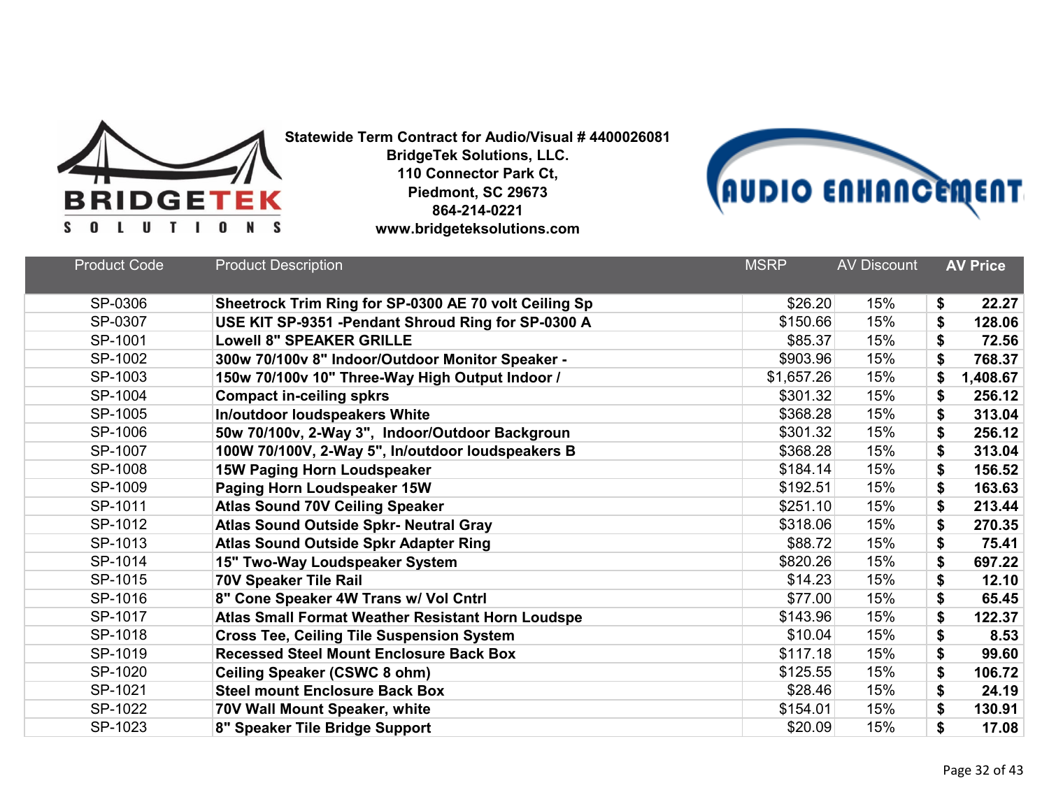**Statewide Term Contract for Audio/Visual # 4400026081**
**BridgeTek Solutions, LLC.**
**110 Connector Park Ct,**
**Piedmont, SC 29673**
**864-214-0221**
**www.bridgeteksolutions.com**

| Product Code | Product Description | MSRP | AV Discount | AV Price |
|---|---|---|---|---|
| SP-0306 | **Sheetrock Trim Ring for SP-0300 AE 70 volt Ceiling Sp** | $26.20 | 15% | **$ 22.27** |
| SP-0307 | **USE KIT SP-9351 -Pendant Shroud Ring for SP-0300 A** | $150.66 | 15% | **$ 128.06** |
| SP-1001 | **Lowell 8" SPEAKER GRILLE** | $85.37 | 15% | **$ 72.56** |
| SP-1002 | **300w 70/100v 8" Indoor/Outdoor Monitor Speaker -** | $903.96 | 15% | **$ 768.37** |
| SP-1003 | **150w 70/100v 10" Three-Way High Output Indoor /** | $1,657.26 | 15% | **$ 1,408.67** |
| SP-1004 | **Compact in-ceiling spkrs** | $301.32 | 15% | **$ 256.12** |
| SP-1005 | **In/outdoor loudspeakers White** | $368.28 | 15% | **$ 313.04** |
| SP-1006 | **50w 70/100v, 2-Way 3", Indoor/Outdoor Backgroun** | $301.32 | 15% | **$ 256.12** |
| SP-1007 | **100W 70/100V, 2-Way 5", In/outdoor loudspeakers B** | $368.28 | 15% | **$ 313.04** |
| SP-1008 | **15W Paging Horn Loudspeaker** | $184.14 | 15% | **$ 156.52** |
| SP-1009 | **Paging Horn Loudspeaker 15W** | $192.51 | 15% | **$ 163.63** |
| SP-1011 | **Atlas Sound 70V Ceiling Speaker** | $251.10 | 15% | **$ 213.44** |
| SP-1012 | **Atlas Sound Outside Spkr- Neutral Gray** | $318.06 | 15% | **$ 270.35** |
| SP-1013 | **Atlas Sound Outside Spkr Adapter Ring** | $88.72 | 15% | **$ 75.41** |
| SP-1014 | **15" Two-Way Loudspeaker System** | $820.26 | 15% | **$ 697.22** |
| SP-1015 | **70V Speaker Tile Rail** | $14.23 | 15% | **$ 12.10** |
| SP-1016 | **8" Cone Speaker 4W Trans w/ Vol Cntrl** | $77.00 | 15% | **$ 65.45** |
| SP-1017 | **Atlas Small Format Weather Resistant Horn Loudspe** | $143.96 | 15% | **$ 122.37** |
| SP-1018 | **Cross Tee, Ceiling Tile Suspension System** | $10.04 | 15% | **$ 8.53** |
| SP-1019 | **Recessed Steel Mount Enclosure Back Box** | $117.18 | 15% | **$ 99.60** |
| SP-1020 | **Ceiling Speaker (CSWC 8 ohm)** | $125.55 | 15% | **$ 106.72** |
| SP-1021 | **Steel mount Enclosure Back Box** | $28.46 | 15% | **$ 24.19** |
| SP-1022 | **70V Wall Mount Speaker, white** | $154.01 | 15% | **$ 130.91** |
| SP-1023 | **8" Speaker Tile Bridge Support** | $20.09 | 15% | **$ 17.08** |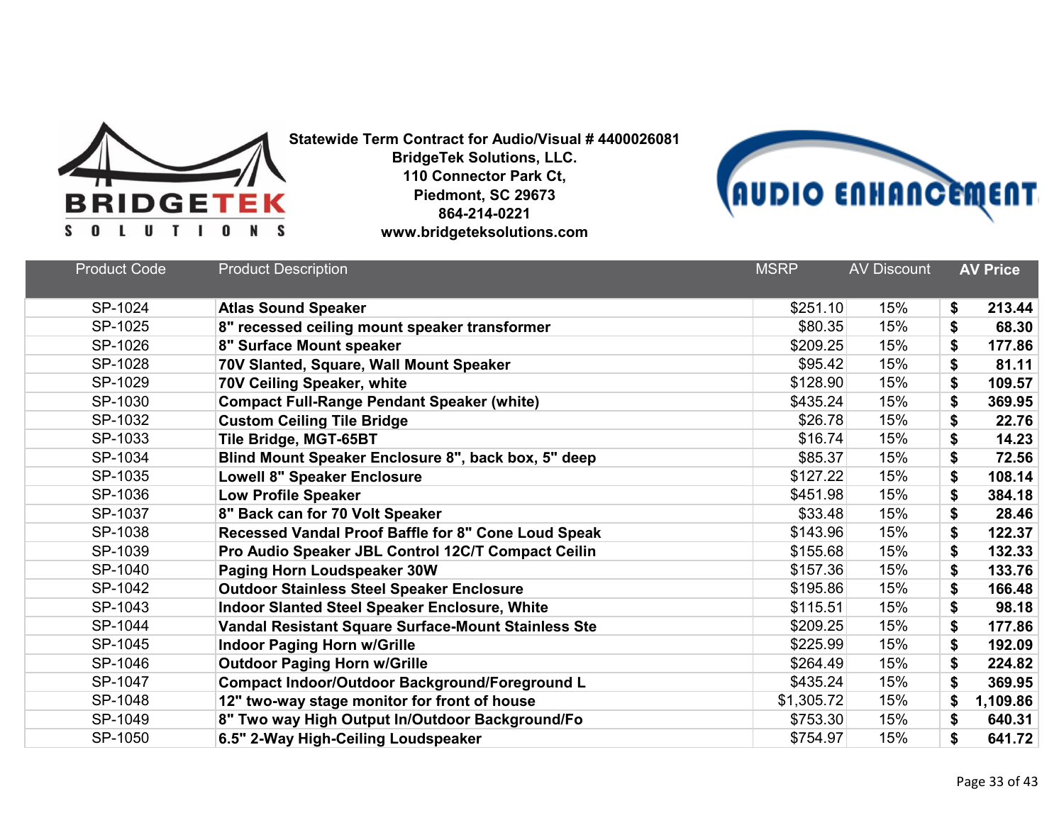**Statewide Term Contract for Audio/Visual # 4400026081**
**BridgeTek Solutions, LLC.**
**110 Connector Park Ct,**
**Piedmont, SC 29673**
**864-214-0221**
**www.bridgeteksolutions.com**

| Product Code | Product Description | MSRP | AV Discount | AV Price |
|---|---|---|---|---|
| SP-1024 | **Atlas Sound Speaker** | $251.10 | 15% | **$ 213.44** |
| SP-1025 | **8" recessed ceiling mount speaker transformer** | $80.35 | 15% | **$ 68.30** |
| SP-1026 | **8" Surface Mount speaker** | $209.25 | 15% | **$ 177.86** |
| SP-1028 | **70V Slanted, Square, Wall Mount Speaker** | $95.42 | 15% | **$ 81.11** |
| SP-1029 | **70V Ceiling Speaker, white** | $128.90 | 15% | **$ 109.57** |
| SP-1030 | **Compact Full-Range Pendant Speaker (white)** | $435.24 | 15% | **$ 369.95** |
| SP-1032 | **Custom Ceiling Tile Bridge** | $26.78 | 15% | **$ 22.76** |
| SP-1033 | **Tile Bridge, MGT-65BT** | $16.74 | 15% | **$ 14.23** |
| SP-1034 | **Blind Mount Speaker Enclosure 8", back box, 5" deep** | $85.37 | 15% | **$ 72.56** |
| SP-1035 | **Lowell 8" Speaker Enclosure** | $127.22 | 15% | **$ 108.14** |
| SP-1036 | **Low Profile Speaker** | $451.98 | 15% | **$ 384.18** |
| SP-1037 | **8" Back can for 70 Volt Speaker** | $33.48 | 15% | **$ 28.46** |
| SP-1038 | **Recessed Vandal Proof Baffle for 8" Cone Loud Speak** | $143.96 | 15% | **$ 122.37** |
| SP-1039 | **Pro Audio Speaker JBL Control 12C/T Compact Ceilin** | $155.68 | 15% | **$ 132.33** |
| SP-1040 | **Paging Horn Loudspeaker 30W** | $157.36 | 15% | **$ 133.76** |
| SP-1042 | **Outdoor Stainless Steel Speaker Enclosure** | $195.86 | 15% | **$ 166.48** |
| SP-1043 | **Indoor Slanted Steel Speaker Enclosure, White** | $115.51 | 15% | **$ 98.18** |
| SP-1044 | **Vandal Resistant Square Surface-Mount Stainless Ste** | $209.25 | 15% | **$ 177.86** |
| SP-1045 | **Indoor Paging Horn w/Grille** | $225.99 | 15% | **$ 192.09** |
| SP-1046 | **Outdoor Paging Horn w/Grille** | $264.49 | 15% | **$ 224.82** |
| SP-1047 | **Compact Indoor/Outdoor Background/Foreground L** | $435.24 | 15% | **$ 369.95** |
| SP-1048 | **12" two-way stage monitor for front of house** | $1,305.72 | 15% | **$ 1,109.86** |
| SP-1049 | **8" Two way High Output In/Outdoor Background/Fo** | $753.30 | 15% | **$ 640.31** |
| SP-1050 | **6.5" 2-Way High-Ceiling Loudspeaker** | $754.97 | 15% | **$ 641.72** |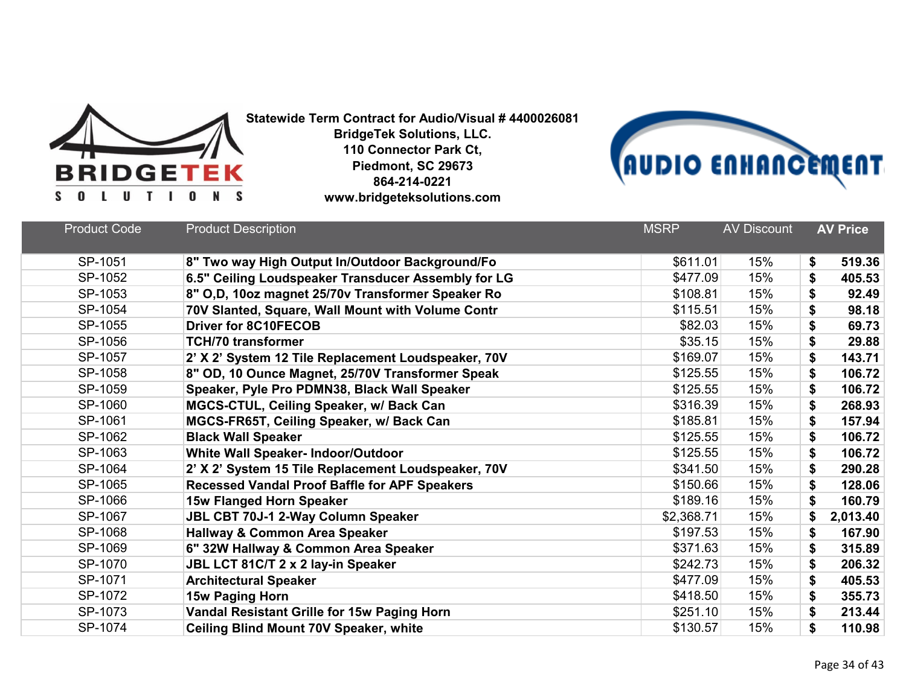**Statewide Term Contract for Audio/Visual # 4400026081**
**BridgeTek Solutions, LLC.**
**110 Connector Park Ct,**
**Piedmont, SC 29673**
**864-214-0221**
**www.bridgeteksolutions.com**

| Product Code | Product Description | MSRP | AV Discount | AV Price |
|---|---|---|---|---|
| SP-1051 | 8" Two way High Output In/Outdoor Background/Fo | $611.01 | 15% | $ 519.36 |
| SP-1052 | 6.5" Ceiling Loudspeaker Transducer Assembly for LG | $477.09 | 15% | $ 405.53 |
| SP-1053 | 8" O,D, 10oz magnet 25/70v Transformer Speaker Ro | $108.81 | 15% | $ 92.49 |
| SP-1054 | 70V Slanted, Square, Wall Mount with Volume Contr | $115.51 | 15% | $ 98.18 |
| SP-1055 | Driver for 8C10FECOB | $82.03 | 15% | $ 69.73 |
| SP-1056 | TCH/70 transformer | $35.15 | 15% | $ 29.88 |
| SP-1057 | 2' X 2' System 12 Tile Replacement Loudspeaker, 70V | $169.07 | 15% | $ 143.71 |
| SP-1058 | 8" OD, 10 Ounce Magnet, 25/70V Transformer Speak | $125.55 | 15% | $ 106.72 |
| SP-1059 | Speaker, Pyle Pro PDMN38, Black Wall Speaker | $125.55 | 15% | $ 106.72 |
| SP-1060 | MGCS-CTUL, Ceiling Speaker, w/ Back Can | $316.39 | 15% | $ 268.93 |
| SP-1061 | MGCS-FR65T, Ceiling Speaker, w/ Back Can | $185.81 | 15% | $ 157.94 |
| SP-1062 | Black Wall Speaker | $125.55 | 15% | $ 106.72 |
| SP-1063 | White Wall Speaker- Indoor/Outdoor | $125.55 | 15% | $ 106.72 |
| SP-1064 | 2' X 2' System 15 Tile Replacement Loudspeaker, 70V | $341.50 | 15% | $ 290.28 |
| SP-1065 | Recessed Vandal Proof Baffle for APF Speakers | $150.66 | 15% | $ 128.06 |
| SP-1066 | 15w Flanged Horn Speaker | $189.16 | 15% | $ 160.79 |
| SP-1067 | JBL CBT 70J-1 2-Way Column Speaker | $2,368.71 | 15% | $ 2,013.40 |
| SP-1068 | Hallway & Common Area Speaker | $197.53 | 15% | $ 167.90 |
| SP-1069 | 6" 32W Hallway & Common Area Speaker | $371.63 | 15% | $ 315.89 |
| SP-1070 | JBL LCT 81C/T 2 x 2 lay-in Speaker | $242.73 | 15% | $ 206.32 |
| SP-1071 | Architectural Speaker | $477.09 | 15% | $ 405.53 |
| SP-1072 | 15w Paging Horn | $418.50 | 15% | $ 355.73 |
| SP-1073 | Vandal Resistant Grille for 15w Paging Horn | $251.10 | 15% | $ 213.44 |
| SP-1074 | Ceiling Blind Mount 70V Speaker, white | $130.57 | 15% | $ 110.98 |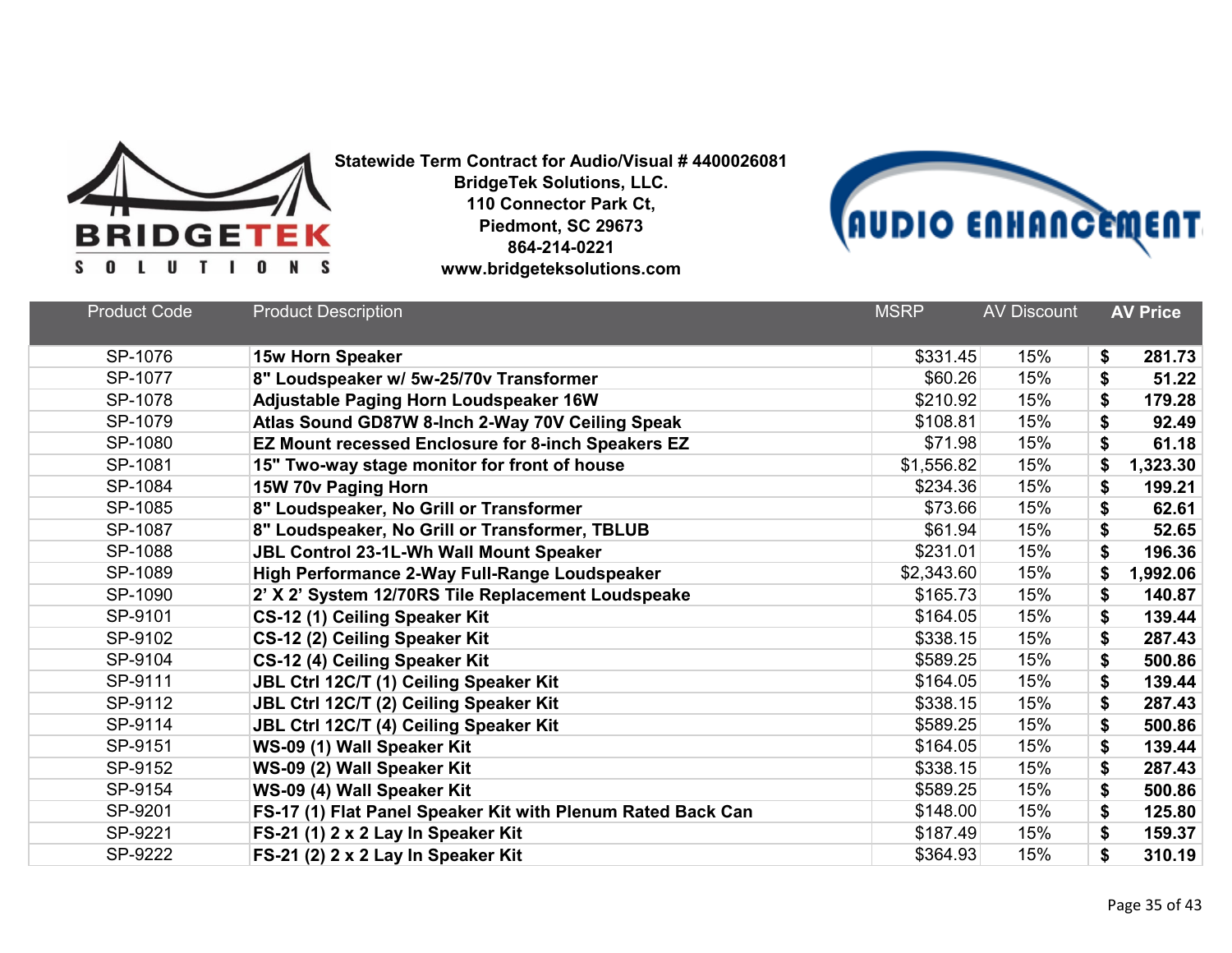**Statewide Term Contract for Audio/Visual # 4400026081**
**BridgeTek Solutions, LLC.**
**110 Connector Park Ct,**
**Piedmont, SC 29673**
**864-214-0221**
**www.bridgeteksolutions.com**

| Product Code | Product Description | MSRP | AV Discount | AV Price |
|---|---|---|---|---|
| SP-1076 | **15w Horn Speaker** | $331.45 | 15% | **$ 281.73** |
| SP-1077 | **8" Loudspeaker w/ 5w-25/70v Transformer** | $60.26 | 15% | **$ 51.22** |
| SP-1078 | **Adjustable Paging Horn Loudspeaker 16W** | $210.92 | 15% | **$ 179.28** |
| SP-1079 | **Atlas Sound GD87W 8-Inch 2-Way 70V Ceiling Speak** | $108.81 | 15% | **$ 92.49** |
| SP-1080 | **EZ Mount recessed Enclosure for 8-inch Speakers EZ** | $71.98 | 15% | **$ 61.18** |
| SP-1081 | **15" Two-way stage monitor for front of house** | $1,556.82 | 15% | **$ 1,323.30** |
| SP-1084 | **15W 70v Paging Horn** | $234.36 | 15% | **$ 199.21** |
| SP-1085 | **8" Loudspeaker, No Grill or Transformer** | $73.66 | 15% | **$ 62.61** |
| SP-1087 | **8" Loudspeaker, No Grill or Transformer, TBLUB** | $61.94 | 15% | **$ 52.65** |
| SP-1088 | **JBL Control 23-1L-Wh Wall Mount Speaker** | $231.01 | 15% | **$ 196.36** |
| SP-1089 | **High Performance 2-Way Full-Range Loudspeaker** | $2,343.60 | 15% | **$ 1,992.06** |
| SP-1090 | **2' X 2' System 12/70RS Tile Replacement Loudspeake** | $165.73 | 15% | **$ 140.87** |
| SP-9101 | **CS-12 (1) Ceiling Speaker Kit** | $164.05 | 15% | **$ 139.44** |
| SP-9102 | **CS-12 (2) Ceiling Speaker Kit** | $338.15 | 15% | **$ 287.43** |
| SP-9104 | **CS-12 (4) Ceiling Speaker Kit** | $589.25 | 15% | **$ 500.86** |
| SP-9111 | **JBL Ctrl 12C/T (1) Ceiling Speaker Kit** | $164.05 | 15% | **$ 139.44** |
| SP-9112 | **JBL Ctrl 12C/T (2) Ceiling Speaker Kit** | $338.15 | 15% | **$ 287.43** |
| SP-9114 | **JBL Ctrl 12C/T (4) Ceiling Speaker Kit** | $589.25 | 15% | **$ 500.86** |
| SP-9151 | **WS-09 (1) Wall Speaker Kit** | $164.05 | 15% | **$ 139.44** |
| SP-9152 | **WS-09 (2) Wall Speaker Kit** | $338.15 | 15% | **$ 287.43** |
| SP-9154 | **WS-09 (4) Wall Speaker Kit** | $589.25 | 15% | **$ 500.86** |
| SP-9201 | **FS-17 (1) Flat Panel Speaker Kit with Plenum Rated Back Can** | $148.00 | 15% | **$ 125.80** |
| SP-9221 | **FS-21 (1) 2 x 2 Lay In Speaker Kit** | $187.49 | 15% | **$ 159.37** |
| SP-9222 | **FS-21 (2) 2 x 2 Lay In Speaker Kit** | $364.93 | 15% | **$ 310.19** |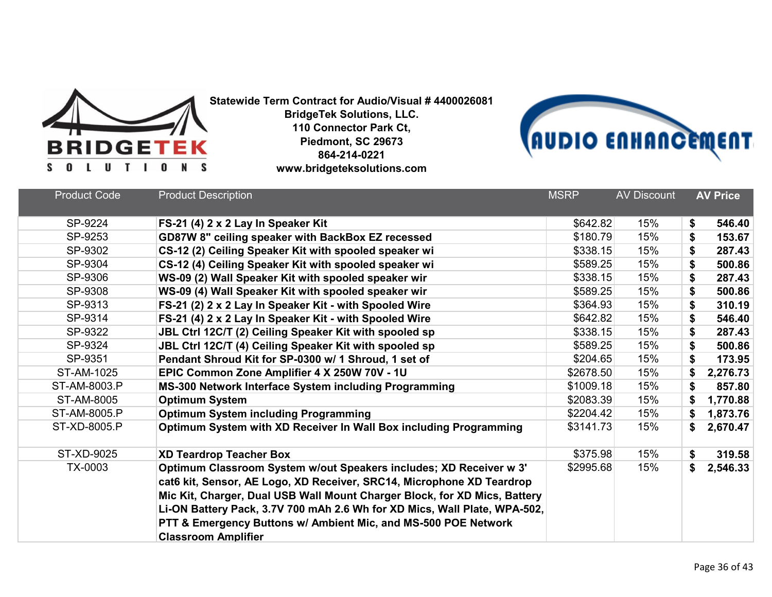**Statewide Term Contract for Audio/Visual # 4400026081**
**BridgeTek Solutions, LLC.**
**110 Connector Park Ct,**
**Piedmont, SC 29673**
**864-214-0221**
**www.bridgeteksolutions.com**

| Product Code | Product Description | MSRP | AV Discount | AV Price |
|---|---|---|---|---|
| SP-9224 | **FS-21 (4) 2 x 2 Lay In Speaker Kit** | $642.82 | 15% | **$ 546.40** |
| SP-9253 | **GD87W 8" ceiling speaker with BackBox EZ recessed** | $180.79 | 15% | **$ 153.67** |
| SP-9302 | **CS-12 (2) Ceiling Speaker Kit with spooled speaker wi** | $338.15 | 15% | **$ 287.43** |
| SP-9304 | **CS-12 (4) Ceiling Speaker Kit with spooled speaker wi** | $589.25 | 15% | **$ 500.86** |
| SP-9306 | **WS-09 (2) Wall Speaker Kit with spooled speaker wir** | $338.15 | 15% | **$ 287.43** |
| SP-9308 | **WS-09 (4) Wall Speaker Kit with spooled speaker wir** | $589.25 | 15% | **$ 500.86** |
| SP-9313 | **FS-21 (2) 2 x 2 Lay In Speaker Kit - with Spooled Wire** | $364.93 | 15% | **$ 310.19** |
| SP-9314 | **FS-21 (4) 2 x 2 Lay In Speaker Kit - with Spooled Wire** | $642.82 | 15% | **$ 546.40** |
| SP-9322 | **JBL Ctrl 12C/T (2) Ceiling Speaker Kit with spooled sp** | $338.15 | 15% | **$ 287.43** |
| SP-9324 | **JBL Ctrl 12C/T (4) Ceiling Speaker Kit with spooled sp** | $589.25 | 15% | **$ 500.86** |
| SP-9351 | **Pendant Shroud Kit for SP-0300 w/ 1 Shroud, 1 set of** | $204.65 | 15% | **$ 173.95** |
| ST-AM-1025 | **EPIC Common Zone Amplifier 4 X 250W 70V - 1U** | $2678.50 | 15% | **$ 2,276.73** |
| ST-AM-8003.P | **MS-300 Network Interface System including Programming** | $1009.18 | 15% | **$ 857.80** |
| ST-AM-8005 | **Optimum System** | $2083.39 | 15% | **$ 1,770.88** |
| ST-AM-8005.P | **Optimum System including Programming** | $2204.42 | 15% | **$ 1,873.76** |
| ST-XD-8005.P | **Optimum System with XD Receiver In Wall Box including Programming** | $3141.73 | 15% | **$ 2,670.47** |
| ST-XD-9025 | **XD Teardrop Teacher Box** | $375.98 | 15% | **$ 319.58** |
| TX-0003 | **Optimum Classroom System w/out Speakers includes; XD Receiver w 3' cat6 kit, Sensor, AE Logo, XD Receiver, SRC14, Microphone XD Teardrop Mic Kit, Charger, Dual USB Wall Mount Charger Block, for XD Mics, Battery Li-ON Battery Pack, 3.7V 700 mAh 2.6 Wh for XD Mics, Wall Plate, WPA-502, PTT & Emergency Buttons w/ Ambient Mic, and MS-500 POE Network Classroom Amplifier** | $2995.68 | 15% | **$ 2,546.33** |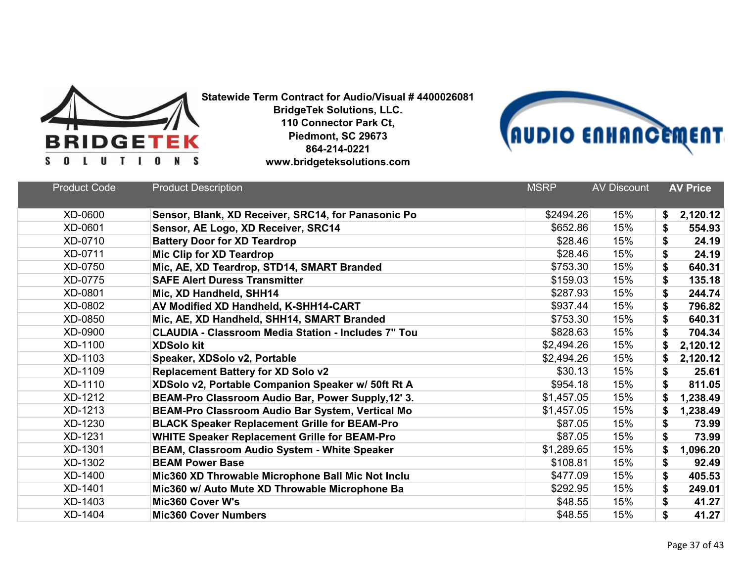**Statewide Term Contract for Audio/Visual # 4400026081**
**BridgeTek Solutions, LLC.**
**110 Connector Park Ct,**
**Piedmont, SC 29673**
**864-214-0221**
**www.bridgeteksolutions.com**

| Product Code | Product Description | MSRP | AV Discount | AV Price |
|---|---|---|---|---|
| XD-0600 | **Sensor, Blank, XD Receiver, SRC14, for Panasonic Po** | $2494.26 | 15% | **$ 2,120.12** |
| XD-0601 | **Sensor, AE Logo, XD Receiver, SRC14** | $652.86 | 15% | **$ 554.93** |
| XD-0710 | **Battery Door for XD Teardrop** | $28.46 | 15% | **$ 24.19** |
| XD-0711 | **Mic Clip for XD Teardrop** | $28.46 | 15% | **$ 24.19** |
| XD-0750 | **Mic, AE, XD Teardrop, STD14, SMART Branded** | $753.30 | 15% | **$ 640.31** |
| XD-0775 | **SAFE Alert Duress Transmitter** | $159.03 | 15% | **$ 135.18** |
| XD-0801 | **Mic, XD Handheld, SHH14** | $287.93 | 15% | **$ 244.74** |
| XD-0802 | **AV Modified XD Handheld, K-SHH14-CART** | $937.44 | 15% | **$ 796.82** |
| XD-0850 | **Mic, AE, XD Handheld, SHH14, SMART Branded** | $753.30 | 15% | **$ 640.31** |
| XD-0900 | **CLAUDIA - Classroom Media Station - Includes 7" Tou** | $828.63 | 15% | **$ 704.34** |
| XD-1100 | **XDSolo kit** | $2,494.26 | 15% | **$ 2,120.12** |
| XD-1103 | **Speaker, XDSolo v2, Portable** | $2,494.26 | 15% | **$ 2,120.12** |
| XD-1109 | **Replacement Battery for XD Solo v2** | $30.13 | 15% | **$ 25.61** |
| XD-1110 | **XDSolo v2, Portable Companion Speaker w/ 50ft Rt A** | $954.18 | 15% | **$ 811.05** |
| XD-1212 | **BEAM-Pro Classroom Audio Bar, Power Supply,12' 3.** | $1,457.05 | 15% | **$ 1,238.49** |
| XD-1213 | **BEAM-Pro Classroom Audio Bar System, Vertical Mo** | $1,457.05 | 15% | **$ 1,238.49** |
| XD-1230 | **BLACK Speaker Replacement Grille for BEAM-Pro** | $87.05 | 15% | **$ 73.99** |
| XD-1231 | **WHITE Speaker Replacement Grille for BEAM-Pro** | $87.05 | 15% | **$ 73.99** |
| XD-1301 | **BEAM, Classroom Audio System - White Speaker** | $1,289.65 | 15% | **$ 1,096.20** |
| XD-1302 | **BEAM Power Base** | $108.81 | 15% | **$ 92.49** |
| XD-1400 | **Mic360 XD Throwable Microphone Ball Mic Not Inclu** | $477.09 | 15% | **$ 405.53** |
| XD-1401 | **Mic360 w/ Auto Mute XD Throwable Microphone Ba** | $292.95 | 15% | **$ 249.01** |
| XD-1403 | **Mic360 Cover W's** | $48.55 | 15% | **$ 41.27** |
| XD-1404 | **Mic360 Cover Numbers** | $48.55 | 15% | **$ 41.27** |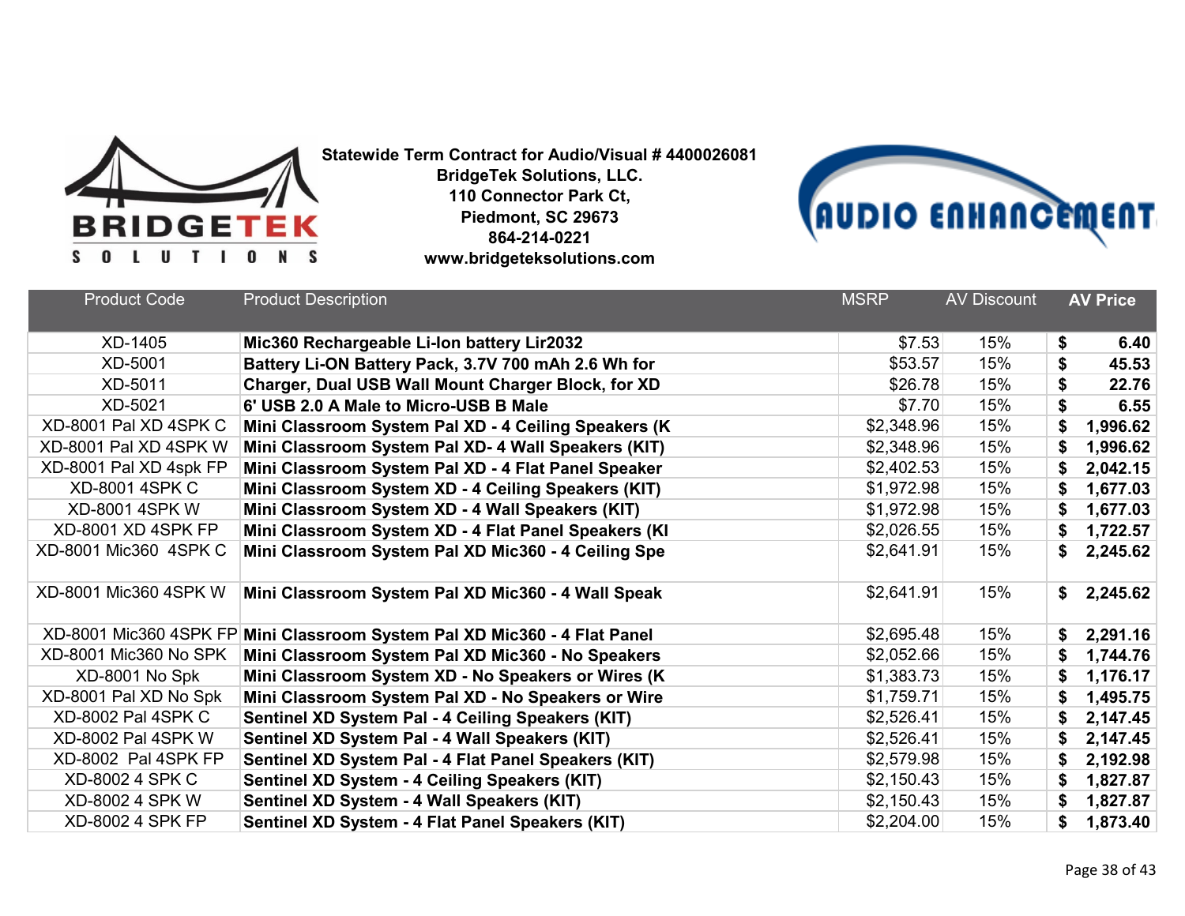**Statewide Term Contract for Audio/Visual # 4400026081**
**BridgeTek Solutions, LLC.**
**110 Connector Park Ct,**
**Piedmont, SC 29673**
**864-214-0221**
**www.bridgeteksolutions.com**

| Product Code | Product Description | MSRP | AV Discount | AV Price |
|---|---|---|---|---|
| XD-1405 | **Mic360 Rechargeable Li-Ion battery Lir2032** | $7.53 | 15% | **$ 6.40** |
| XD-5001 | **Battery Li-ON Battery Pack, 3.7V 700 mAh 2.6 Wh for** | $53.57 | 15% | **$ 45.53** |
| XD-5011 | **Charger, Dual USB Wall Mount Charger Block, for XD** | $26.78 | 15% | **$ 22.76** |
| XD-5021 | **6' USB 2.0 A Male to Micro-USB B Male** | $7.70 | 15% | **$ 6.55** |
| XD-8001 Pal XD 4SPK C | **Mini Classroom System Pal XD - 4 Ceiling Speakers (K** | $2,348.96 | 15% | **$ 1,996.62** |
| XD-8001 Pal XD 4SPK W | **Mini Classroom System Pal XD- 4 Wall Speakers (KIT)** | $2,348.96 | 15% | **$ 1,996.62** |
| XD-8001 Pal XD 4spk FP | **Mini Classroom System Pal XD - 4 Flat Panel Speaker** | $2,402.53 | 15% | **$ 2,042.15** |
| XD-8001 4SPK C | **Mini Classroom System XD - 4 Ceiling Speakers (KIT)** | $1,972.98 | 15% | **$ 1,677.03** |
| XD-8001 4SPK W | **Mini Classroom System XD - 4 Wall Speakers (KIT)** | $1,972.98 | 15% | **$ 1,677.03** |
| XD-8001 XD 4SPK FP | **Mini Classroom System XD - 4 Flat Panel Speakers (KI** | $2,026.55 | 15% | **$ 1,722.57** |
| XD-8001 Mic360 4SPK C | **Mini Classroom System Pal XD Mic360 - 4 Ceiling Spe** | $2,641.91 | 15% | **$ 2,245.62** |
| XD-8001 Mic360 4SPK W | **Mini Classroom System Pal XD Mic360 - 4 Wall Speak** | $2,641.91 | 15% | **$ 2,245.62** |
| XD-8001 Mic360 4SPK FP | **Mini Classroom System Pal XD Mic360 - 4 Flat Panel** | $2,695.48 | 15% | **$ 2,291.16** |
| XD-8001 Mic360 No SPK | **Mini Classroom System Pal XD Mic360 - No Speakers** | $2,052.66 | 15% | **$ 1,744.76** |
| XD-8001 No Spk | **Mini Classroom System XD - No Speakers or Wires (K** | $1,383.73 | 15% | **$ 1,176.17** |
| XD-8001 Pal XD No Spk | **Mini Classroom System Pal XD - No Speakers or Wire** | $1,759.71 | 15% | **$ 1,495.75** |
| XD-8002 Pal 4SPK C | **Sentinel XD System Pal - 4 Ceiling Speakers (KIT)** | $2,526.41 | 15% | **$ 2,147.45** |
| XD-8002 Pal 4SPK W | **Sentinel XD System Pal - 4 Wall Speakers (KIT)** | $2,526.41 | 15% | **$ 2,147.45** |
| XD-8002 Pal 4SPK FP | **Sentinel XD System Pal - 4 Flat Panel Speakers (KIT)** | $2,579.98 | 15% | **$ 2,192.98** |
| XD-8002 4 SPK C | **Sentinel XD System - 4 Ceiling Speakers (KIT)** | $2,150.43 | 15% | **$ 1,827.87** |
| XD-8002 4 SPK W | **Sentinel XD System - 4 Wall Speakers (KIT)** | $2,150.43 | 15% | **$ 1,827.87** |
| XD-8002 4 SPK FP | **Sentinel XD System - 4 Flat Panel Speakers (KIT)** | $2,204.00 | 15% | **$ 1,873.40** |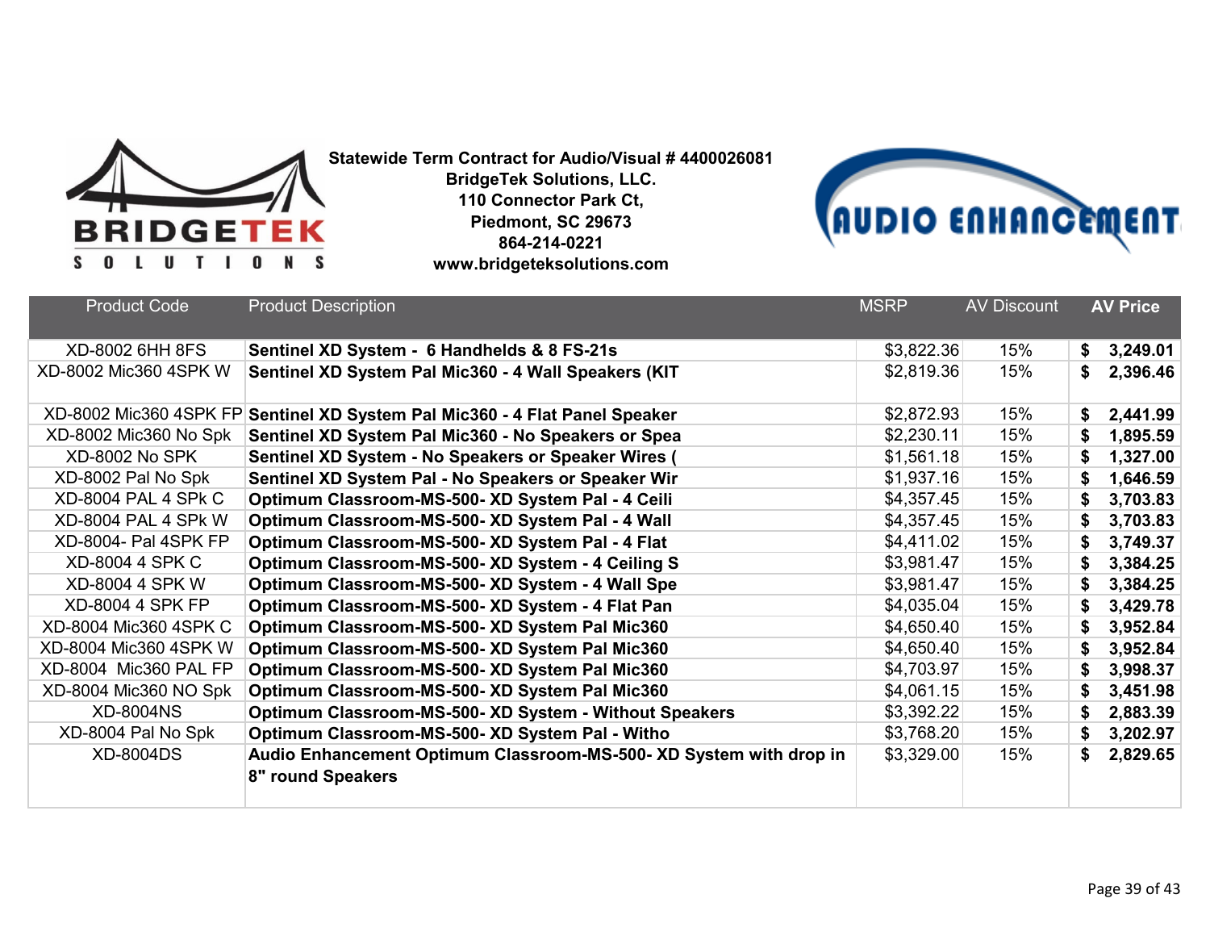**Statewide Term Contract for Audio/Visual # 4400026081**
**BridgeTek Solutions, LLC.**
**110 Connector Park Ct,**
**Piedmont, SC 29673**
**864-214-0221**
**www.bridgeteksolutions.com**

| Product Code | Product Description | MSRP | AV Discount | AV Price |
|---|---|---|---|---|
| XD-8002 6HH 8FS | **Sentinel XD System - 6 Handhelds & 8 FS-21s** | $3,822.36 | 15% | **$ 3,249.01** |
| XD-8002 Mic360 4SPK W | **Sentinel XD System Pal Mic360 - 4 Wall Speakers (KIT** | $2,819.36 | 15% | **$ 2,396.46** |
| XD-8002 Mic360 4SPK FP | **Sentinel XD System Pal Mic360 - 4 Flat Panel Speaker** | $2,872.93 | 15% | **$ 2,441.99** |
| XD-8002 Mic360 No Spk | **Sentinel XD System Pal Mic360 - No Speakers or Spea** | $2,230.11 | 15% | **$ 1,895.59** |
| XD-8002 No SPK | **Sentinel XD System - No Speakers or Speaker Wires (** | $1,561.18 | 15% | **$ 1,327.00** |
| XD-8002 Pal No Spk | **Sentinel XD System Pal - No Speakers or Speaker Wir** | $1,937.16 | 15% | **$ 1,646.59** |
| XD-8004 PAL 4 SPk C | **Optimum Classroom-MS-500- XD System Pal - 4 Ceili** | $4,357.45 | 15% | **$ 3,703.83** |
| XD-8004 PAL 4 SPk W | **Optimum Classroom-MS-500- XD System Pal - 4 Wall** | $4,357.45 | 15% | **$ 3,703.83** |
| XD-8004- Pal 4SPK FP | **Optimum Classroom-MS-500- XD System Pal - 4 Flat** | $4,411.02 | 15% | **$ 3,749.37** |
| XD-8004 4 SPK C | **Optimum Classroom-MS-500- XD System - 4 Ceiling S** | $3,981.47 | 15% | **$ 3,384.25** |
| XD-8004 4 SPK W | **Optimum Classroom-MS-500- XD System - 4 Wall Spe** | $3,981.47 | 15% | **$ 3,384.25** |
| XD-8004 4 SPK FP | **Optimum Classroom-MS-500- XD System - 4 Flat Pan** | $4,035.04 | 15% | **$ 3,429.78** |
| XD-8004 Mic360 4SPK C | **Optimum Classroom-MS-500- XD System Pal Mic360** | $4,650.40 | 15% | **$ 3,952.84** |
| XD-8004 Mic360 4SPK W | **Optimum Classroom-MS-500- XD System Pal Mic360** | $4,650.40 | 15% | **$ 3,952.84** |
| XD-8004 Mic360 PAL FP | **Optimum Classroom-MS-500- XD System Pal Mic360** | $4,703.97 | 15% | **$ 3,998.37** |
| XD-8004 Mic360 NO Spk | **Optimum Classroom-MS-500- XD System Pal Mic360** | $4,061.15 | 15% | **$ 3,451.98** |
| XD-8004NS | **Optimum Classroom-MS-500- XD System - Without Speakers** | $3,392.22 | 15% | **$ 2,883.39** |
| XD-8004 Pal No Spk | **Optimum Classroom-MS-500- XD System Pal - Witho** | $3,768.20 | 15% | **$ 3,202.97** |
| XD-8004DS | **Audio Enhancement Optimum Classroom-MS-500- XD System with drop in 8" round Speakers** | $3,329.00 | 15% | **$ 2,829.65** |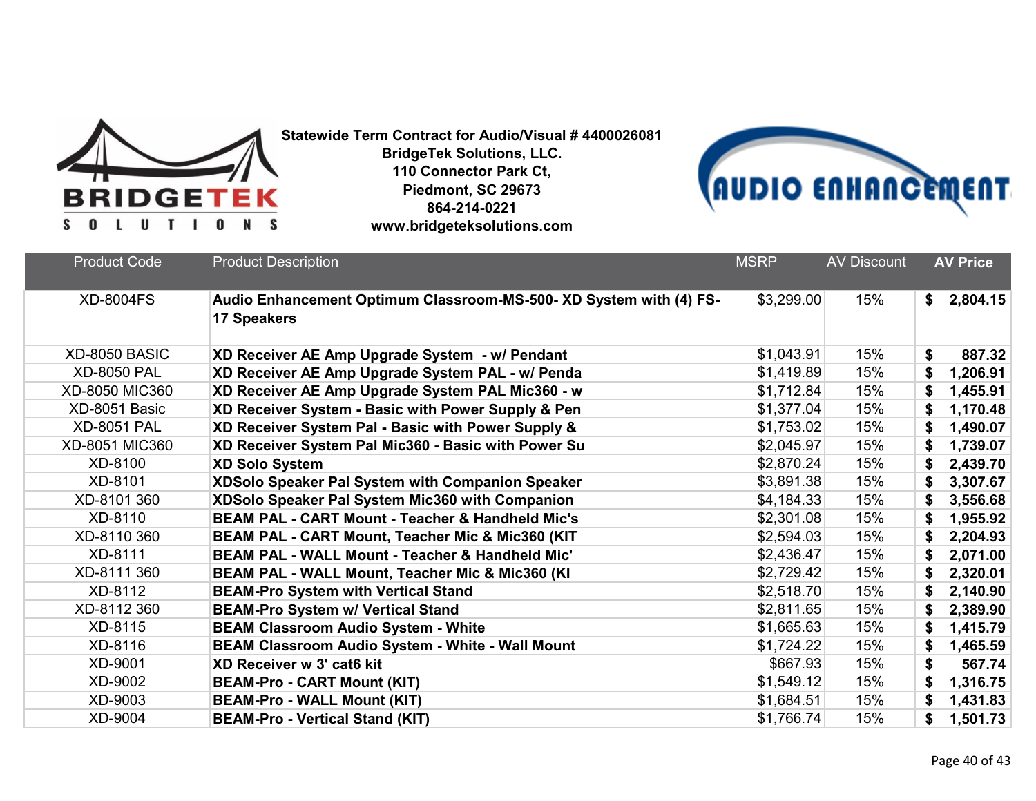**Statewide Term Contract for Audio/Visual # 4400026081**
**BridgeTek Solutions, LLC.**
**110 Connector Park Ct,**
**Piedmont, SC 29673**
**864-214-0221**
**www.bridgeteksolutions.com**

| Product Code | Product Description | MSRP | AV Discount | AV Price |
|---|---|---|---|---|
| XD-8004FS | **Audio Enhancement Optimum Classroom-MS-500- XD System with (4) FS-17 Speakers** | $3,299.00 | 15% | **$ 2,804.15** |
| XD-8050 BASIC | **XD Receiver AE Amp Upgrade System - w/ Pendant** | $1,043.91 | 15% | **$ 887.32** |
| XD-8050 PAL | **XD Receiver AE Amp Upgrade System PAL - w/ Penda** | $1,419.89 | 15% | **$ 1,206.91** |
| XD-8050 MIC360 | **XD Receiver AE Amp Upgrade System PAL Mic360 - w** | $1,712.84 | 15% | **$ 1,455.91** |
| XD-8051 Basic | **XD Receiver System - Basic with Power Supply & Pen** | $1,377.04 | 15% | **$ 1,170.48** |
| XD-8051 PAL | **XD Receiver System Pal - Basic with Power Supply &** | $1,753.02 | 15% | **$ 1,490.07** |
| XD-8051 MIC360 | **XD Receiver System Pal Mic360 - Basic with Power Su** | $2,045.97 | 15% | **$ 1,739.07** |
| XD-8100 | **XD Solo System** | $2,870.24 | 15% | **$ 2,439.70** |
| XD-8101 | **XDSolo Speaker Pal System with Companion Speaker** | $3,891.38 | 15% | **$ 3,307.67** |
| XD-8101 360 | **XDSolo Speaker Pal System Mic360 with Companion** | $4,184.33 | 15% | **$ 3,556.68** |
| XD-8110 | **BEAM PAL - CART Mount - Teacher & Handheld Mic's** | $2,301.08 | 15% | **$ 1,955.92** |
| XD-8110 360 | **BEAM PAL - CART Mount, Teacher Mic & Mic360 (KIT** | $2,594.03 | 15% | **$ 2,204.93** |
| XD-8111 | **BEAM PAL - WALL Mount - Teacher & Handheld Mic'** | $2,436.47 | 15% | **$ 2,071.00** |
| XD-8111 360 | **BEAM PAL - WALL Mount, Teacher Mic & Mic360 (KI** | $2,729.42 | 15% | **$ 2,320.01** |
| XD-8112 | **BEAM-Pro System with Vertical Stand** | $2,518.70 | 15% | **$ 2,140.90** |
| XD-8112 360 | **BEAM-Pro System w/ Vertical Stand** | $2,811.65 | 15% | **$ 2,389.90** |
| XD-8115 | **BEAM Classroom Audio System - White** | $1,665.63 | 15% | **$ 1,415.79** |
| XD-8116 | **BEAM Classroom Audio System - White - Wall Mount** | $1,724.22 | 15% | **$ 1,465.59** |
| XD-9001 | **XD Receiver w 3' cat6 kit** | $667.93 | 15% | **$ 567.74** |
| XD-9002 | **BEAM-Pro - CART Mount (KIT)** | $1,549.12 | 15% | **$ 1,316.75** |
| XD-9003 | **BEAM-Pro - WALL Mount (KIT)** | $1,684.51 | 15% | **$ 1,431.83** |
| XD-9004 | **BEAM-Pro - Vertical Stand (KIT)** | $1,766.74 | 15% | **$ 1,501.73** |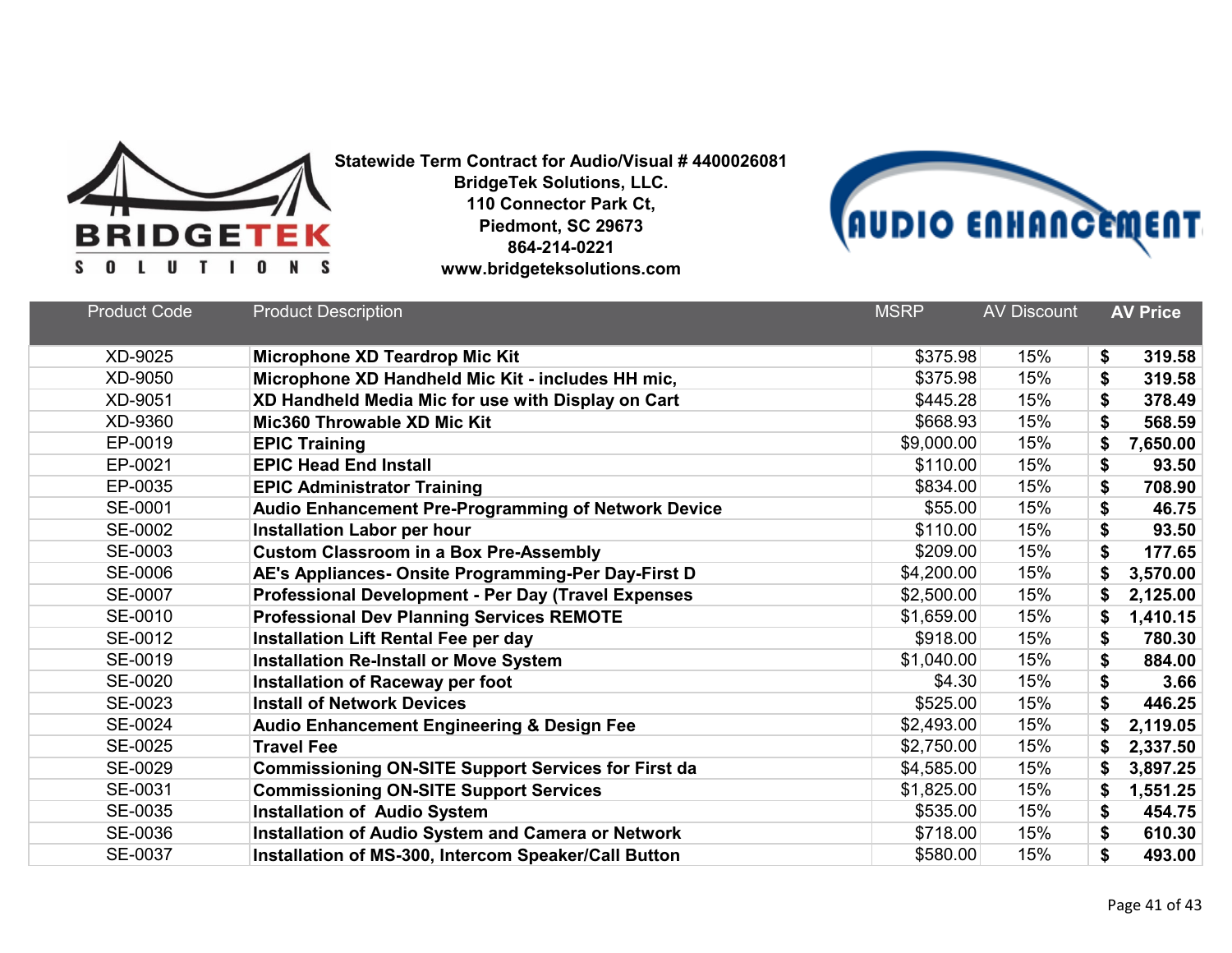**Statewide Term Contract for Audio/Visual # 4400026081**
**BridgeTek Solutions, LLC.**
**110 Connector Park Ct,**
**Piedmont, SC 29673**
**864-214-0221**
**www.bridgeteksolutions.com**

| Product Code | Product Description | MSRP | AV Discount | AV Price |
|---|---|---|---|---|
| XD-9025 | **Microphone XD Teardrop Mic Kit** | $375.98 | 15% | **$ 319.58** |
| XD-9050 | **Microphone XD Handheld Mic Kit - includes HH mic,** | $375.98 | 15% | **$ 319.58** |
| XD-9051 | **XD Handheld Media Mic for use with Display on Cart** | $445.28 | 15% | **$ 378.49** |
| XD-9360 | **Mic360 Throwable XD Mic Kit** | $668.93 | 15% | **$ 568.59** |
| EP-0019 | **EPIC Training** | $9,000.00 | 15% | **$ 7,650.00** |
| EP-0021 | **EPIC Head End Install** | $110.00 | 15% | **$ 93.50** |
| EP-0035 | **EPIC Administrator Training** | $834.00 | 15% | **$ 708.90** |
| SE-0001 | **Audio Enhancement Pre-Programming of Network Device** | $55.00 | 15% | **$ 46.75** |
| SE-0002 | **Installation Labor per hour** | $110.00 | 15% | **$ 93.50** |
| SE-0003 | **Custom Classroom in a Box Pre-Assembly** | $209.00 | 15% | **$ 177.65** |
| SE-0006 | **AE's Appliances- Onsite Programming-Per Day-First D** | $4,200.00 | 15% | **$ 3,570.00** |
| SE-0007 | **Professional Development - Per Day (Travel Expenses** | $2,500.00 | 15% | **$ 2,125.00** |
| SE-0010 | **Professional Dev Planning Services REMOTE** | $1,659.00 | 15% | **$ 1,410.15** |
| SE-0012 | **Installation Lift Rental Fee per day** | $918.00 | 15% | **$ 780.30** |
| SE-0019 | **Installation Re-Install or Move System** | $1,040.00 | 15% | **$ 884.00** |
| SE-0020 | **Installation of Raceway per foot** | $4.30 | 15% | **$ 3.66** |
| SE-0023 | **Install of Network Devices** | $525.00 | 15% | **$ 446.25** |
| SE-0024 | **Audio Enhancement Engineering & Design Fee** | $2,493.00 | 15% | **$ 2,119.05** |
| SE-0025 | **Travel Fee** | $2,750.00 | 15% | **$ 2,337.50** |
| SE-0029 | **Commissioning ON-SITE Support Services for First da** | $4,585.00 | 15% | **$ 3,897.25** |
| SE-0031 | **Commissioning ON-SITE Support Services** | $1,825.00 | 15% | **$ 1,551.25** |
| SE-0035 | **Installation of Audio System** | $535.00 | 15% | **$ 454.75** |
| SE-0036 | **Installation of Audio System and Camera or Network** | $718.00 | 15% | **$ 610.30** |
| SE-0037 | **Installation of MS-300, Intercom Speaker/Call Button** | $580.00 | 15% | **$ 493.00** |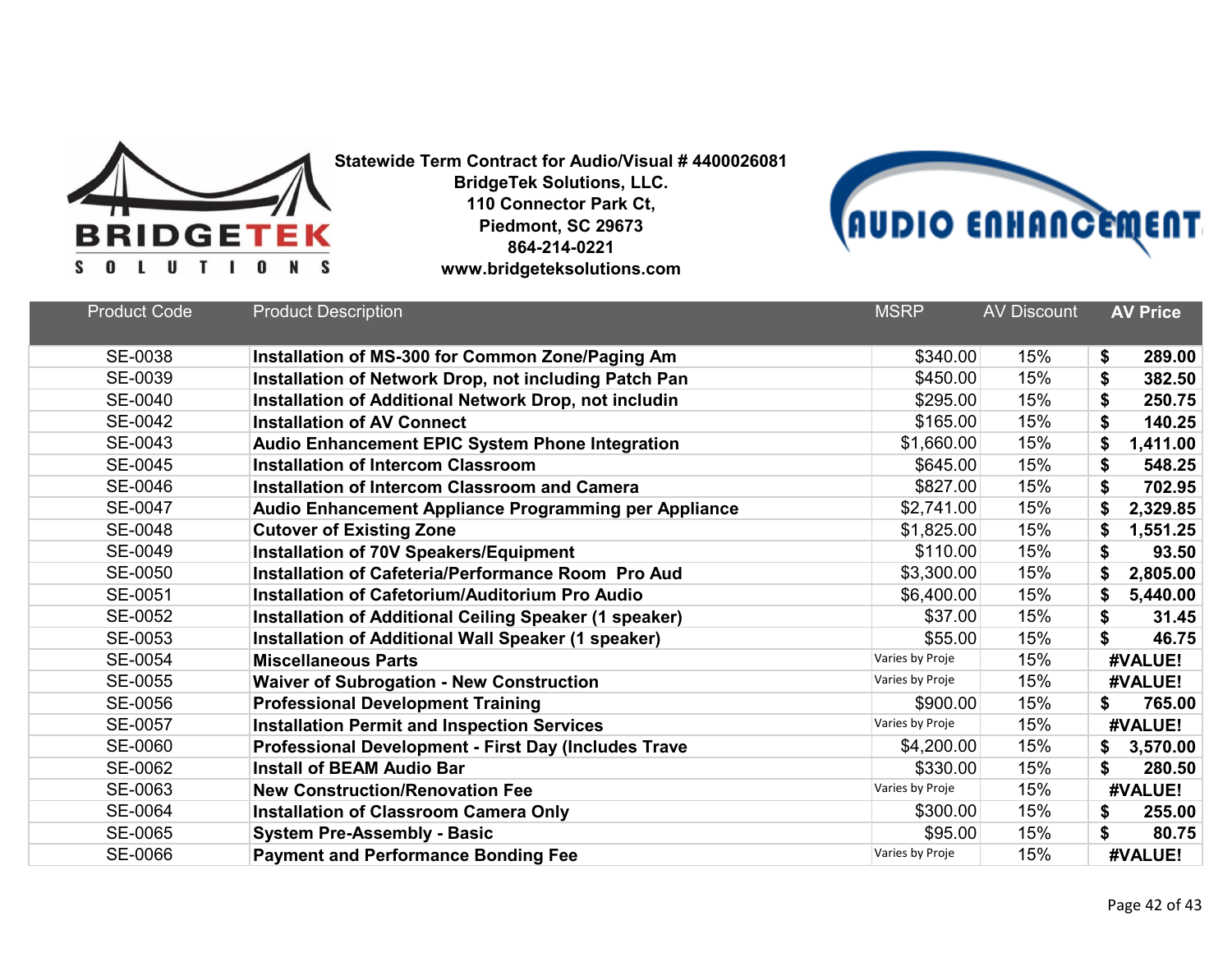**Statewide Term Contract for Audio/Visual # 4400026081**
**BridgeTek Solutions, LLC.**
**110 Connector Park Ct,**
**Piedmont, SC 29673**
**864-214-0221**
**www.bridgeteksolutions.com**

| Product Code | Product Description | MSRP | AV Discount | AV Price |
|---|---|---|---|---|
| SE-0038 | **Installation of MS-300 for Common Zone/Paging Am** | $340.00 | 15% | **$ 289.00** |
| SE-0039 | **Installation of Network Drop, not including Patch Pan** | $450.00 | 15% | **$ 382.50** |
| SE-0040 | **Installation of Additional Network Drop, not includin** | $295.00 | 15% | **$ 250.75** |
| SE-0042 | **Installation of AV Connect** | $165.00 | 15% | **$ 140.25** |
| SE-0043 | **Audio Enhancement EPIC System Phone Integration** | $1,660.00 | 15% | **$ 1,411.00** |
| SE-0045 | **Installation of Intercom Classroom** | $645.00 | 15% | **$ 548.25** |
| SE-0046 | **Installation of Intercom Classroom and Camera** | $827.00 | 15% | **$ 702.95** |
| SE-0047 | **Audio Enhancement Appliance Programming per Appliance** | $2,741.00 | 15% | **$ 2,329.85** |
| SE-0048 | **Cutover of Existing Zone** | $1,825.00 | 15% | **$ 1,551.25** |
| SE-0049 | **Installation of 70V Speakers/Equipment** | $110.00 | 15% | **$ 93.50** |
| SE-0050 | **Installation of Cafeteria/Performance Room Pro Aud** | $3,300.00 | 15% | **$ 2,805.00** |
| SE-0051 | **Installation of Cafetorium/Auditorium Pro Audio** | $6,400.00 | 15% | **$ 5,440.00** |
| SE-0052 | **Installation of Additional Ceiling Speaker (1 speaker)** | $37.00 | 15% | **$ 31.45** |
| SE-0053 | **Installation of Additional Wall Speaker (1 speaker)** | $55.00 | 15% | **$ 46.75** |
| SE-0054 | **Miscellaneous Parts** | Varies by Proje | 15% | **#VALUE!** |
| SE-0055 | **Waiver of Subrogation - New Construction** | Varies by Proje | 15% | **#VALUE!** |
| SE-0056 | **Professional Development Training** | $900.00 | 15% | **$ 765.00** |
| SE-0057 | **Installation Permit and Inspection Services** | Varies by Proje | 15% | **#VALUE!** |
| SE-0060 | **Professional Development - First Day (Includes Trave** | $4,200.00 | 15% | **$ 3,570.00** |
| SE-0062 | **Install of BEAM Audio Bar** | $330.00 | 15% | **$ 280.50** |
| SE-0063 | **New Construction/Renovation Fee** | Varies by Proje | 15% | **#VALUE!** |
| SE-0064 | **Installation of Classroom Camera Only** | $300.00 | 15% | **$ 255.00** |
| SE-0065 | **System Pre-Assembly - Basic** | $95.00 | 15% | **$ 80.75** |
| SE-0066 | **Payment and Performance Bonding Fee** | Varies by Proje | 15% | **#VALUE!** |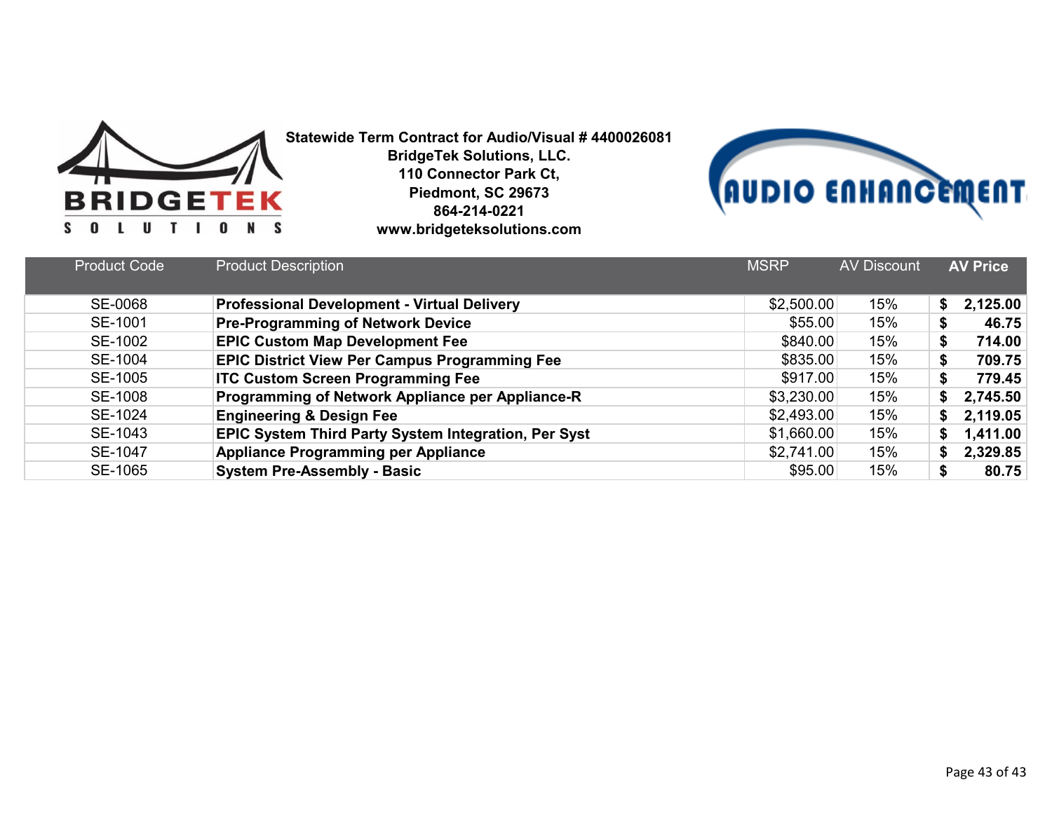**Statewide Term Contract for Audio/Visual # 4400026081**
**BridgeTek Solutions, LLC.**
**110 Connector Park Ct,**
**Piedmont, SC 29673**
**864-214-0221**
**www.bridgeteksolutions.com**

| Product Code | Product Description | MSRP | AV Discount | AV Price |
|---|---|---|---|---|
| SE-0068 | **Professional Development - Virtual Delivery** | $2,500.00 | 15% | **$ 2,125.00** |
| SE-1001 | **Pre-Programming of Network Device** | $55.00 | 15% | **$ 46.75** |
| SE-1002 | **EPIC Custom Map Development Fee** | $840.00 | 15% | **$ 714.00** |
| SE-1004 | **EPIC District View Per Campus Programming Fee** | $835.00 | 15% | **$ 709.75** |
| SE-1005 | **ITC Custom Screen Programming Fee** | $917.00 | 15% | **$ 779.45** |
| SE-1008 | **Programming of Network Appliance per Appliance-R** | $3,230.00 | 15% | **$ 2,745.50** |
| SE-1024 | **Engineering & Design Fee** | $2,493.00 | 15% | **$ 2,119.05** |
| SE-1043 | **EPIC System Third Party System Integration, Per Syst** | $1,660.00 | 15% | **$ 1,411.00** |
| SE-1047 | **Appliance Programming per Appliance** | $2,741.00 | 15% | **$ 2,329.85** |
| SE-1065 | **System Pre-Assembly - Basic** | $95.00 | 15% | **$ 80.75** |